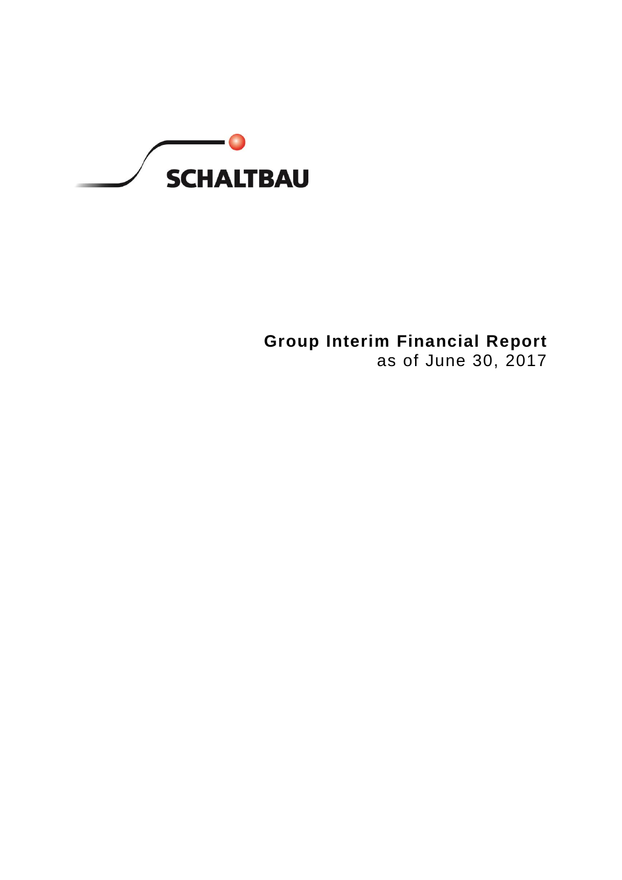SCHALTBAU

# Group Interim Financial Report

as of June 30, 2017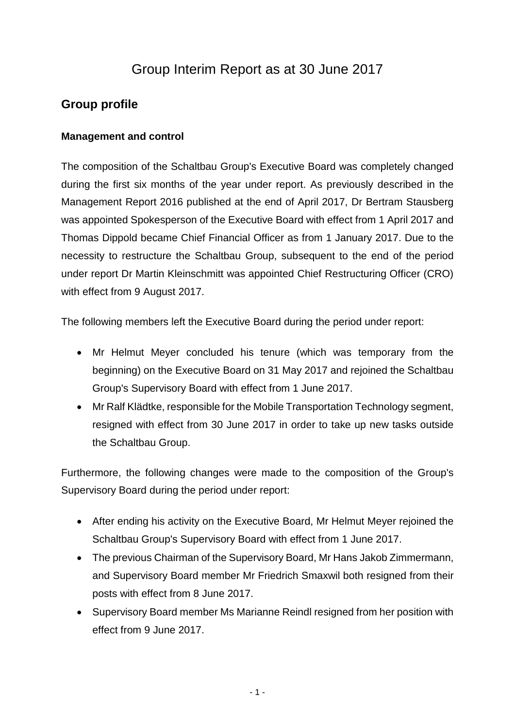# Group Interim Report as at 30 June 2017

## Group profile

### Management and control

The composition of the Schaltbau Group's Executive Board was completely changed during the first six months of the year under report. As previously described in the Management Report 2016 published at the end of April 2017, Dr Bertram Stausberg was appointed Spokesperson of the Executive Board with effect from 1 April 2017 and Thomas Dippold became Chief Financial Officer as from 1 January 2017. Due to the necessity to restructure the Schaltbau Group, subsequent to the end of the period under report Dr Martin Kleinschmitt was appointed Chief Restructuring Officer (CRO) with effect from 9 August 2017.

The following members left the Executive Board during the period under report:

- Mr Helmut Meyer concluded his tenure (which was temporary from the beginning) on the Executive Board on 31 May 2017 and rejoined the Schaltbau Group's Supervisory Board with effect from 1 June 2017.
- Mr Ralf Klädtke, responsible for the Mobile Transportation Technology segment, resigned with effect from 30 June 2017 in order to take up new tasks outside the Schaltbau Group.

Furthermore, the following changes were made to the composition of the Group's Supervisory Board during the period under report:

- After ending his activity on the Executive Board, Mr Helmut Meyer rejoined the Schaltbau Group's Supervisory Board with effect from 1 June 2017.
- The previous Chairman of the Supervisory Board, Mr Hans Jakob Zimmermann, and Supervisory Board member Mr Friedrich Smaxwil both resigned from their posts with effect from 8 June 2017.
- Supervisory Board member Ms Marianne Reindl resigned from her position with effect from 9 June 2017.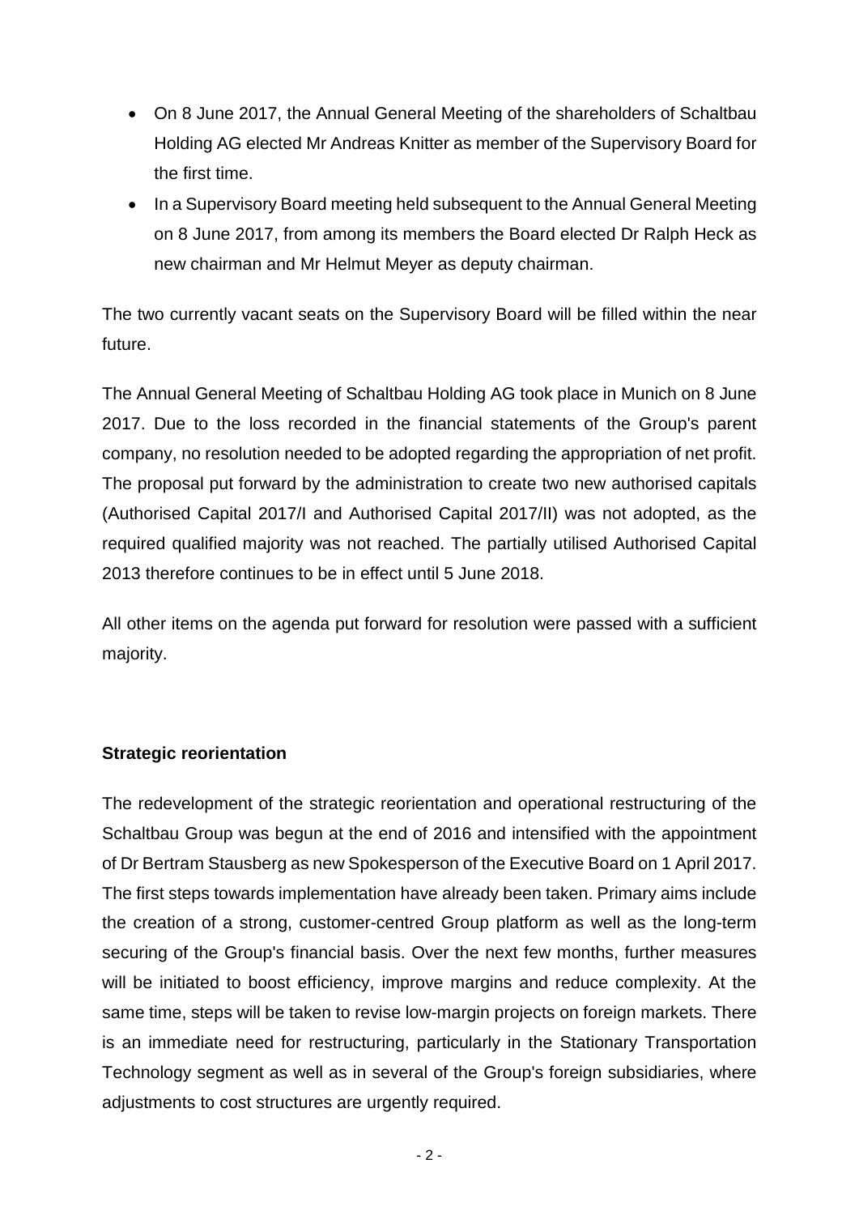- On 8 June 2017, the Annual General Meeting of the shareholders of Schaltbau Holding AG elected Mr Andreas Knitter as member of the Supervisory Board for the first time.
- In a Supervisory Board meeting held subsequent to the Annual General Meeting on 8 June 2017, from among its members the Board elected Dr Ralph Heck as new chairman and Mr Helmut Meyer as deputy chairman.

The two currently vacant seats on the Supervisory Board will be filled within the near future.

The Annual General Meeting of Schaltbau Holding AG took place in Munich on 8 June 2017. Due to the loss recorded in the financial statements of the Group's parent company, no resolution needed to be adopted regarding the appropriation of net profit. The proposal put forward by the administration to create two new authorised capitals (Authorised Capital 2017/I and Authorised Capital 2017/II) was not adopted, as the required qualified majority was not reached. The partially utilised Authorised Capital 2013 therefore continues to be in effect until 5 June 2018.

All other items on the agenda put forward for resolution were passed with a sufficient majority.

**Strategic reorientation**

The redevelopment of the strategic reorientation and operational restructuring of the Schaltbau Group was begun at the end of 2016 and intensified with the appointment of Dr Bertram Stausberg as new Spokesperson of the Executive Board on 1 April 2017. The first steps towards implementation have already been taken. Primary aims include the creation of a strong, customer-centred Group platform as well as the long-term securing of the Group's financial basis. Over the next few months, further measures will be initiated to boost efficiency, improve margins and reduce complexity. At the same time, steps will be taken to revise low-margin projects on foreign markets. There is an immediate need for restructuring, particularly in the Stationary Transportation Technology segment as well as in several of the Group's foreign subsidiaries, where adjustments to cost structures are urgently required.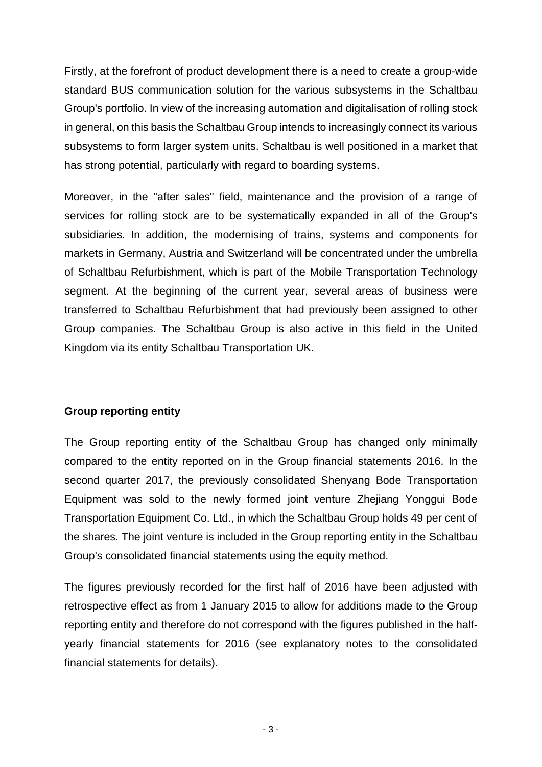Firstly, at the forefront of product development there is a need to create a group-wide standard BUS communication solution for the various subsystems in the Schaltbau Group's portfolio. In view of the increasing automation and digitalisation of rolling stock in general, on this basis the Schaltbau Group intends to increasingly connect its various subsystems to form larger system units. Schaltbau is well positioned in a market that has strong potential, particularly with regard to boarding systems.

Moreover, in the "after sales" field, maintenance and the provision of a range of services for rolling stock are to be systematically expanded in all of the Group's subsidiaries. In addition, the modernising of trains, systems and components for markets in Germany, Austria and Switzerland will be concentrated under the umbrella of Schaltbau Refurbishment, which is part of the Mobile Transportation Technology segment. At the beginning of the current year, several areas of business were transferred to Schaltbau Refurbishment that had previously been assigned to other Group companies. The Schaltbau Group is also active in this field in the United Kingdom via its entity Schaltbau Transportation UK.

**Group reporting entity**

The Group reporting entity of the Schaltbau Group has changed only minimally compared to the entity reported on in the Group financial statements 2016. In the second quarter 2017, the previously consolidated Shenyang Bode Transportation Equipment was sold to the newly formed joint venture Zhejiang Yonggui Bode Transportation Equipment Co. Ltd., in which the Schaltbau Group holds 49 per cent of the shares. The joint venture is included in the Group reporting entity in the Schaltbau Group's consolidated financial statements using the equity method.

The figures previously recorded for the first half of 2016 have been adjusted with retrospective effect as from 1 January 2015 to allow for additions made to the Group reporting entity and therefore do not correspond with the figures published in the half-yearly financial statements for 2016 (see explanatory notes to the consolidated financial statements for details).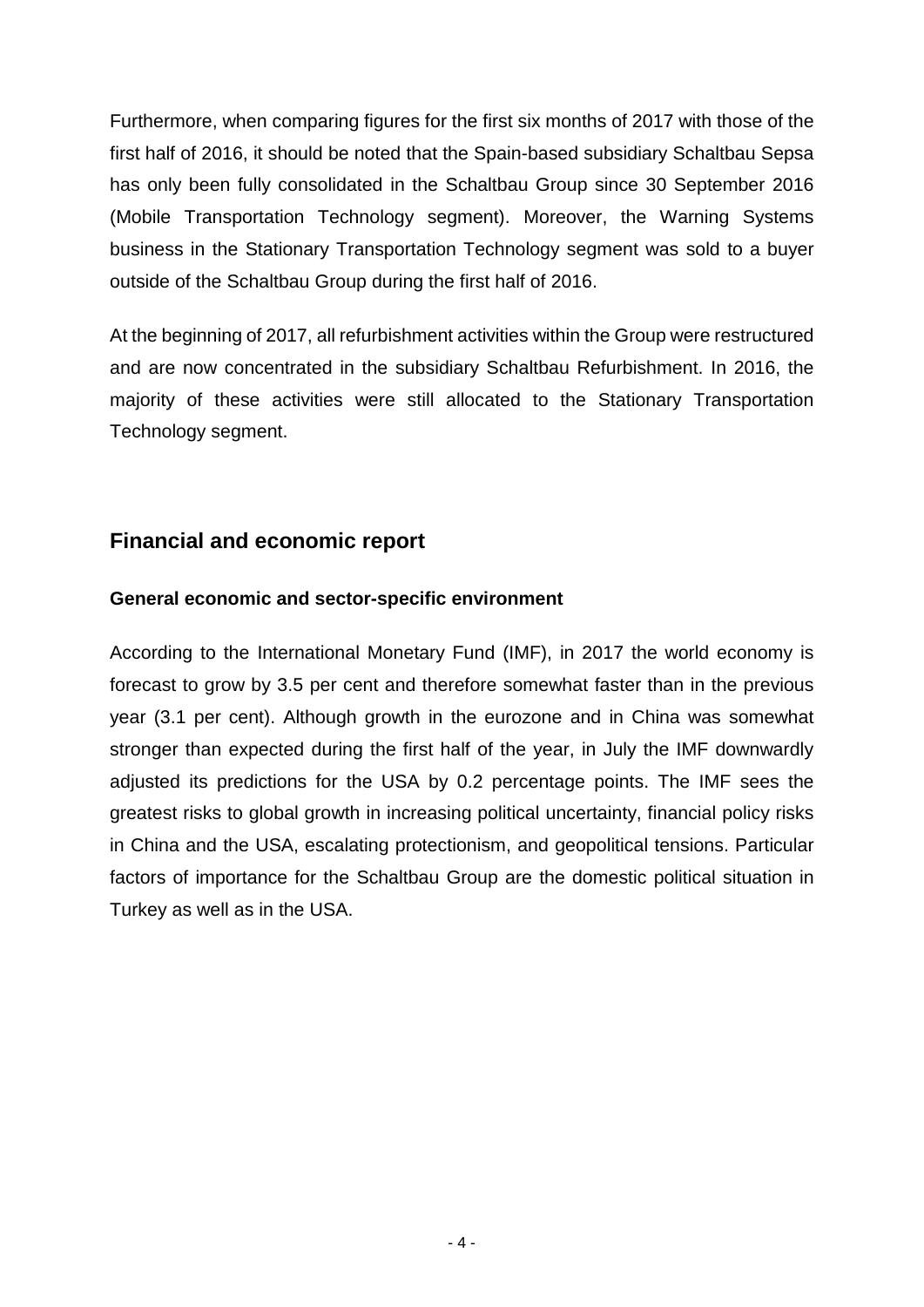Furthermore, when comparing figures for the first six months of 2017 with those of the first half of 2016, it should be noted that the Spain-based subsidiary Schaltbau Sepsa has only been fully consolidated in the Schaltbau Group since 30 September 2016 (Mobile Transportation Technology segment). Moreover, the Warning Systems business in the Stationary Transportation Technology segment was sold to a buyer outside of the Schaltbau Group during the first half of 2016.

At the beginning of 2017, all refurbishment activities within the Group were restructured and are now concentrated in the subsidiary Schaltbau Refurbishment. In 2016, the majority of these activities were still allocated to the Stationary Transportation Technology segment.

## Financial and economic report

### General economic and sector-specific environment

According to the International Monetary Fund (IMF), in 2017 the world economy is forecast to grow by 3.5 per cent and therefore somewhat faster than in the previous year (3.1 per cent). Although growth in the eurozone and in China was somewhat stronger than expected during the first half of the year, in July the IMF downwardly adjusted its predictions for the USA by 0.2 percentage points. The IMF sees the greatest risks to global growth in increasing political uncertainty, financial policy risks in China and the USA, escalating protectionism, and geopolitical tensions. Particular factors of importance for the Schaltbau Group are the domestic political situation in Turkey as well as in the USA.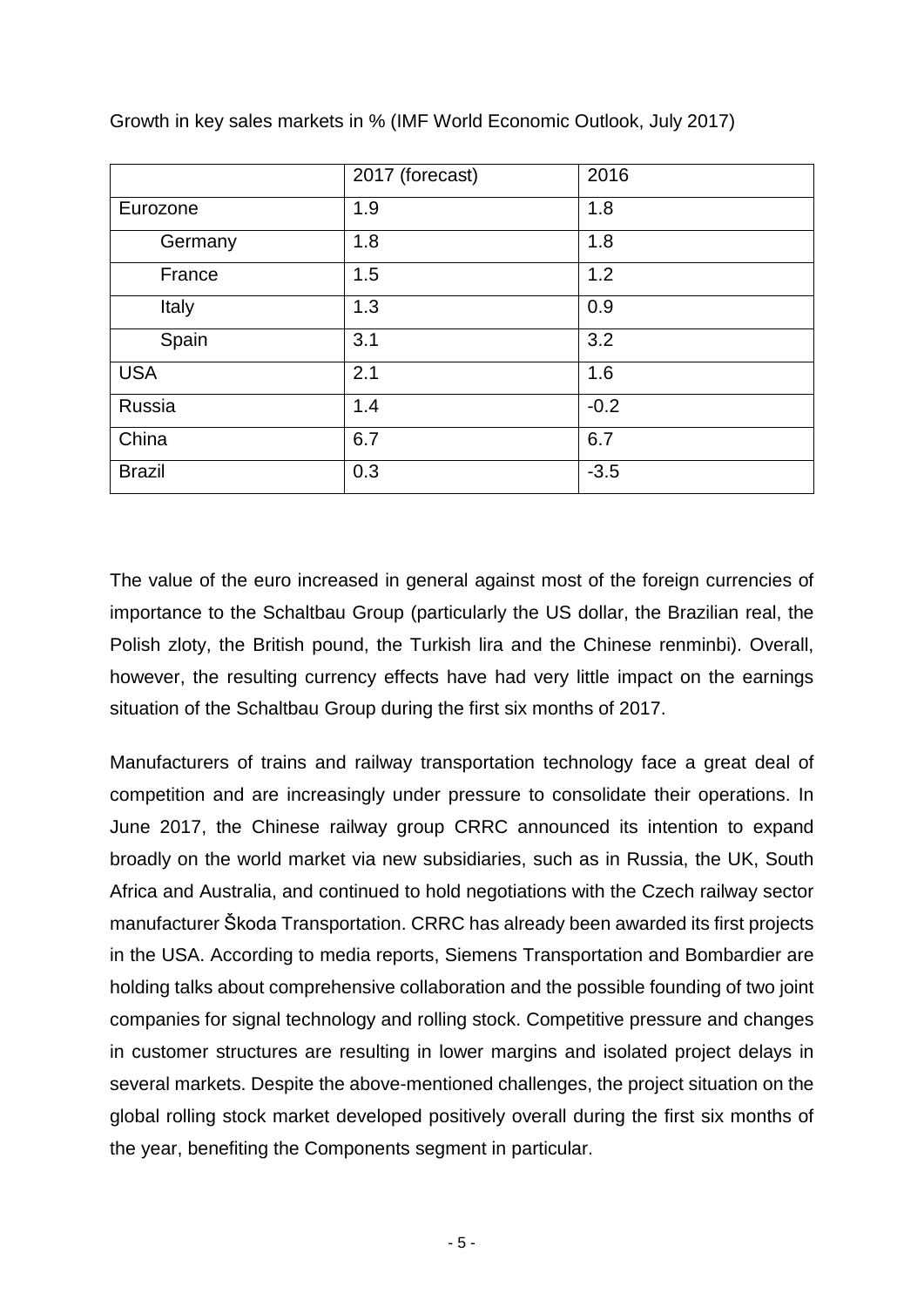Growth in key sales markets in % (IMF World Economic Outlook, July 2017)

| | 2017 (forecast) | 2016 |
|---|---|---|
| Eurozone | 1.9 | 1.8 |
| Germany | 1.8 | 1.8 |
| France | 1.5 | 1.2 |
| Italy | 1.3 | 0.9 |
| Spain | 3.1 | 3.2 |
| USA | 2.1 | 1.6 |
| Russia | 1.4 | -0.2 |
| China | 6.7 | 6.7 |
| Brazil | 0.3 | -3.5 |

The value of the euro increased in general against most of the foreign currencies of importance to the Schaltbau Group (particularly the US dollar, the Brazilian real, the Polish zloty, the British pound, the Turkish lira and the Chinese renminbi). Overall, however, the resulting currency effects have had very little impact on the earnings situation of the Schaltbau Group during the first six months of 2017.

Manufacturers of trains and railway transportation technology face a great deal of competition and are increasingly under pressure to consolidate their operations. In June 2017, the Chinese railway group CRRC announced its intention to expand broadly on the world market via new subsidiaries, such as in Russia, the UK, South Africa and Australia, and continued to hold negotiations with the Czech railway sector manufacturer Škoda Transportation. CRRC has already been awarded its first projects in the USA. According to media reports, Siemens Transportation and Bombardier are holding talks about comprehensive collaboration and the possible founding of two joint companies for signal technology and rolling stock. Competitive pressure and changes in customer structures are resulting in lower margins and isolated project delays in several markets. Despite the above-mentioned challenges, the project situation on the global rolling stock market developed positively overall during the first six months of the year, benefiting the Components segment in particular.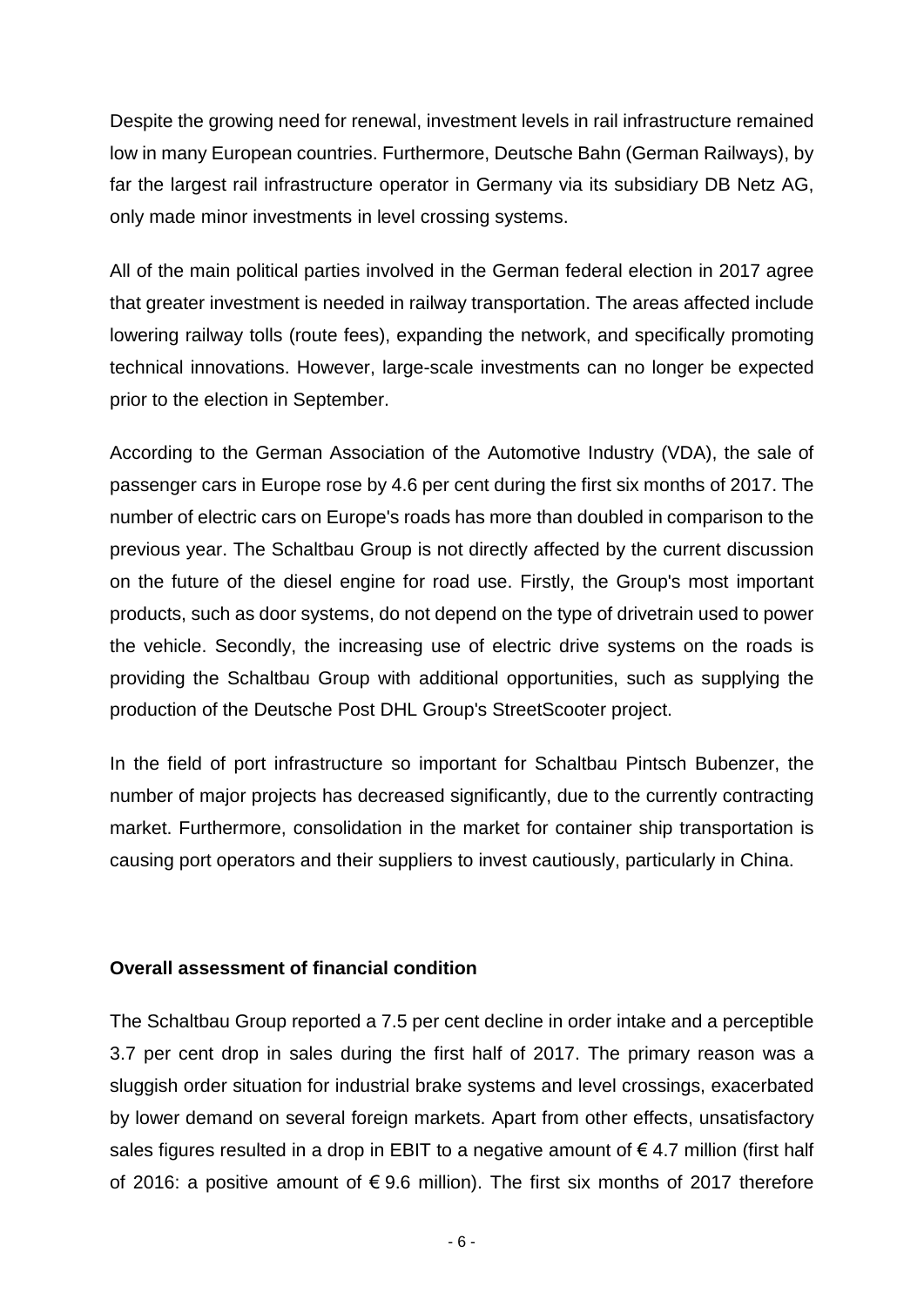Despite the growing need for renewal, investment levels in rail infrastructure remained low in many European countries. Furthermore, Deutsche Bahn (German Railways), by far the largest rail infrastructure operator in Germany via its subsidiary DB Netz AG, only made minor investments in level crossing systems.

All of the main political parties involved in the German federal election in 2017 agree that greater investment is needed in railway transportation. The areas affected include lowering railway tolls (route fees), expanding the network, and specifically promoting technical innovations. However, large-scale investments can no longer be expected prior to the election in September.

According to the German Association of the Automotive Industry (VDA), the sale of passenger cars in Europe rose by 4.6 per cent during the first six months of 2017. The number of electric cars on Europe's roads has more than doubled in comparison to the previous year. The Schaltbau Group is not directly affected by the current discussion on the future of the diesel engine for road use. Firstly, the Group's most important products, such as door systems, do not depend on the type of drivetrain used to power the vehicle. Secondly, the increasing use of electric drive systems on the roads is providing the Schaltbau Group with additional opportunities, such as supplying the production of the Deutsche Post DHL Group's StreetScooter project.

In the field of port infrastructure so important for Schaltbau Pintsch Bubenzer, the number of major projects has decreased significantly, due to the currently contracting market. Furthermore, consolidation in the market for container ship transportation is causing port operators and their suppliers to invest cautiously, particularly in China.

**Overall assessment of financial condition**

The Schaltbau Group reported a 7.5 per cent decline in order intake and a perceptible 3.7 per cent drop in sales during the first half of 2017. The primary reason was a sluggish order situation for industrial brake systems and level crossings, exacerbated by lower demand on several foreign markets. Apart from other effects, unsatisfactory sales figures resulted in a drop in EBIT to a negative amount of € 4.7 million (first half of 2016: a positive amount of € 9.6 million). The first six months of 2017 therefore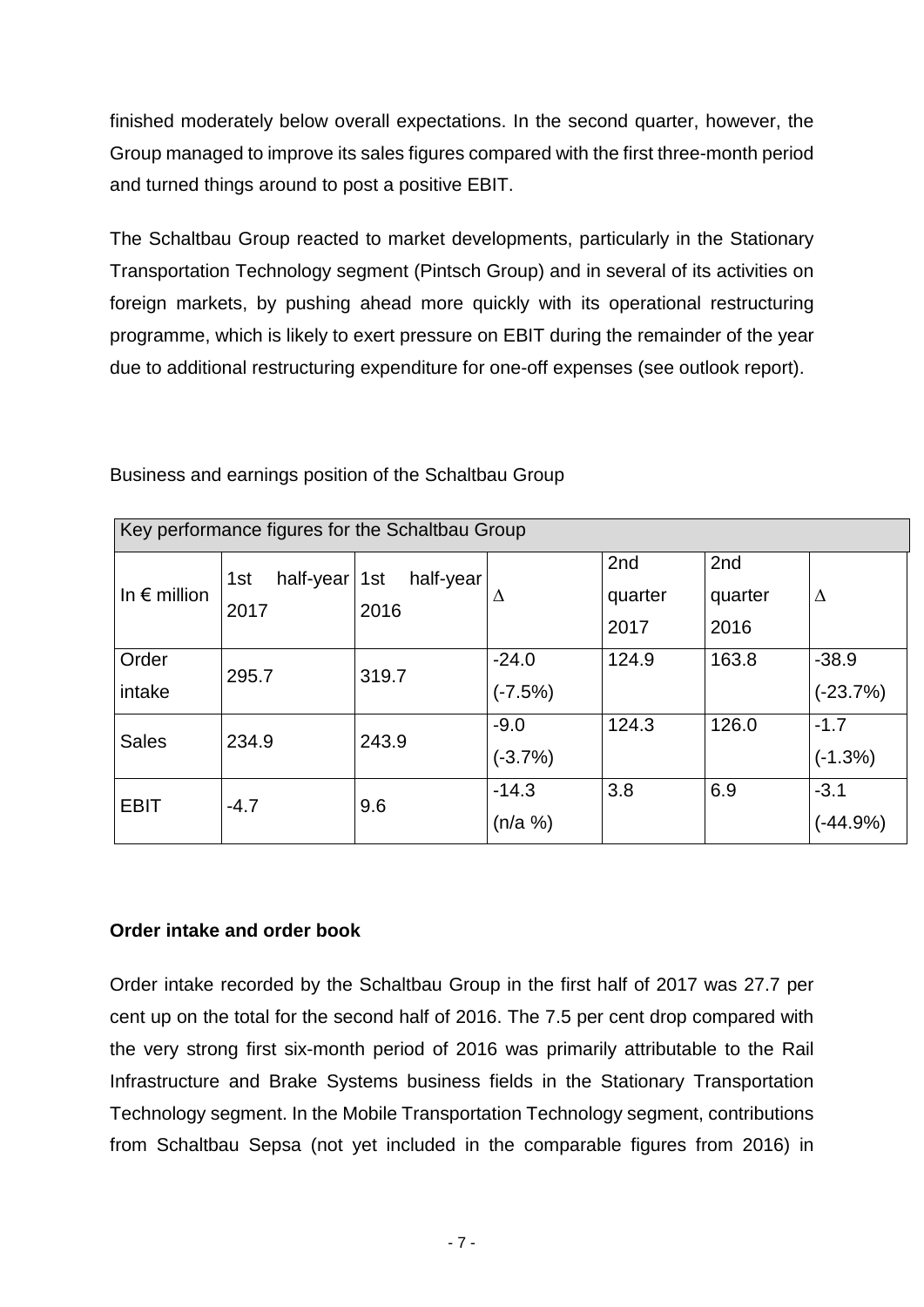finished moderately below overall expectations. In the second quarter, however, the Group managed to improve its sales figures compared with the first three-month period and turned things around to post a positive EBIT.

The Schaltbau Group reacted to market developments, particularly in the Stationary Transportation Technology segment (Pintsch Group) and in several of its activities on foreign markets, by pushing ahead more quickly with its operational restructuring programme, which is likely to exert pressure on EBIT during the remainder of the year due to additional restructuring expenditure for one-off expenses (see outlook report).

Business and earnings position of the Schaltbau Group

| Key performance figures for the Schaltbau Group | | | | | | |
|---|---|---|---|---|---|---|
| In € million | 1st half-year 2017 | 1st half-year 2016 | Δ | 2nd quarter 2017 | 2nd quarter 2016 | Δ |
| Order intake | 295.7 | 319.7 | -24.0 (-7.5%) | 124.9 | 163.8 | -38.9 (-23.7%) |
| Sales | 234.9 | 243.9 | -9.0 (-3.7%) | 124.3 | 126.0 | -1.7 (-1.3%) |
| EBIT | -4.7 | 9.6 | -14.3 (n/a %) | 3.8 | 6.9 | -3.1 (-44.9%) |

**Order intake and order book**

Order intake recorded by the Schaltbau Group in the first half of 2017 was 27.7 per cent up on the total for the second half of 2016. The 7.5 per cent drop compared with the very strong first six-month period of 2016 was primarily attributable to the Rail Infrastructure and Brake Systems business fields in the Stationary Transportation Technology segment. In the Mobile Transportation Technology segment, contributions from Schaltbau Sepsa (not yet included in the comparable figures from 2016) in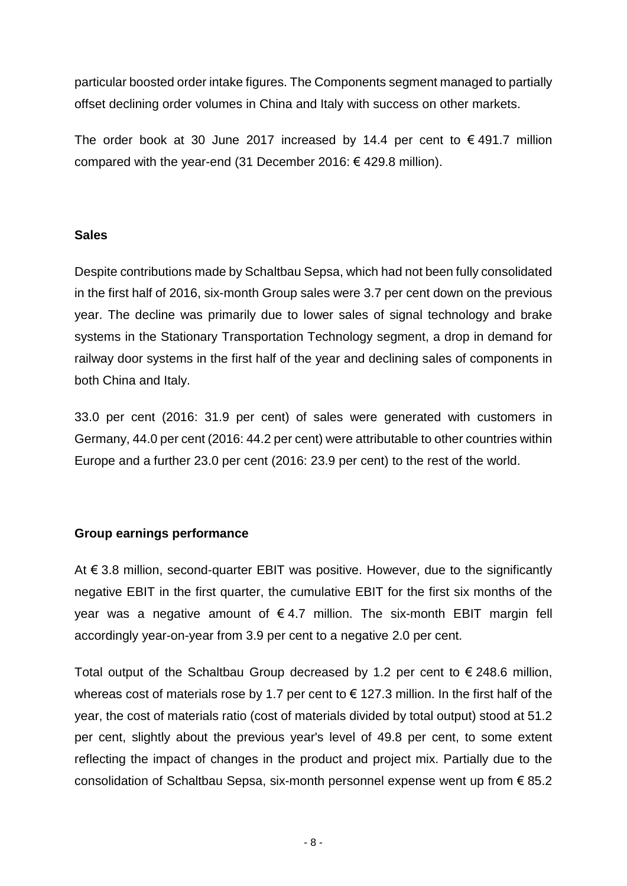particular boosted order intake figures. The Components segment managed to partially offset declining order volumes in China and Italy with success on other markets.

The order book at 30 June 2017 increased by 14.4 per cent to € 491.7 million compared with the year-end (31 December 2016: € 429.8 million).

## Sales

Despite contributions made by Schaltbau Sepsa, which had not been fully consolidated in the first half of 2016, six-month Group sales were 3.7 per cent down on the previous year. The decline was primarily due to lower sales of signal technology and brake systems in the Stationary Transportation Technology segment, a drop in demand for railway door systems in the first half of the year and declining sales of components in both China and Italy.

33.0 per cent (2016: 31.9 per cent) of sales were generated with customers in Germany, 44.0 per cent (2016: 44.2 per cent) were attributable to other countries within Europe and a further 23.0 per cent (2016: 23.9 per cent) to the rest of the world.

## Group earnings performance

At € 3.8 million, second-quarter EBIT was positive. However, due to the significantly negative EBIT in the first quarter, the cumulative EBIT for the first six months of the year was a negative amount of € 4.7 million. The six-month EBIT margin fell accordingly year-on-year from 3.9 per cent to a negative 2.0 per cent.

Total output of the Schaltbau Group decreased by 1.2 per cent to € 248.6 million, whereas cost of materials rose by 1.7 per cent to € 127.3 million. In the first half of the year, the cost of materials ratio (cost of materials divided by total output) stood at 51.2 per cent, slightly about the previous year's level of 49.8 per cent, to some extent reflecting the impact of changes in the product and project mix. Partially due to the consolidation of Schaltbau Sepsa, six-month personnel expense went up from € 85.2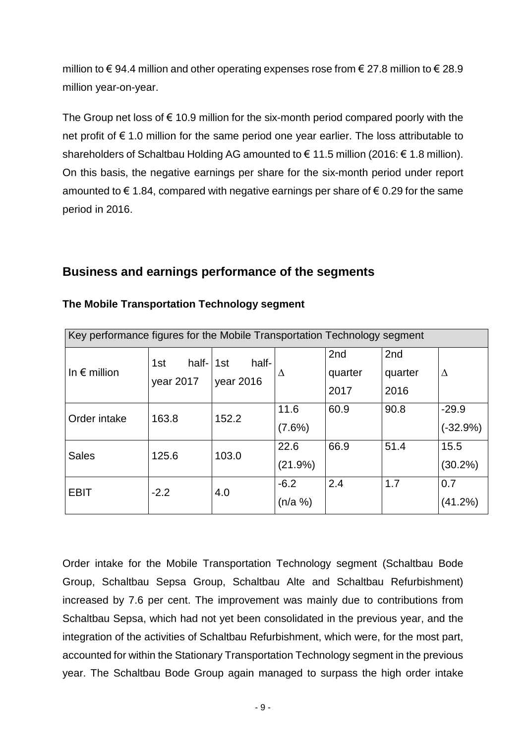million to € 94.4 million and other operating expenses rose from € 27.8 million to € 28.9 million year-on-year.

The Group net loss of € 10.9 million for the six-month period compared poorly with the net profit of € 1.0 million for the same period one year earlier. The loss attributable to shareholders of Schaltbau Holding AG amounted to € 11.5 million (2016: € 1.8 million). On this basis, the negative earnings per share for the six-month period under report amounted to € 1.84, compared with negative earnings per share of € 0.29 for the same period in 2016.

## Business and earnings performance of the segments

### The Mobile Transportation Technology segment

| Key performance figures for the Mobile Transportation Technology segment | | | | | | |
|---|---|---|---|---|---|---|
| In € million | 1st half-year 2017 | 1st half-year 2016 | Δ | 2nd quarter 2017 | 2nd quarter 2016 | Δ |
| Order intake | 163.8 | 152.2 | 11.6 (7.6%) | 60.9 | 90.8 | -29.9 (-32.9%) |
| Sales | 125.6 | 103.0 | 22.6 (21.9%) | 66.9 | 51.4 | 15.5 (30.2%) |
| EBIT | -2.2 | 4.0 | -6.2 (n/a %) | 2.4 | 1.7 | 0.7 (41.2%) |

Order intake for the Mobile Transportation Technology segment (Schaltbau Bode Group, Schaltbau Sepsa Group, Schaltbau Alte and Schaltbau Refurbishment) increased by 7.6 per cent. The improvement was mainly due to contributions from Schaltbau Sepsa, which had not yet been consolidated in the previous year, and the integration of the activities of Schaltbau Refurbishment, which were, for the most part, accounted for within the Stationary Transportation Technology segment in the previous year. The Schaltbau Bode Group again managed to surpass the high order intake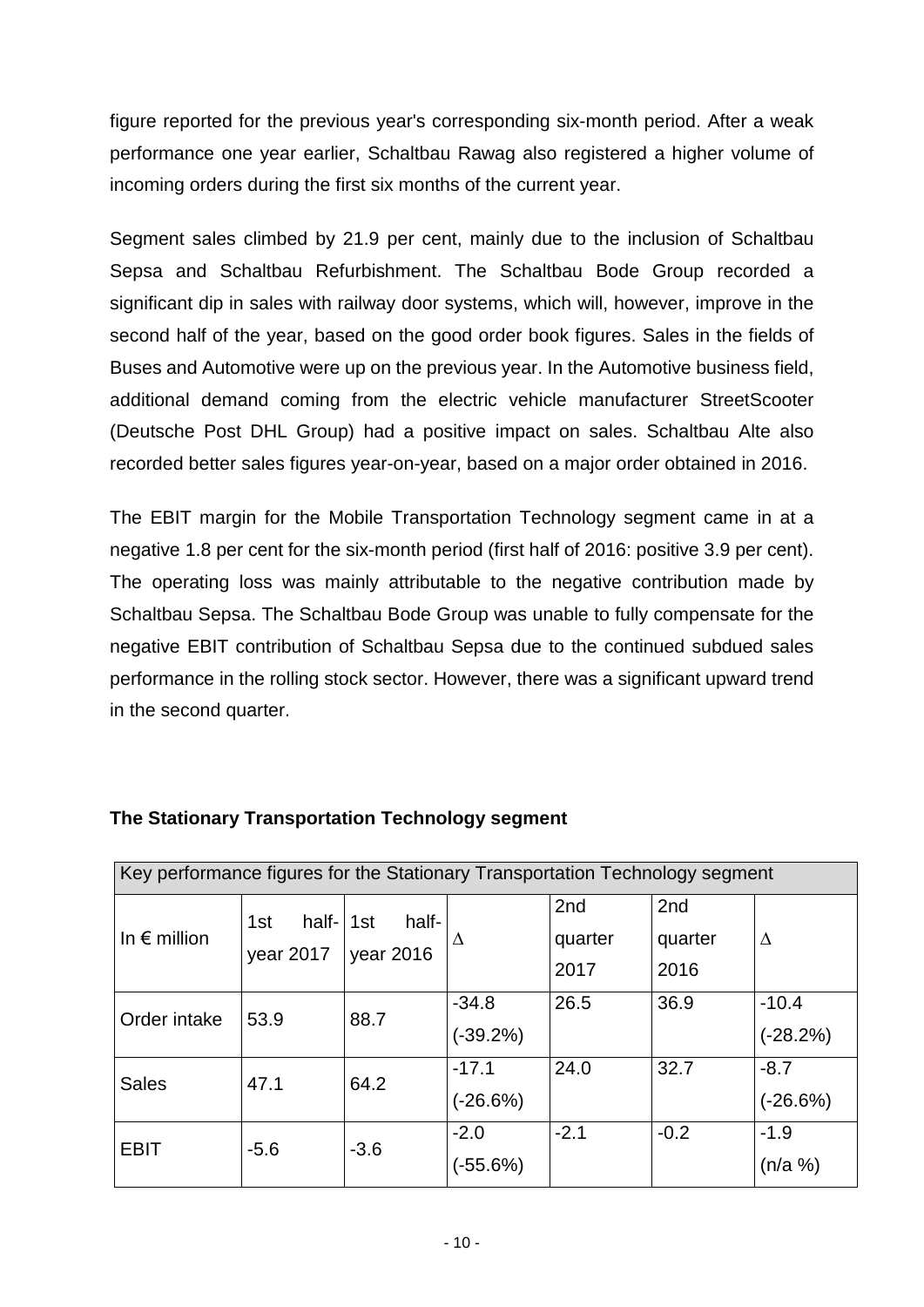figure reported for the previous year's corresponding six-month period. After a weak performance one year earlier, Schaltbau Rawag also registered a higher volume of incoming orders during the first six months of the current year.

Segment sales climbed by 21.9 per cent, mainly due to the inclusion of Schaltbau Sepsa and Schaltbau Refurbishment. The Schaltbau Bode Group recorded a significant dip in sales with railway door systems, which will, however, improve in the second half of the year, based on the good order book figures. Sales in the fields of Buses and Automotive were up on the previous year. In the Automotive business field, additional demand coming from the electric vehicle manufacturer StreetScooter (Deutsche Post DHL Group) had a positive impact on sales. Schaltbau Alte also recorded better sales figures year-on-year, based on a major order obtained in 2016.

The EBIT margin for the Mobile Transportation Technology segment came in at a negative 1.8 per cent for the six-month period (first half of 2016: positive 3.9 per cent). The operating loss was mainly attributable to the negative contribution made by Schaltbau Sepsa. The Schaltbau Bode Group was unable to fully compensate for the negative EBIT contribution of Schaltbau Sepsa due to the continued subdued sales performance in the rolling stock sector. However, there was a significant upward trend in the second quarter.

**The Stationary Transportation Technology segment**

| Key performance figures for the Stationary Transportation Technology segment | | | | | | |
|---|---|---|---|---|---|---|
| In € million | 1st half-year 2017 | 1st half-year 2016 | ∆ | 2nd quarter 2017 | 2nd quarter 2016 | ∆ |
| Order intake | 53.9 | 88.7 | -34.8 (-39.2%) | 26.5 | 36.9 | -10.4 (-28.2%) |
| Sales | 47.1 | 64.2 | -17.1 (-26.6%) | 24.0 | 32.7 | -8.7 (-26.6%) |
| EBIT | -5.6 | -3.6 | -2.0 (-55.6%) | -2.1 | -0.2 | -1.9 (n/a %) |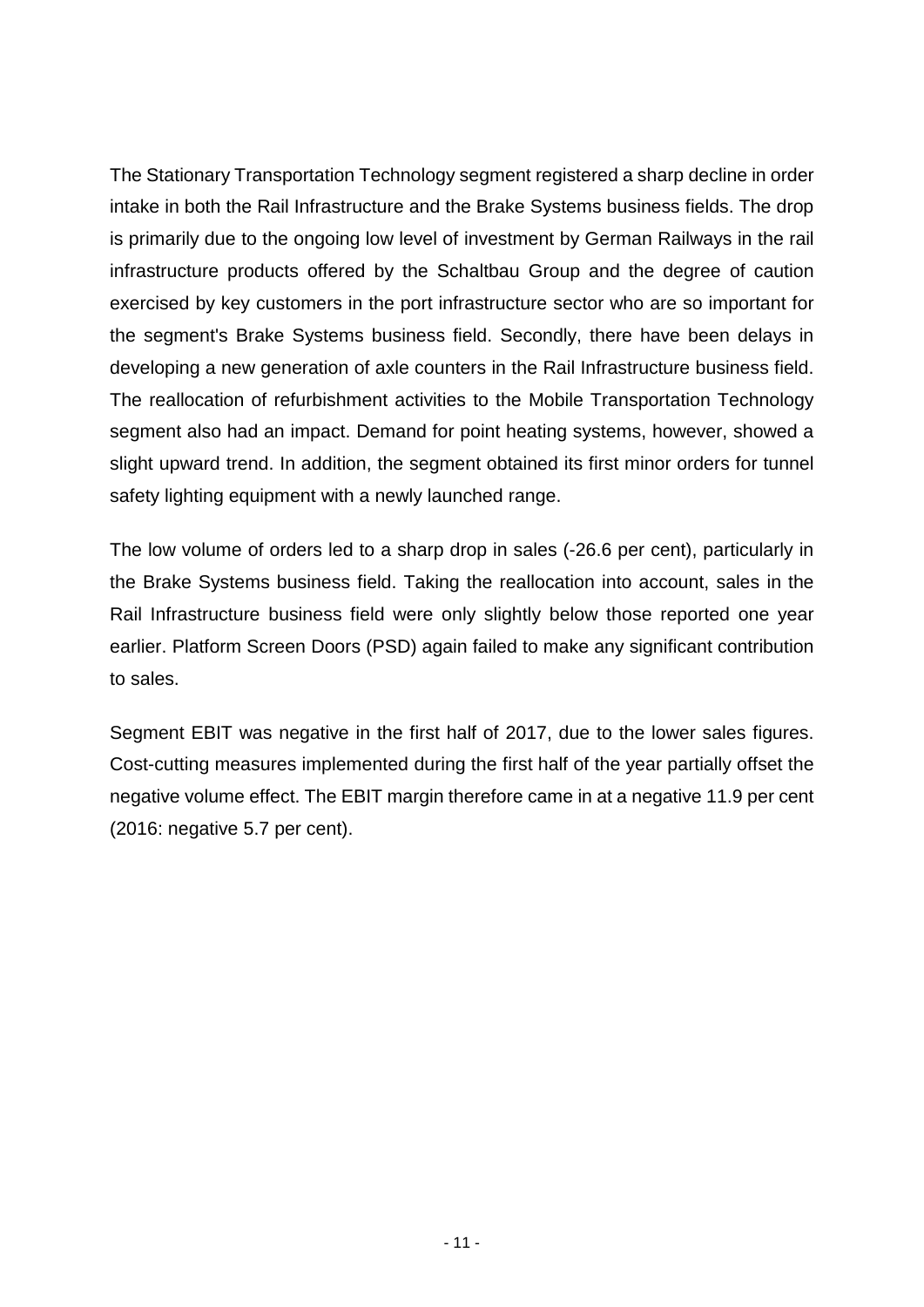The Stationary Transportation Technology segment registered a sharp decline in order intake in both the Rail Infrastructure and the Brake Systems business fields. The drop is primarily due to the ongoing low level of investment by German Railways in the rail infrastructure products offered by the Schaltbau Group and the degree of caution exercised by key customers in the port infrastructure sector who are so important for the segment's Brake Systems business field. Secondly, there have been delays in developing a new generation of axle counters in the Rail Infrastructure business field. The reallocation of refurbishment activities to the Mobile Transportation Technology segment also had an impact. Demand for point heating systems, however, showed a slight upward trend. In addition, the segment obtained its first minor orders for tunnel safety lighting equipment with a newly launched range.

The low volume of orders led to a sharp drop in sales (-26.6 per cent), particularly in the Brake Systems business field. Taking the reallocation into account, sales in the Rail Infrastructure business field were only slightly below those reported one year earlier. Platform Screen Doors (PSD) again failed to make any significant contribution to sales.

Segment EBIT was negative in the first half of 2017, due to the lower sales figures. Cost-cutting measures implemented during the first half of the year partially offset the negative volume effect. The EBIT margin therefore came in at a negative 11.9 per cent (2016: negative 5.7 per cent).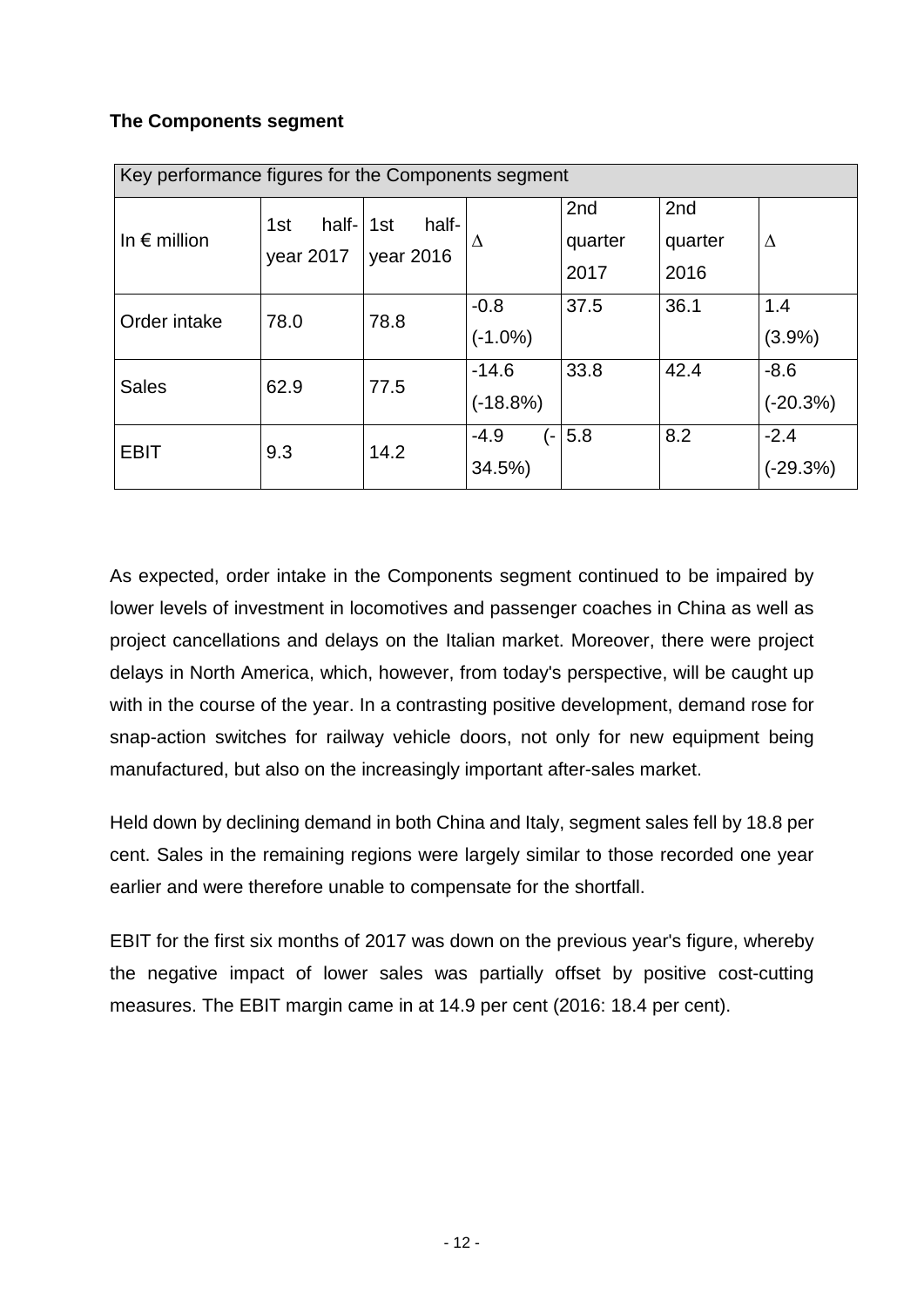**The Components segment**

| Key performance figures for the Components segment | | | | | | |
|---|---|---|---|---|---|---|
| In € million | 1st half-year 2017 | 1st half-year 2016 | Δ | 2nd quarter 2017 | 2nd quarter 2016 | Δ |
| Order intake | 78.0 | 78.8 | -0.8 (-1.0%) | 37.5 | 36.1 | 1.4 (3.9%) |
| Sales | 62.9 | 77.5 | -14.6 (-18.8%) | 33.8 | 42.4 | -8.6 (-20.3%) |
| EBIT | 9.3 | 14.2 | -4.9 (-34.5%) | 5.8 | 8.2 | -2.4 (-29.3%) |

As expected, order intake in the Components segment continued to be impaired by lower levels of investment in locomotives and passenger coaches in China as well as project cancellations and delays on the Italian market. Moreover, there were project delays in North America, which, however, from today's perspective, will be caught up with in the course of the year. In a contrasting positive development, demand rose for snap-action switches for railway vehicle doors, not only for new equipment being manufactured, but also on the increasingly important after-sales market.

Held down by declining demand in both China and Italy, segment sales fell by 18.8 per cent. Sales in the remaining regions were largely similar to those recorded one year earlier and were therefore unable to compensate for the shortfall.

EBIT for the first six months of 2017 was down on the previous year's figure, whereby the negative impact of lower sales was partially offset by positive cost-cutting measures. The EBIT margin came in at 14.9 per cent (2016: 18.4 per cent).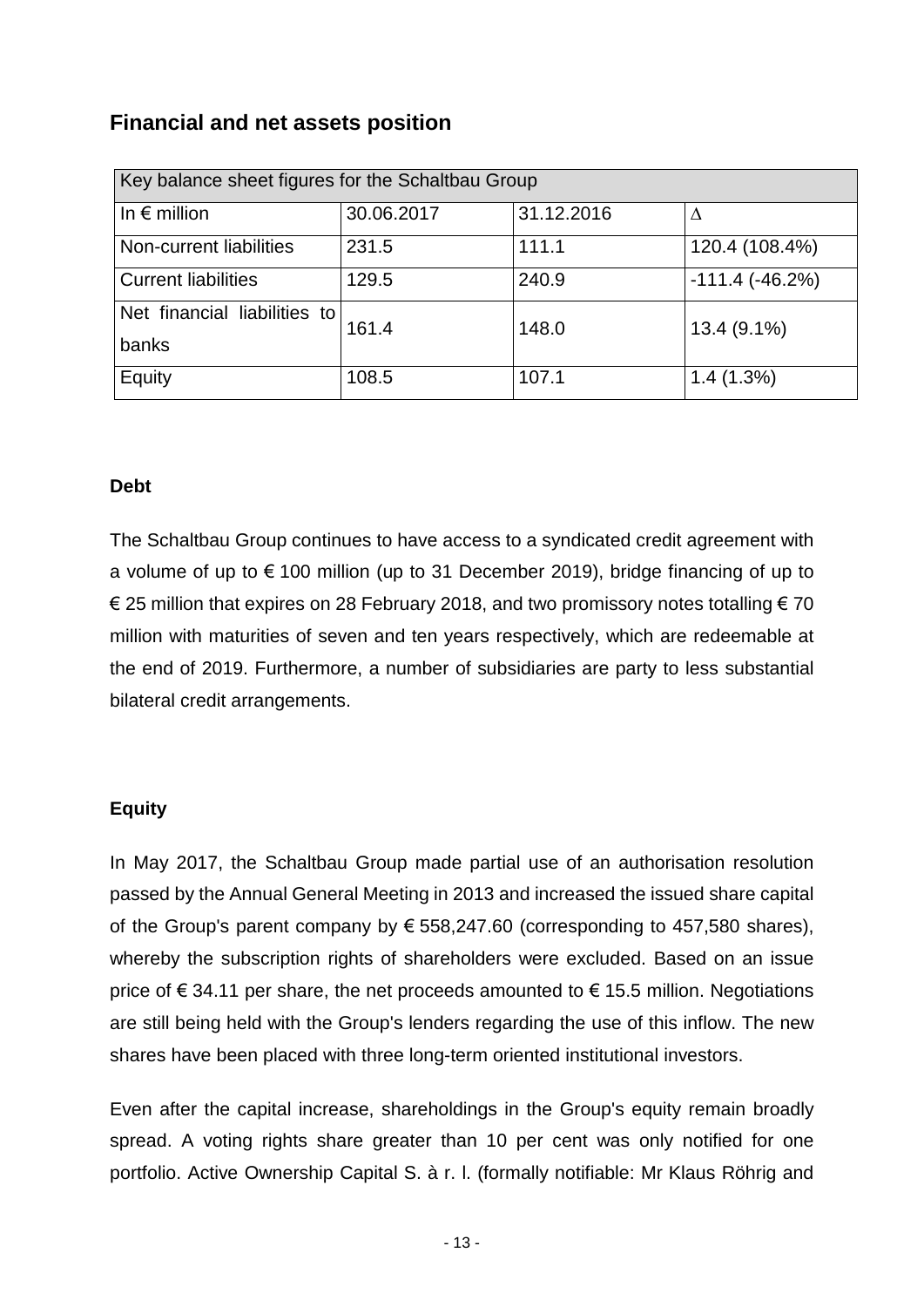## Financial and net assets position

| Key balance sheet figures for the Schaltbau Group | | | |
|---|---|---|---|
| In € million | 30.06.2017 | 31.12.2016 | Δ |
| Non-current liabilities | 231.5 | 111.1 | 120.4 (108.4%) |
| Current liabilities | 129.5 | 240.9 | -111.4 (-46.2%) |
| Net financial liabilities to banks | 161.4 | 148.0 | 13.4 (9.1%) |
| Equity | 108.5 | 107.1 | 1.4 (1.3%) |

**Debt**

The Schaltbau Group continues to have access to a syndicated credit agreement with a volume of up to € 100 million (up to 31 December 2019), bridge financing of up to € 25 million that expires on 28 February 2018, and two promissory notes totalling € 70 million with maturities of seven and ten years respectively, which are redeemable at the end of 2019. Furthermore, a number of subsidiaries are party to less substantial bilateral credit arrangements.

**Equity**

In May 2017, the Schaltbau Group made partial use of an authorisation resolution passed by the Annual General Meeting in 2013 and increased the issued share capital of the Group's parent company by € 558,247.60 (corresponding to 457,580 shares), whereby the subscription rights of shareholders were excluded. Based on an issue price of € 34.11 per share, the net proceeds amounted to € 15.5 million. Negotiations are still being held with the Group's lenders regarding the use of this inflow. The new shares have been placed with three long-term oriented institutional investors.

Even after the capital increase, shareholdings in the Group's equity remain broadly spread. A voting rights share greater than 10 per cent was only notified for one portfolio. Active Ownership Capital S. à r. l. (formally notifiable: Mr Klaus Röhrig and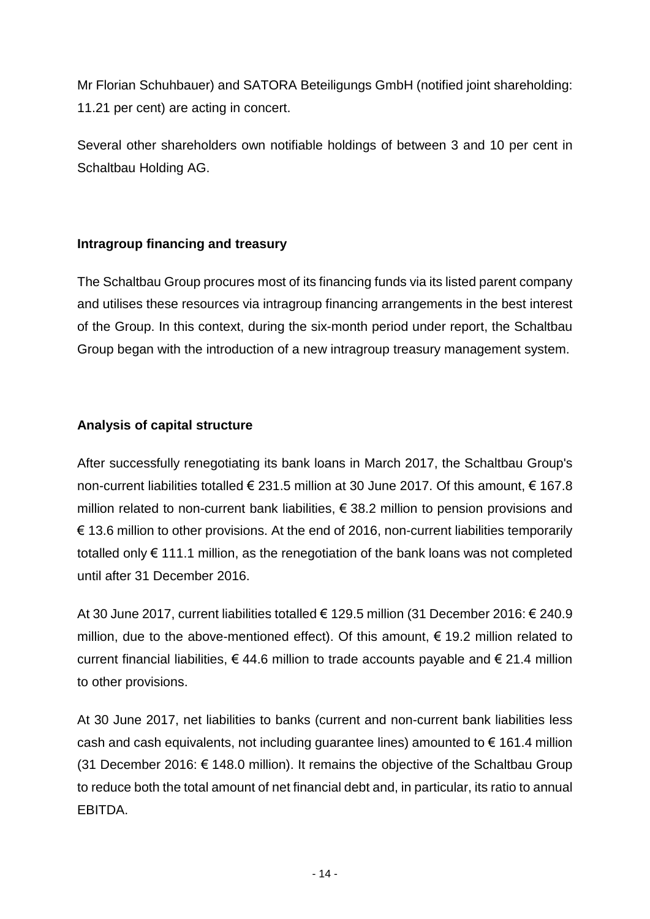Mr Florian Schuhbauer) and SATORA Beteiligungs GmbH (notified joint shareholding: 11.21 per cent) are acting in concert.

Several other shareholders own notifiable holdings of between 3 and 10 per cent in Schaltbau Holding AG.

**Intragroup financing and treasury**

The Schaltbau Group procures most of its financing funds via its listed parent company and utilises these resources via intragroup financing arrangements in the best interest of the Group. In this context, during the six-month period under report, the Schaltbau Group began with the introduction of a new intragroup treasury management system.

**Analysis of capital structure**

After successfully renegotiating its bank loans in March 2017, the Schaltbau Group's non-current liabilities totalled € 231.5 million at 30 June 2017. Of this amount, € 167.8 million related to non-current bank liabilities, € 38.2 million to pension provisions and € 13.6 million to other provisions. At the end of 2016, non-current liabilities temporarily totalled only € 111.1 million, as the renegotiation of the bank loans was not completed until after 31 December 2016.

At 30 June 2017, current liabilities totalled € 129.5 million (31 December 2016: € 240.9 million, due to the above-mentioned effect). Of this amount, € 19.2 million related to current financial liabilities, € 44.6 million to trade accounts payable and € 21.4 million to other provisions.

At 30 June 2017, net liabilities to banks (current and non-current bank liabilities less cash and cash equivalents, not including guarantee lines) amounted to € 161.4 million (31 December 2016: € 148.0 million). It remains the objective of the Schaltbau Group to reduce both the total amount of net financial debt and, in particular, its ratio to annual EBITDA.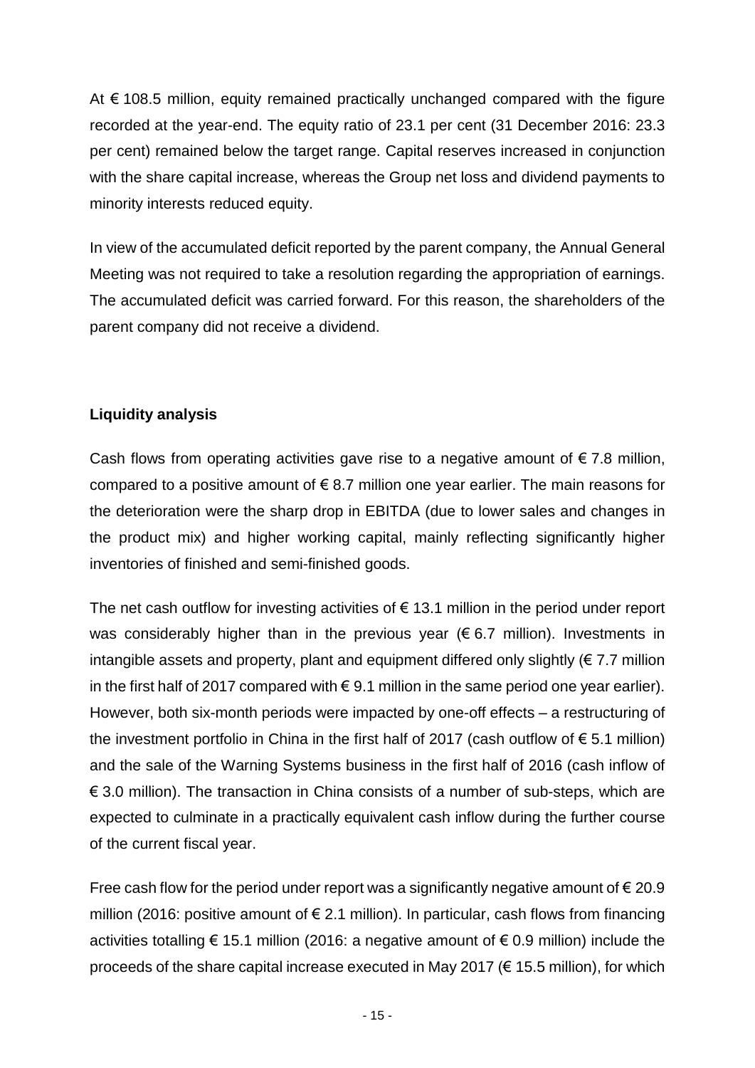At € 108.5 million, equity remained practically unchanged compared with the figure recorded at the year-end. The equity ratio of 23.1 per cent (31 December 2016: 23.3 per cent) remained below the target range. Capital reserves increased in conjunction with the share capital increase, whereas the Group net loss and dividend payments to minority interests reduced equity.

In view of the accumulated deficit reported by the parent company, the Annual General Meeting was not required to take a resolution regarding the appropriation of earnings. The accumulated deficit was carried forward. For this reason, the shareholders of the parent company did not receive a dividend.

**Liquidity analysis**

Cash flows from operating activities gave rise to a negative amount of € 7.8 million, compared to a positive amount of € 8.7 million one year earlier. The main reasons for the deterioration were the sharp drop in EBITDA (due to lower sales and changes in the product mix) and higher working capital, mainly reflecting significantly higher inventories of finished and semi-finished goods.

The net cash outflow for investing activities of € 13.1 million in the period under report was considerably higher than in the previous year (€ 6.7 million). Investments in intangible assets and property, plant and equipment differed only slightly (€ 7.7 million in the first half of 2017 compared with € 9.1 million in the same period one year earlier). However, both six-month periods were impacted by one-off effects – a restructuring of the investment portfolio in China in the first half of 2017 (cash outflow of € 5.1 million) and the sale of the Warning Systems business in the first half of 2016 (cash inflow of € 3.0 million). The transaction in China consists of a number of sub-steps, which are expected to culminate in a practically equivalent cash inflow during the further course of the current fiscal year.

Free cash flow for the period under report was a significantly negative amount of € 20.9 million (2016: positive amount of € 2.1 million). In particular, cash flows from financing activities totalling € 15.1 million (2016: a negative amount of € 0.9 million) include the proceeds of the share capital increase executed in May 2017 (€ 15.5 million), for which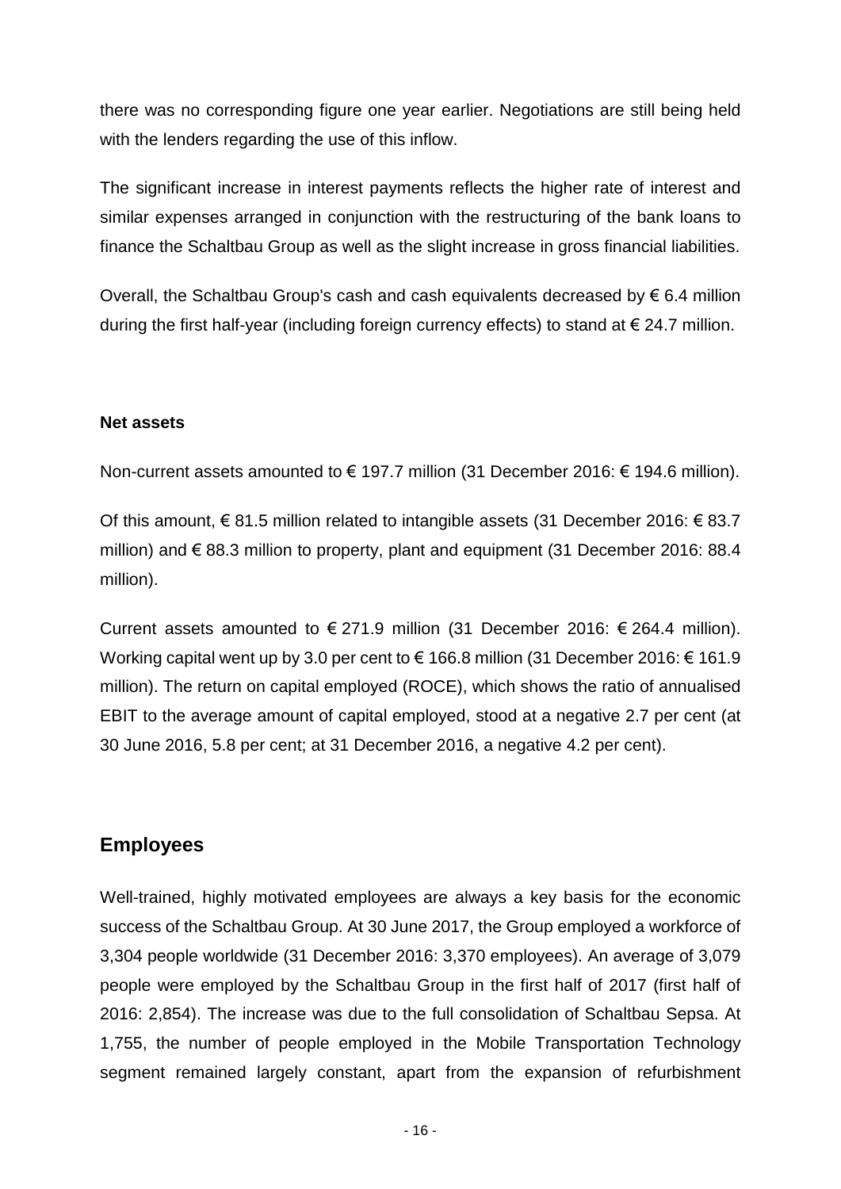there was no corresponding figure one year earlier. Negotiations are still being held with the lenders regarding the use of this inflow.

The significant increase in interest payments reflects the higher rate of interest and similar expenses arranged in conjunction with the restructuring of the bank loans to finance the Schaltbau Group as well as the slight increase in gross financial liabilities.

Overall, the Schaltbau Group's cash and cash equivalents decreased by € 6.4 million during the first half-year (including foreign currency effects) to stand at € 24.7 million.

**Net assets**

Non-current assets amounted to € 197.7 million (31 December 2016: € 194.6 million).

Of this amount, € 81.5 million related to intangible assets (31 December 2016: € 83.7 million) and € 88.3 million to property, plant and equipment (31 December 2016: 88.4 million).

Current assets amounted to € 271.9 million (31 December 2016: € 264.4 million). Working capital went up by 3.0 per cent to € 166.8 million (31 December 2016: € 161.9 million). The return on capital employed (ROCE), which shows the ratio of annualised EBIT to the average amount of capital employed, stood at a negative 2.7 per cent (at 30 June 2016, 5.8 per cent; at 31 December 2016, a negative 4.2 per cent).

## Employees

Well-trained, highly motivated employees are always a key basis for the economic success of the Schaltbau Group. At 30 June 2017, the Group employed a workforce of 3,304 people worldwide (31 December 2016: 3,370 employees). An average of 3,079 people were employed by the Schaltbau Group in the first half of 2017 (first half of 2016: 2,854). The increase was due to the full consolidation of Schaltbau Sepsa. At 1,755, the number of people employed in the Mobile Transportation Technology segment remained largely constant, apart from the expansion of refurbishment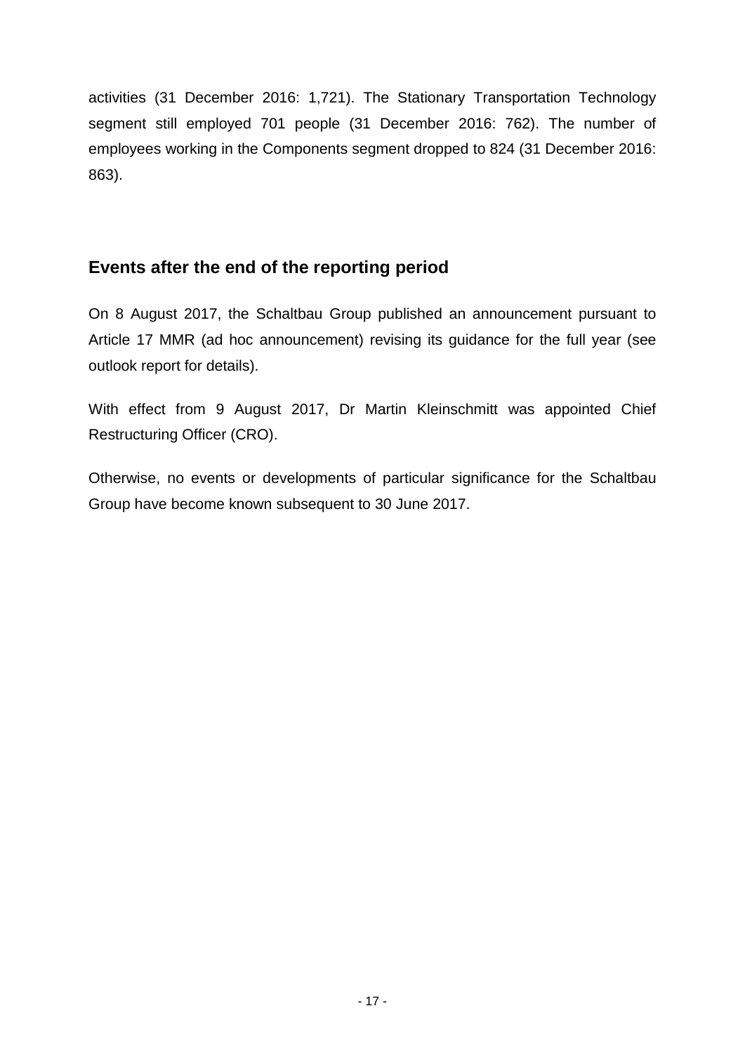activities (31 December 2016: 1,721). The Stationary Transportation Technology segment still employed 701 people (31 December 2016: 762). The number of employees working in the Components segment dropped to 824 (31 December 2016: 863).

## Events after the end of the reporting period

On 8 August 2017, the Schaltbau Group published an announcement pursuant to Article 17 MMR (ad hoc announcement) revising its guidance for the full year (see outlook report for details).

With effect from 9 August 2017, Dr Martin Kleinschmitt was appointed Chief Restructuring Officer (CRO).

Otherwise, no events or developments of particular significance for the Schaltbau Group have become known subsequent to 30 June 2017.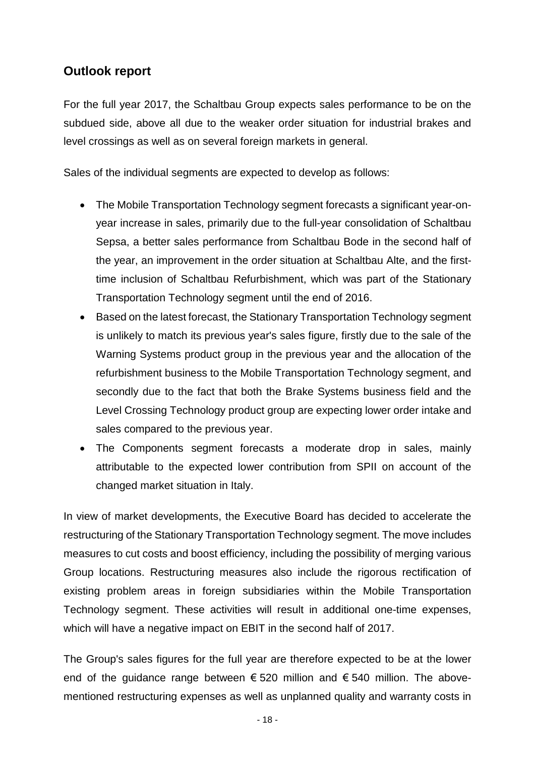## Outlook report

For the full year 2017, the Schaltbau Group expects sales performance to be on the subdued side, above all due to the weaker order situation for industrial brakes and level crossings as well as on several foreign markets in general.

Sales of the individual segments are expected to develop as follows:

- The Mobile Transportation Technology segment forecasts a significant year-on-year increase in sales, primarily due to the full-year consolidation of Schaltbau Sepsa, a better sales performance from Schaltbau Bode in the second half of the year, an improvement in the order situation at Schaltbau Alte, and the first-time inclusion of Schaltbau Refurbishment, which was part of the Stationary Transportation Technology segment until the end of 2016.
- Based on the latest forecast, the Stationary Transportation Technology segment is unlikely to match its previous year's sales figure, firstly due to the sale of the Warning Systems product group in the previous year and the allocation of the refurbishment business to the Mobile Transportation Technology segment, and secondly due to the fact that both the Brake Systems business field and the Level Crossing Technology product group are expecting lower order intake and sales compared to the previous year.
- The Components segment forecasts a moderate drop in sales, mainly attributable to the expected lower contribution from SPII on account of the changed market situation in Italy.

In view of market developments, the Executive Board has decided to accelerate the restructuring of the Stationary Transportation Technology segment. The move includes measures to cut costs and boost efficiency, including the possibility of merging various Group locations. Restructuring measures also include the rigorous rectification of existing problem areas in foreign subsidiaries within the Mobile Transportation Technology segment. These activities will result in additional one-time expenses, which will have a negative impact on EBIT in the second half of 2017.

The Group's sales figures for the full year are therefore expected to be at the lower end of the guidance range between € 520 million and € 540 million. The above-mentioned restructuring expenses as well as unplanned quality and warranty costs in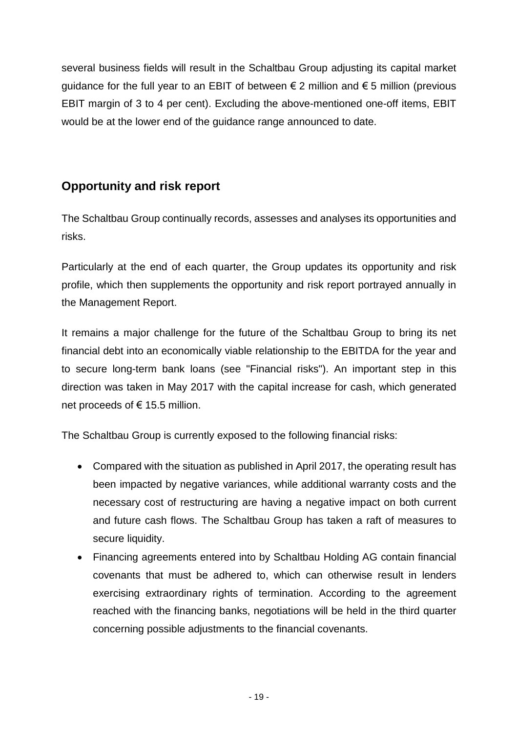several business fields will result in the Schaltbau Group adjusting its capital market guidance for the full year to an EBIT of between € 2 million and € 5 million (previous EBIT margin of 3 to 4 per cent). Excluding the above-mentioned one-off items, EBIT would be at the lower end of the guidance range announced to date.

## Opportunity and risk report

The Schaltbau Group continually records, assesses and analyses its opportunities and risks.

Particularly at the end of each quarter, the Group updates its opportunity and risk profile, which then supplements the opportunity and risk report portrayed annually in the Management Report.

It remains a major challenge for the future of the Schaltbau Group to bring its net financial debt into an economically viable relationship to the EBITDA for the year and to secure long-term bank loans (see "Financial risks"). An important step in this direction was taken in May 2017 with the capital increase for cash, which generated net proceeds of € 15.5 million.

The Schaltbau Group is currently exposed to the following financial risks:

- Compared with the situation as published in April 2017, the operating result has been impacted by negative variances, while additional warranty costs and the necessary cost of restructuring are having a negative impact on both current and future cash flows. The Schaltbau Group has taken a raft of measures to secure liquidity.
- Financing agreements entered into by Schaltbau Holding AG contain financial covenants that must be adhered to, which can otherwise result in lenders exercising extraordinary rights of termination. According to the agreement reached with the financing banks, negotiations will be held in the third quarter concerning possible adjustments to the financial covenants.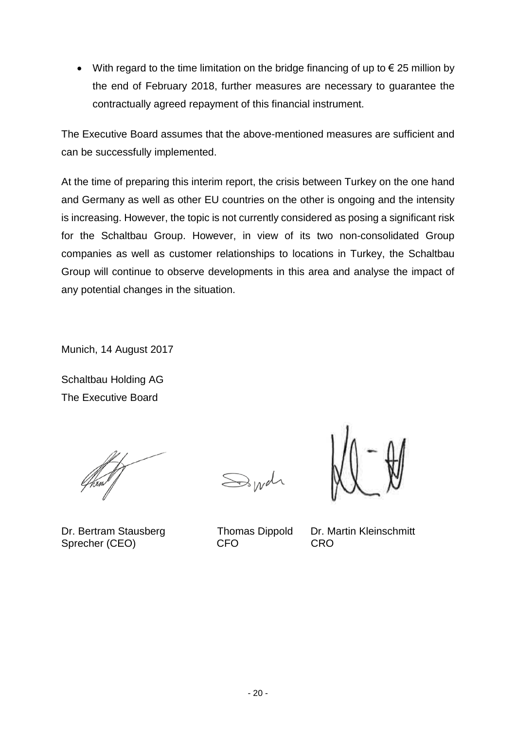- With regard to the time limitation on the bridge financing of up to € 25 million by the end of February 2018, further measures are necessary to guarantee the contractually agreed repayment of this financial instrument.

The Executive Board assumes that the above-mentioned measures are sufficient and can be successfully implemented.

At the time of preparing this interim report, the crisis between Turkey on the one hand and Germany as well as other EU countries on the other is ongoing and the intensity is increasing. However, the topic is not currently considered as posing a significant risk for the Schaltbau Group. However, in view of its two non-consolidated Group companies as well as customer relationships to locations in Turkey, the Schaltbau Group will continue to observe developments in this area and analyse the impact of any potential changes in the situation.

Munich, 14 August 2017

Schaltbau Holding AG
The Executive Board

| Dr. Bertram Stausberg | Thomas Dippold | Dr. Martin Kleinschmitt |
|---|---|---|
| Sprecher (CEO) | CFO | CRO |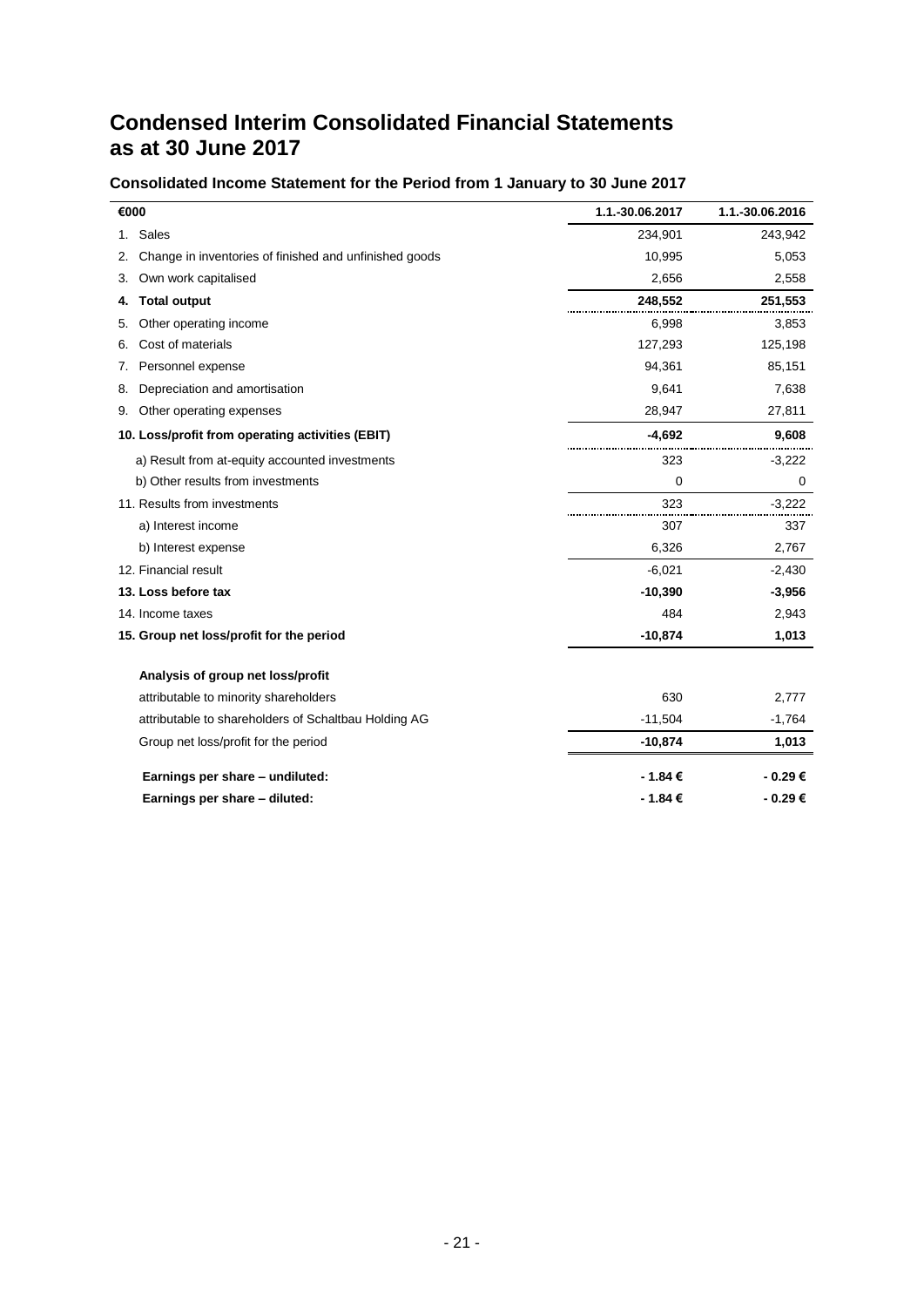# Condensed Interim Consolidated Financial Statements as at 30 June 2017

### Consolidated Income Statement for the Period from 1 January to 30 June 2017

| €000 | 1.1.-30.06.2017 | 1.1.-30.06.2016 |
|---|---|---|
| 1. Sales | 234,901 | 243,942 |
| 2. Change in inventories of finished and unfinished goods | 10,995 | 5,053 |
| 3. Own work capitalised | 2,656 | 2,558 |
| **4. Total output** | **248,552** | **251,553** |
| 5. Other operating income | 6,998 | 3,853 |
| 6. Cost of materials | 127,293 | 125,198 |
| 7. Personnel expense | 94,361 | 85,151 |
| 8. Depreciation and amortisation | 9,641 | 7,638 |
| 9. Other operating expenses | 28,947 | 27,811 |
| **10. Loss/profit from operating activities (EBIT)** | **-4,692** | **9,608** |
| a) Result from at-equity accounted investments | 323 | -3,222 |
| b) Other results from investments | 0 | 0 |
| 11. Results from investments | 323 | -3,222 |
| a) Interest income | 307 | 337 |
| b) Interest expense | 6,326 | 2,767 |
| 12. Financial result | -6,021 | -2,430 |
| **13. Loss before tax** | **-10,390** | **-3,956** |
| 14. Income taxes | 484 | 2,943 |
| **15. Group net loss/profit for the period** | **-10,874** | **1,013** |
| | | |
| **Analysis of group net loss/profit** | | |
| attributable to minority shareholders | 630 | 2,777 |
| attributable to shareholders of Schaltbau Holding AG | -11,504 | -1,764 |
| Group net loss/profit for the period | **-10,874** | **1,013** |
| | | |
| **Earnings per share – undiluted:** | **- 1.84 €** | **- 0.29 €** |
| **Earnings per share – diluted:** | **- 1.84 €** | **- 0.29 €** |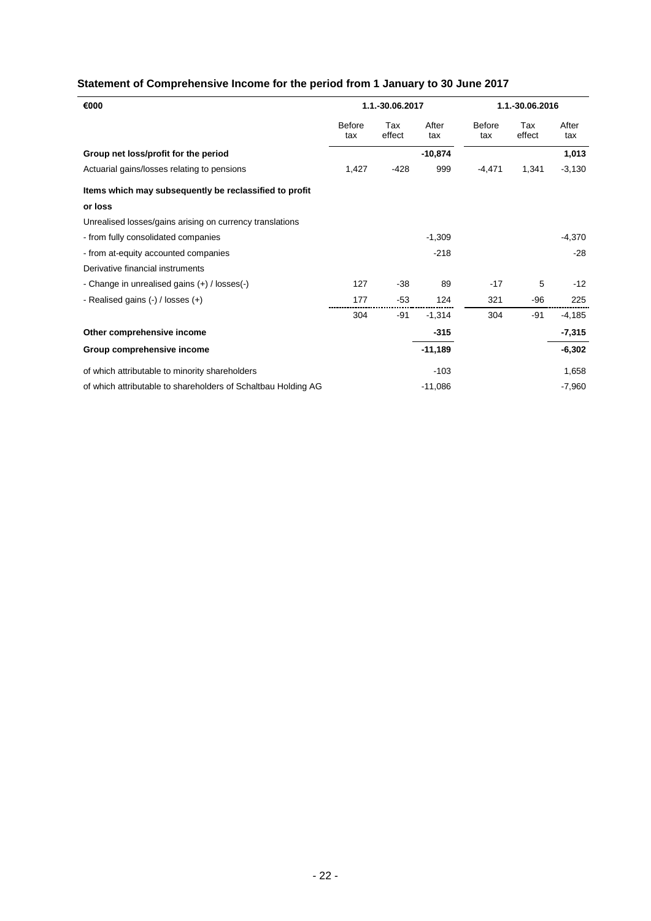## Statement of Comprehensive Income for the period from 1 January to 30 June 2017

| €000 | 1.1.-30.06.2017 | | | 1.1.-30.06.2016 | | |
|---|---|---|---|---|---|---|
| | Before tax | Tax effect | After tax | Before tax | Tax effect | After tax |
| **Group net loss/profit for the period** | | | **-10,874** | | | **1,013** |
| Actuarial gains/losses relating to pensions | 1,427 | -428 | 999 | -4,471 | 1,341 | -3,130 |
| **Items which may subsequently be reclassified to profit or loss** | | | | | | |
| Unrealised losses/gains arising on currency translations | | | | | | |
| - from fully consolidated companies | | | -1,309 | | | -4,370 |
| - from at-equity accounted companies | | | -218 | | | -28 |
| Derivative financial instruments | | | | | | |
| - Change in unrealised gains (+) / losses(-) | 127 | -38 | 89 | -17 | 5 | -12 |
| - Realised gains (-) / losses (+) | 177 | -53 | 124 | 321 | -96 | 225 |
| | 304 | -91 | -1,314 | 304 | -91 | -4,185 |
| **Other comprehensive income** | | | **-315** | | | **-7,315** |
| **Group comprehensive income** | | | **-11,189** | | | **-6,302** |
| of which attributable to minority shareholders | | | -103 | | | 1,658 |
| of which attributable to shareholders of Schaltbau Holding AG | | | -11,086 | | | -7,960 |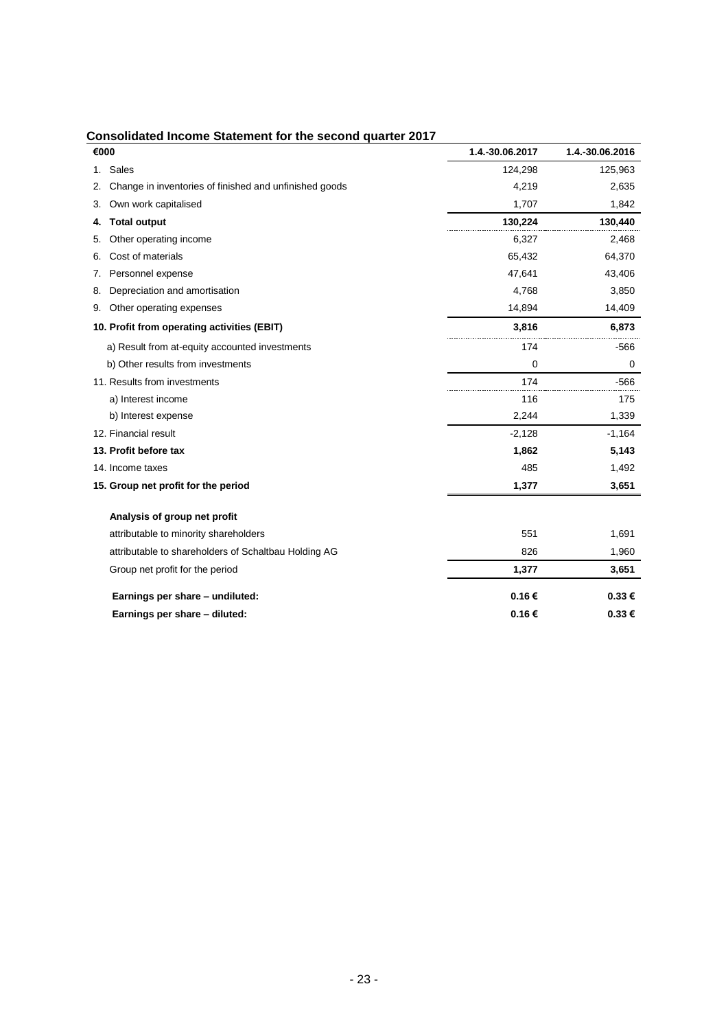## Consolidated Income Statement for the second quarter 2017

| €000 | 1.4.-30.06.2017 | 1.4.-30.06.2016 |
|---|---|---|
| 1. Sales | 124,298 | 125,963 |
| 2. Change in inventories of finished and unfinished goods | 4,219 | 2,635 |
| 3. Own work capitalised | 1,707 | 1,842 |
| **4. Total output** | **130,224** | **130,440** |
| 5. Other operating income | 6,327 | 2,468 |
| 6. Cost of materials | 65,432 | 64,370 |
| 7. Personnel expense | 47,641 | 43,406 |
| 8. Depreciation and amortisation | 4,768 | 3,850 |
| 9. Other operating expenses | 14,894 | 14,409 |
| **10. Profit from operating activities (EBIT)** | **3,816** | **6,873** |
| a) Result from at-equity accounted investments | 174 | -566 |
| b) Other results from investments | 0 | 0 |
| 11. Results from investments | 174 | -566 |
| a) Interest income | 116 | 175 |
| b) Interest expense | 2,244 | 1,339 |
| 12. Financial result | -2,128 | -1,164 |
| **13. Profit before tax** | **1,862** | **5,143** |
| 14. Income taxes | 485 | 1,492 |
| **15. Group net profit for the period** | **1,377** | **3,651** |
| | | |
| **Analysis of group net profit** | | |
| attributable to minority shareholders | 551 | 1,691 |
| attributable to shareholders of Schaltbau Holding AG | 826 | 1,960 |
| Group net profit for the period | **1,377** | **3,651** |
| **Earnings per share – undiluted:** | **0.16 €** | **0.33 €** |
| **Earnings per share – diluted:** | **0.16 €** | **0.33 €** |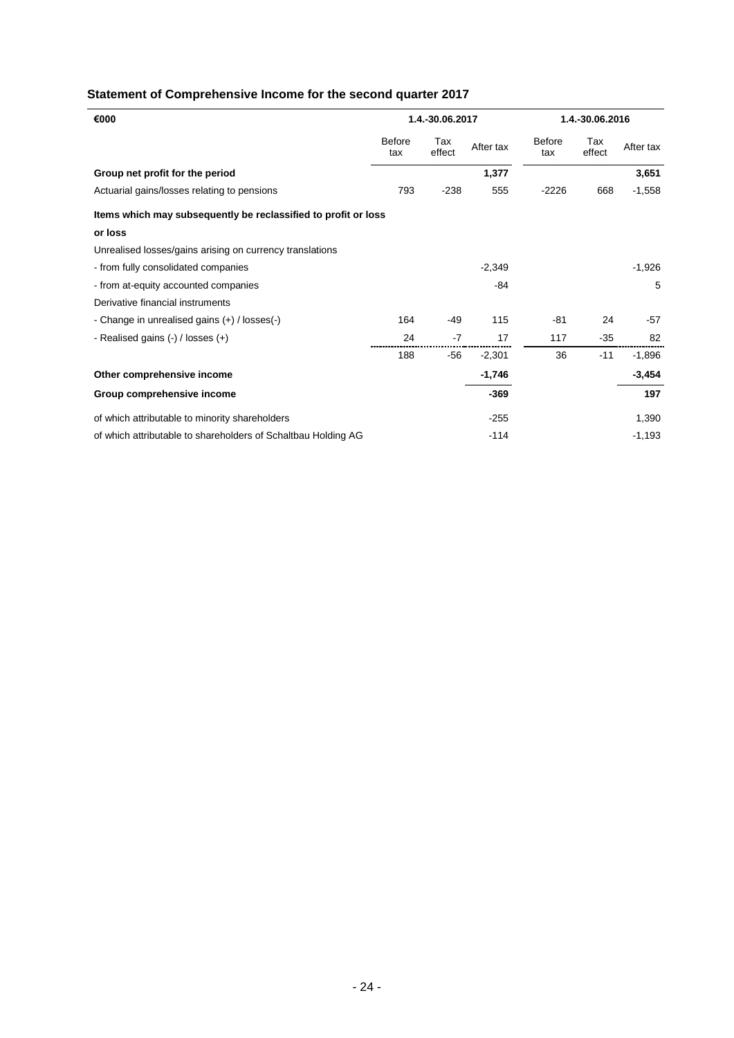## Statement of Comprehensive Income for the second quarter 2017

| €000 | 1.4.-30.06.2017 | | | 1.4.-30.06.2016 | | |
|---|---|---|---|---|---|---|
| | Before tax | Tax effect | After tax | Before tax | Tax effect | After tax |
| **Group net profit for the period** | | | **1,377** | | | **3,651** |
| Actuarial gains/losses relating to pensions | 793 | -238 | 555 | -2226 | 668 | -1,558 |
| **Items which may subsequently be reclassified to profit or loss or loss** | | | | | | |
| Unrealised losses/gains arising on currency translations | | | | | | |
| - from fully consolidated companies | | | -2,349 | | | -1,926 |
| - from at-equity accounted companies | | | -84 | | | 5 |
| Derivative financial instruments | | | | | | |
| - Change in unrealised gains (+) / losses(-) | 164 | -49 | 115 | -81 | 24 | -57 |
| - Realised gains (-) / losses (+) | 24 | -7 | 17 | 117 | -35 | 82 |
| | 188 | -56 | -2,301 | 36 | -11 | -1,896 |
| **Other comprehensive income** | | | **-1,746** | | | **-3,454** |
| **Group comprehensive income** | | | **-369** | | | **197** |
| of which attributable to minority shareholders | | | -255 | | | 1,390 |
| of which attributable to shareholders of Schaltbau Holding AG | | | -114 | | | -1,193 |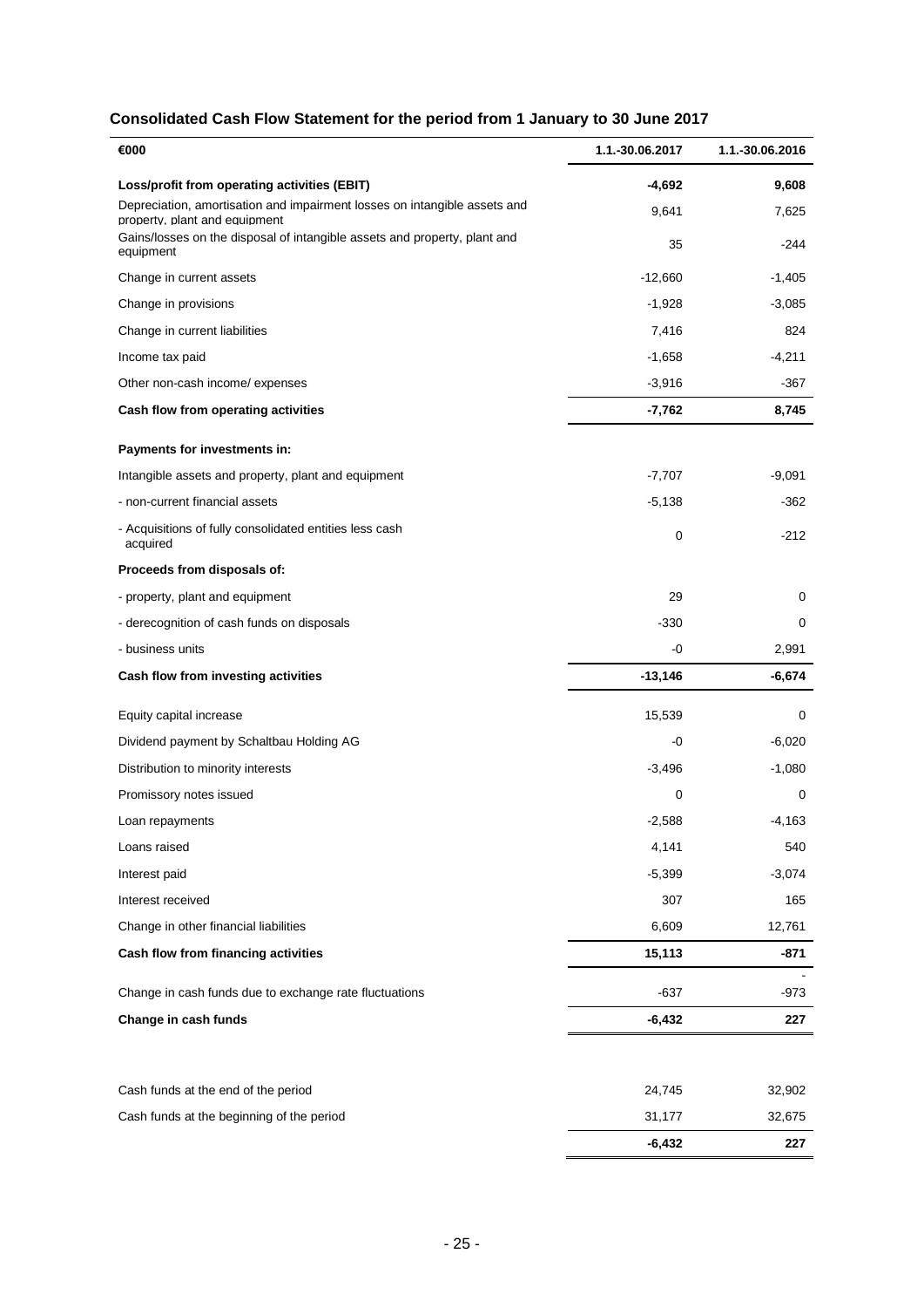## Consolidated Cash Flow Statement for the period from 1 January to 30 June 2017

| €000 | 1.1.-30.06.2017 | 1.1.-30.06.2016 |
|---|---|---|
| **Loss/profit from operating activities (EBIT)** | **-4,692** | **9,608** |
| Depreciation, amortisation and impairment losses on intangible assets and property, plant and equipment | 9,641 | 7,625 |
| Gains/losses on the disposal of intangible assets and property, plant and equipment | 35 | -244 |
| Change in current assets | -12,660 | -1,405 |
| Change in provisions | -1,928 | -3,085 |
| Change in current liabilities | 7,416 | 824 |
| Income tax paid | -1,658 | -4,211 |
| Other non-cash income/ expenses | -3,916 | -367 |
| **Cash flow from operating activities** | **-7,762** | **8,745** |
| **Payments for investments in:** | | |
| Intangible assets and property, plant and equipment | -7,707 | -9,091 |
| - non-current financial assets | -5,138 | -362 |
| - Acquisitions of fully consolidated entities less cash acquired | 0 | -212 |
| **Proceeds from disposals of:** | | |
| - property, plant and equipment | 29 | 0 |
| - derecognition of cash funds on disposals | -330 | 0 |
| - business units | -0 | 2,991 |
| **Cash flow from investing activities** | **-13,146** | **-6,674** |
| Equity capital increase | 15,539 | 0 |
| Dividend payment by Schaltbau Holding AG | -0 | -6,020 |
| Distribution to minority interests | -3,496 | -1,080 |
| Promissory notes issued | 0 | 0 |
| Loan repayments | -2,588 | -4,163 |
| Loans raised | 4,141 | 540 |
| Interest paid | -5,399 | -3,074 |
| Interest received | 307 | 165 |
| Change in other financial liabilities | 6,609 | 12,761 |
| **Cash flow from financing activities** | **15,113** | **-871** |
| Change in cash funds due to exchange rate fluctuations | -637 | -973 |
| **Change in cash funds** | **-6,432** | **227** |
| | | |
| Cash funds at the end of the period | 24,745 | 32,902 |
| Cash funds at the beginning of the period | 31,177 | 32,675 |
| | **-6,432** | **227** |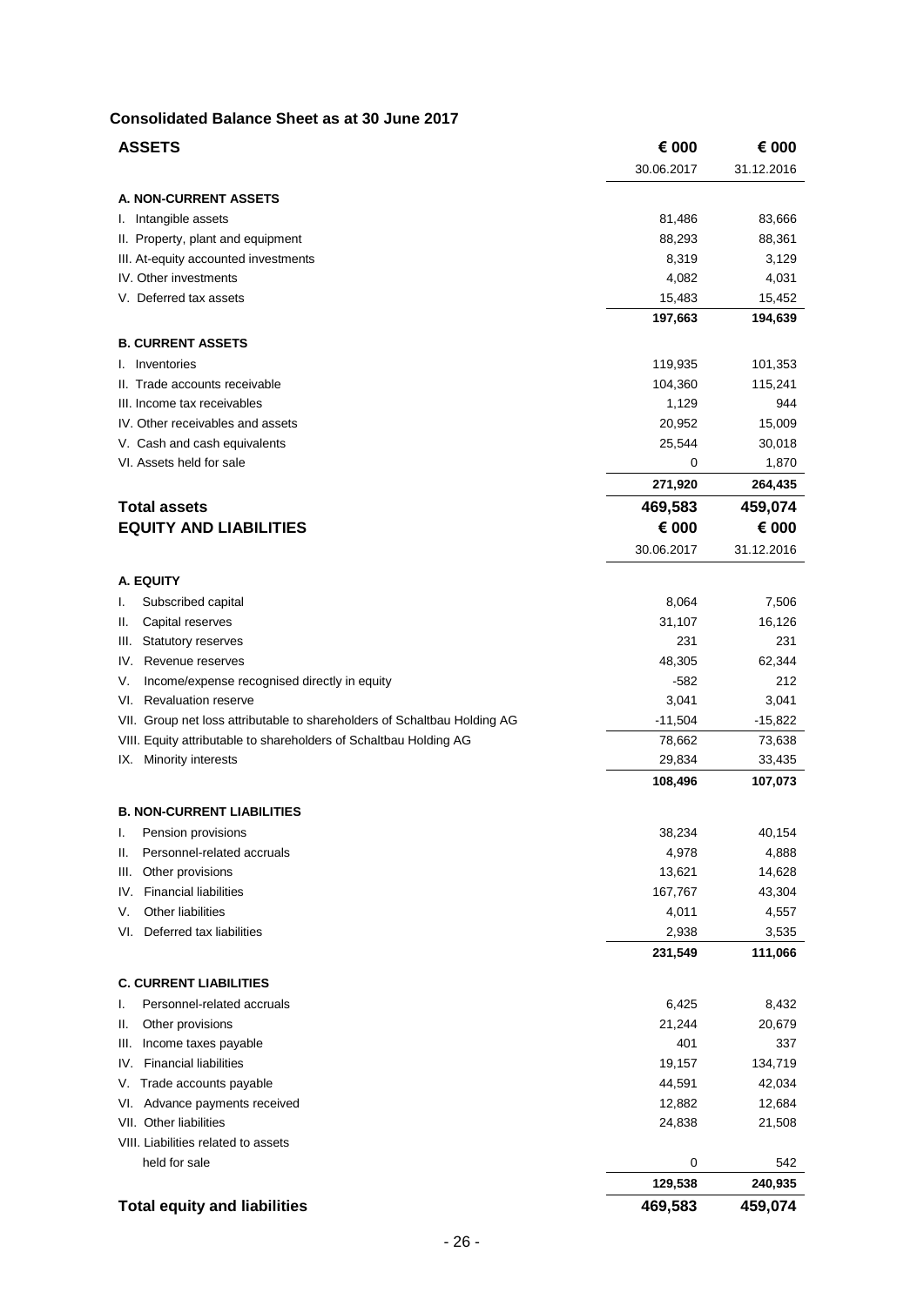## Consolidated Balance Sheet as at 30 June 2017

| ASSETS | € 000 | € 000 |
|---|---|---|
| | 30.06.2017 | 31.12.2016 |
| **A. NON-CURRENT ASSETS** | | |
| I. Intangible assets | 81,486 | 83,666 |
| II. Property, plant and equipment | 88,293 | 88,361 |
| III. At-equity accounted investments | 8,319 | 3,129 |
| IV. Other investments | 4,082 | 4,031 |
| V. Deferred tax assets | 15,483 | 15,452 |
| | **197,663** | **194,639** |
| **B. CURRENT ASSETS** | | |
| I. Inventories | 119,935 | 101,353 |
| II. Trade accounts receivable | 104,360 | 115,241 |
| III. Income tax receivables | 1,129 | 944 |
| IV. Other receivables and assets | 20,952 | 15,009 |
| V. Cash and cash equivalents | 25,544 | 30,018 |
| VI. Assets held for sale | 0 | 1,870 |
| | **271,920** | **264,435** |
| **Total assets** | **469,583** | **459,074** |

| EQUITY AND LIABILITIES | € 000 | € 000 |
|---|---|---|
| | 30.06.2017 | 31.12.2016 |
| **A. EQUITY** | | |
| I. Subscribed capital | 8,064 | 7,506 |
| II. Capital reserves | 31,107 | 16,126 |
| III. Statutory reserves | 231 | 231 |
| IV. Revenue reserves | 48,305 | 62,344 |
| V. Income/expense recognised directly in equity | -582 | 212 |
| VI. Revaluation reserve | 3,041 | 3,041 |
| VII. Group net loss attributable to shareholders of Schaltbau Holding AG | -11,504 | -15,822 |
| VIII. Equity attributable to shareholders of Schaltbau Holding AG | 78,662 | 73,638 |
| IX. Minority interests | 29,834 | 33,435 |
| | **108,496** | **107,073** |
| **B. NON-CURRENT LIABILITIES** | | |
| I. Pension provisions | 38,234 | 40,154 |
| II. Personnel-related accruals | 4,978 | 4,888 |
| III. Other provisions | 13,621 | 14,628 |
| IV. Financial liabilities | 167,767 | 43,304 |
| V. Other liabilities | 4,011 | 4,557 |
| VI. Deferred tax liabilities | 2,938 | 3,535 |
| | **231,549** | **111,066** |
| **C. CURRENT LIABILITIES** | | |
| I. Personnel-related accruals | 6,425 | 8,432 |
| II. Other provisions | 21,244 | 20,679 |
| III. Income taxes payable | 401 | 337 |
| IV. Financial liabilities | 19,157 | 134,719 |
| V. Trade accounts payable | 44,591 | 42,034 |
| VI. Advance payments received | 12,882 | 12,684 |
| VII. Other liabilities | 24,838 | 21,508 |
| VIII. Liabilities related to assets held for sale | 0 | 542 |
| | **129,538** | **240,935** |
| **Total equity and liabilities** | **469,583** | **459,074** |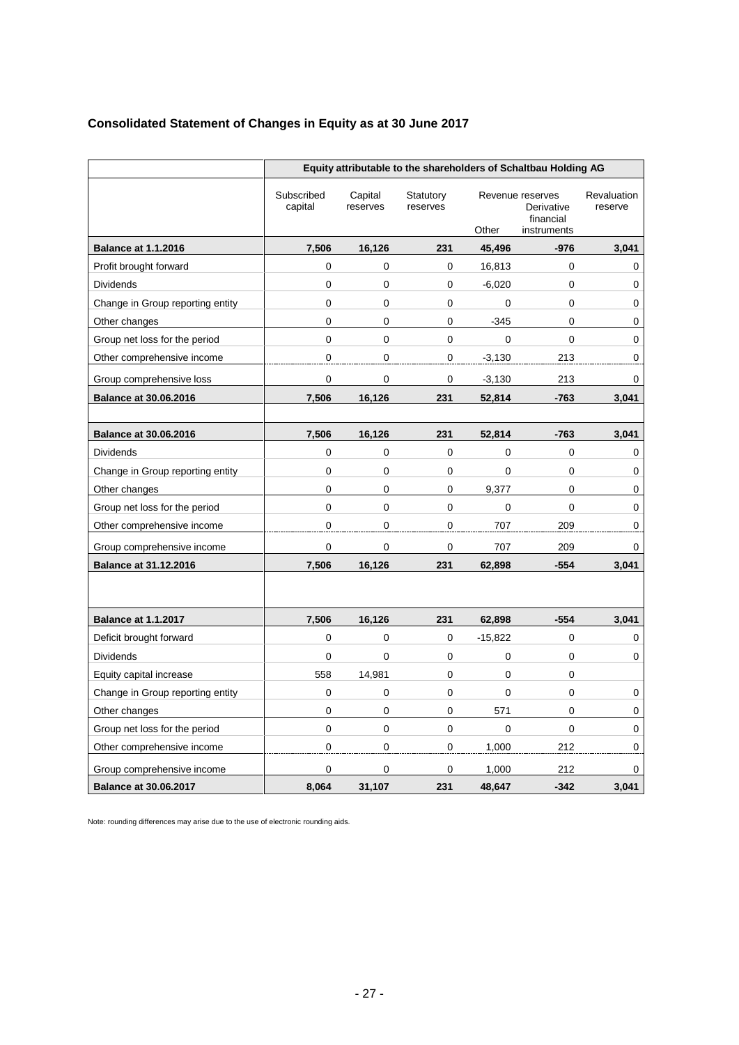## Consolidated Statement of Changes in Equity as at 30 June 2017

| | Equity attributable to the shareholders of Schaltbau Holding AG | | | | | |
|---|---|---|---|---|---|---|
| | Subscribed capital | Capital reserves | Statutory reserves | Revenue reserves | | Revaluation reserve |
| | | | | Other | Derivative financial instruments | |
| **Balance at 1.1.2016** | **7,506** | **16,126** | **231** | **45,496** | **-976** | **3,041** |
| Profit brought forward | 0 | 0 | 0 | 16,813 | 0 | 0 |
| Dividends | 0 | 0 | 0 | -6,020 | 0 | 0 |
| Change in Group reporting entity | 0 | 0 | 0 | 0 | 0 | 0 |
| Other changes | 0 | 0 | 0 | -345 | 0 | 0 |
| Group net loss for the period | 0 | 0 | 0 | 0 | 0 | 0 |
| Other comprehensive income | 0 | 0 | 0 | -3,130 | 213 | 0 |
| Group comprehensive loss | 0 | 0 | 0 | -3,130 | 213 | 0 |
| **Balance at 30.06.2016** | **7,506** | **16,126** | **231** | **52,814** | **-763** | **3,041** |
| | | | | | | |
| **Balance at 30.06.2016** | **7,506** | **16,126** | **231** | **52,814** | **-763** | **3,041** |
| Dividends | 0 | 0 | 0 | 0 | 0 | 0 |
| Change in Group reporting entity | 0 | 0 | 0 | 0 | 0 | 0 |
| Other changes | 0 | 0 | 0 | 9,377 | 0 | 0 |
| Group net loss for the period | 0 | 0 | 0 | 0 | 0 | 0 |
| Other comprehensive income | 0 | 0 | 0 | 707 | 209 | 0 |
| Group comprehensive income | 0 | 0 | 0 | 707 | 209 | 0 |
| **Balance at 31.12.2016** | **7,506** | **16,126** | **231** | **62,898** | **-554** | **3,041** |
| | | | | | | |
| **Balance at 1.1.2017** | **7,506** | **16,126** | **231** | **62,898** | **-554** | **3,041** |
| Deficit brought forward | 0 | 0 | 0 | -15,822 | 0 | 0 |
| Dividends | 0 | 0 | 0 | 0 | 0 | 0 |
| Equity capital increase | 558 | 14,981 | 0 | 0 | 0 | |
| Change in Group reporting entity | 0 | 0 | 0 | 0 | 0 | 0 |
| Other changes | 0 | 0 | 0 | 571 | 0 | 0 |
| Group net loss for the period | 0 | 0 | 0 | 0 | 0 | 0 |
| Other comprehensive income | 0 | 0 | 0 | 1,000 | 212 | 0 |
| Group comprehensive income | 0 | 0 | 0 | 1,000 | 212 | 0 |
| **Balance at 30.06.2017** | **8,064** | **31,107** | **231** | **48,647** | **-342** | **3,041** |

Note: rounding differences may arise due to the use of electronic rounding aids.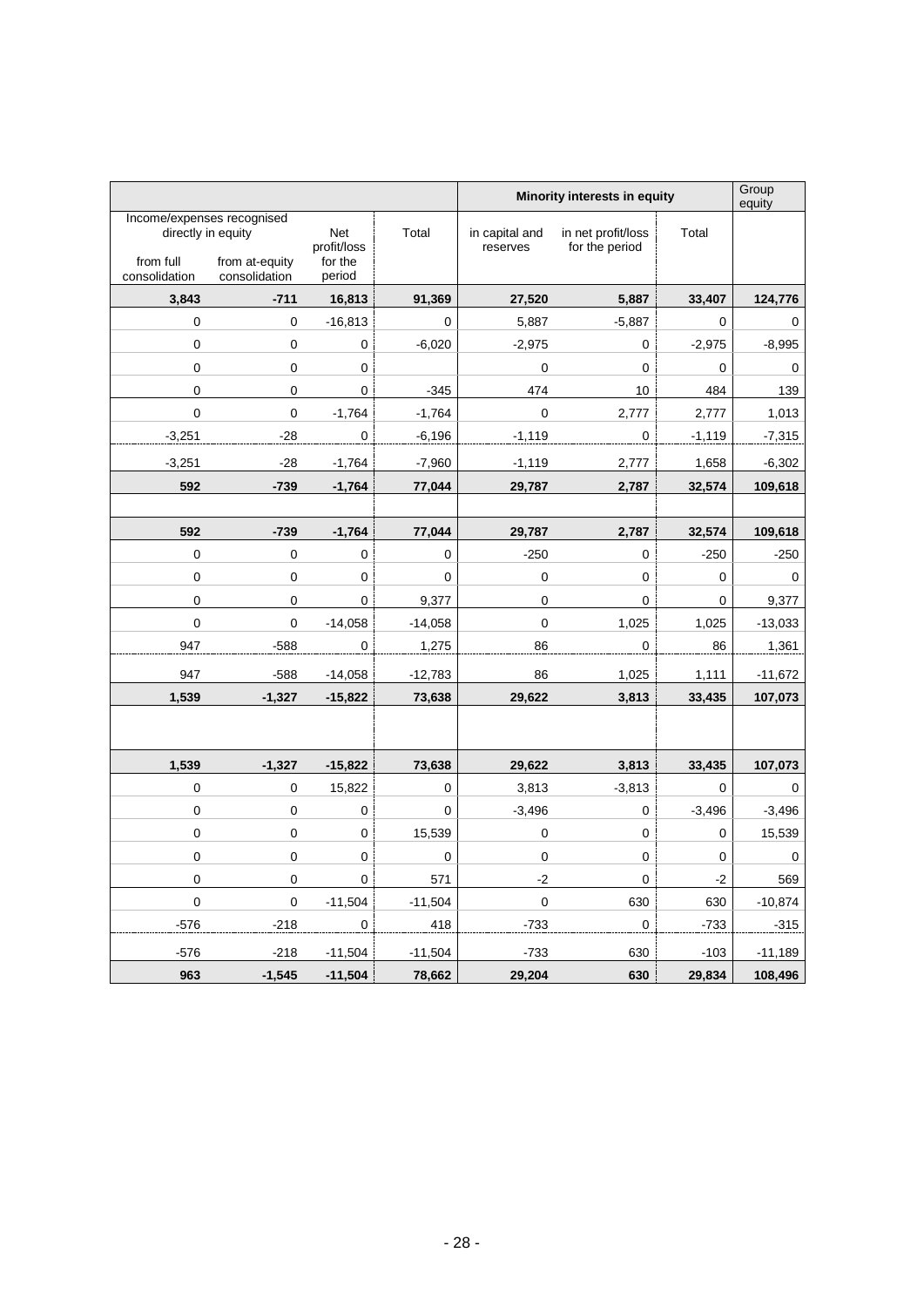| Income/expenses recognised directly in equity from full consolidation | Income/expenses recognised directly in equity from at-equity consolidation | Net profit/loss for the period | Total | Minority interests in equity in capital and reserves | Minority interests in equity in net profit/loss for the period | Minority interests in equity Total | Group equity |
|---|---|---|---|---|---|---|---|
| **3,843** | **-711** | **16,813** | **91,369** | **27,520** | **5,887** | **33,407** | **124,776** |
| 0 | 0 | -16,813 | 0 | 5,887 | -5,887 | 0 | 0 |
| 0 | 0 | 0 | -6,020 | -2,975 | 0 | -2,975 | -8,995 |
| 0 | 0 | 0 | | 0 | 0 | 0 | 0 |
| 0 | 0 | 0 | -345 | 474 | 10 | 484 | 139 |
| 0 | 0 | -1,764 | -1,764 | 0 | 2,777 | 2,777 | 1,013 |
| -3,251 | -28 | 0 | -6,196 | -1,119 | 0 | -1,119 | -7,315 |
| -3,251 | -28 | -1,764 | -7,960 | -1,119 | 2,777 | 1,658 | -6,302 |
| **592** | **-739** | **-1,764** | **77,044** | **29,787** | **2,787** | **32,574** | **109,618** |
| | | | | | | | |
| **592** | **-739** | **-1,764** | **77,044** | **29,787** | **2,787** | **32,574** | **109,618** |
| 0 | 0 | 0 | 0 | -250 | 0 | -250 | -250 |
| 0 | 0 | 0 | 0 | 0 | 0 | 0 | 0 |
| 0 | 0 | 0 | 9,377 | 0 | 0 | 0 | 9,377 |
| 0 | 0 | -14,058 | -14,058 | 0 | 1,025 | 1,025 | -13,033 |
| 947 | -588 | 0 | 1,275 | 86 | 0 | 86 | 1,361 |
| 947 | -588 | -14,058 | -12,783 | 86 | 1,025 | 1,111 | -11,672 |
| **1,539** | **-1,327** | **-15,822** | **73,638** | **29,622** | **3,813** | **33,435** | **107,073** |
| | | | | | | | |
| **1,539** | **-1,327** | **-15,822** | **73,638** | **29,622** | **3,813** | **33,435** | **107,073** |
| 0 | 0 | 15,822 | 0 | 3,813 | -3,813 | 0 | 0 |
| 0 | 0 | 0 | 0 | -3,496 | 0 | -3,496 | -3,496 |
| 0 | 0 | 0 | 15,539 | 0 | 0 | 0 | 15,539 |
| 0 | 0 | 0 | 0 | 0 | 0 | 0 | 0 |
| 0 | 0 | 0 | 571 | -2 | 0 | -2 | 569 |
| 0 | 0 | -11,504 | -11,504 | 0 | 630 | 630 | -10,874 |
| -576 | -218 | 0 | 418 | -733 | 0 | -733 | -315 |
| -576 | -218 | -11,504 | -11,504 | -733 | 630 | -103 | -11,189 |
| **963** | **-1,545** | **-11,504** | **78,662** | **29,204** | **630** | **29,834** | **108,496** |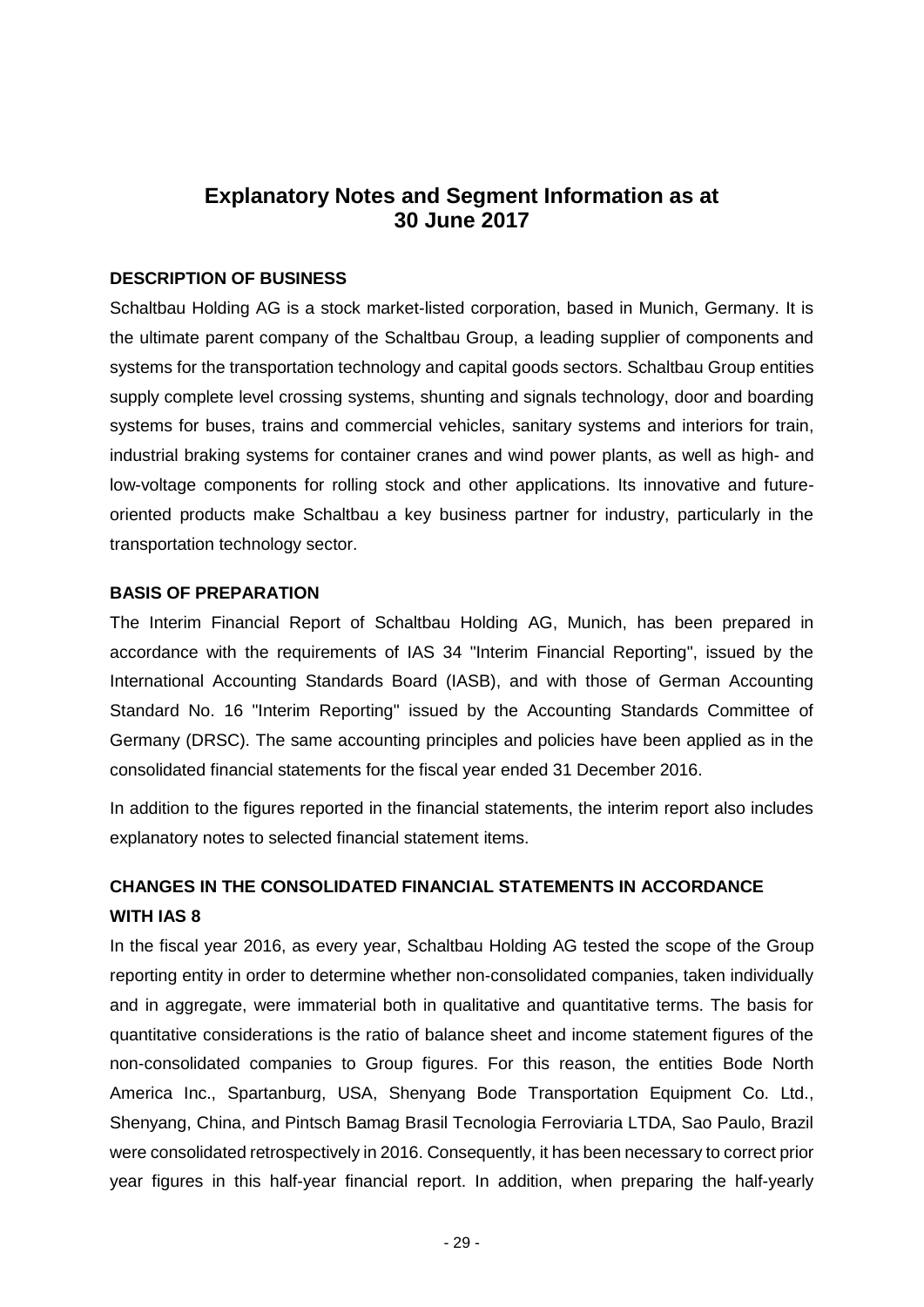# Explanatory Notes and Segment Information as at 30 June 2017

### DESCRIPTION OF BUSINESS

Schaltbau Holding AG is a stock market-listed corporation, based in Munich, Germany. It is the ultimate parent company of the Schaltbau Group, a leading supplier of components and systems for the transportation technology and capital goods sectors. Schaltbau Group entities supply complete level crossing systems, shunting and signals technology, door and boarding systems for buses, trains and commercial vehicles, sanitary systems and interiors for train, industrial braking systems for container cranes and wind power plants, as well as high- and low-voltage components for rolling stock and other applications. Its innovative and future-oriented products make Schaltbau a key business partner for industry, particularly in the transportation technology sector.

### BASIS OF PREPARATION

The Interim Financial Report of Schaltbau Holding AG, Munich, has been prepared in accordance with the requirements of IAS 34 "Interim Financial Reporting", issued by the International Accounting Standards Board (IASB), and with those of German Accounting Standard No. 16 "Interim Reporting" issued by the Accounting Standards Committee of Germany (DRSC). The same accounting principles and policies have been applied as in the consolidated financial statements for the fiscal year ended 31 December 2016.

In addition to the figures reported in the financial statements, the interim report also includes explanatory notes to selected financial statement items.

### CHANGES IN THE CONSOLIDATED FINANCIAL STATEMENTS IN ACCORDANCE WITH IAS 8

In the fiscal year 2016, as every year, Schaltbau Holding AG tested the scope of the Group reporting entity in order to determine whether non-consolidated companies, taken individually and in aggregate, were immaterial both in qualitative and quantitative terms. The basis for quantitative considerations is the ratio of balance sheet and income statement figures of the non-consolidated companies to Group figures. For this reason, the entities Bode North America Inc., Spartanburg, USA, Shenyang Bode Transportation Equipment Co. Ltd., Shenyang, China, and Pintsch Bamag Brasil Tecnologia Ferroviaria LTDA, Sao Paulo, Brazil were consolidated retrospectively in 2016. Consequently, it has been necessary to correct prior year figures in this half-year financial report. In addition, when preparing the half-yearly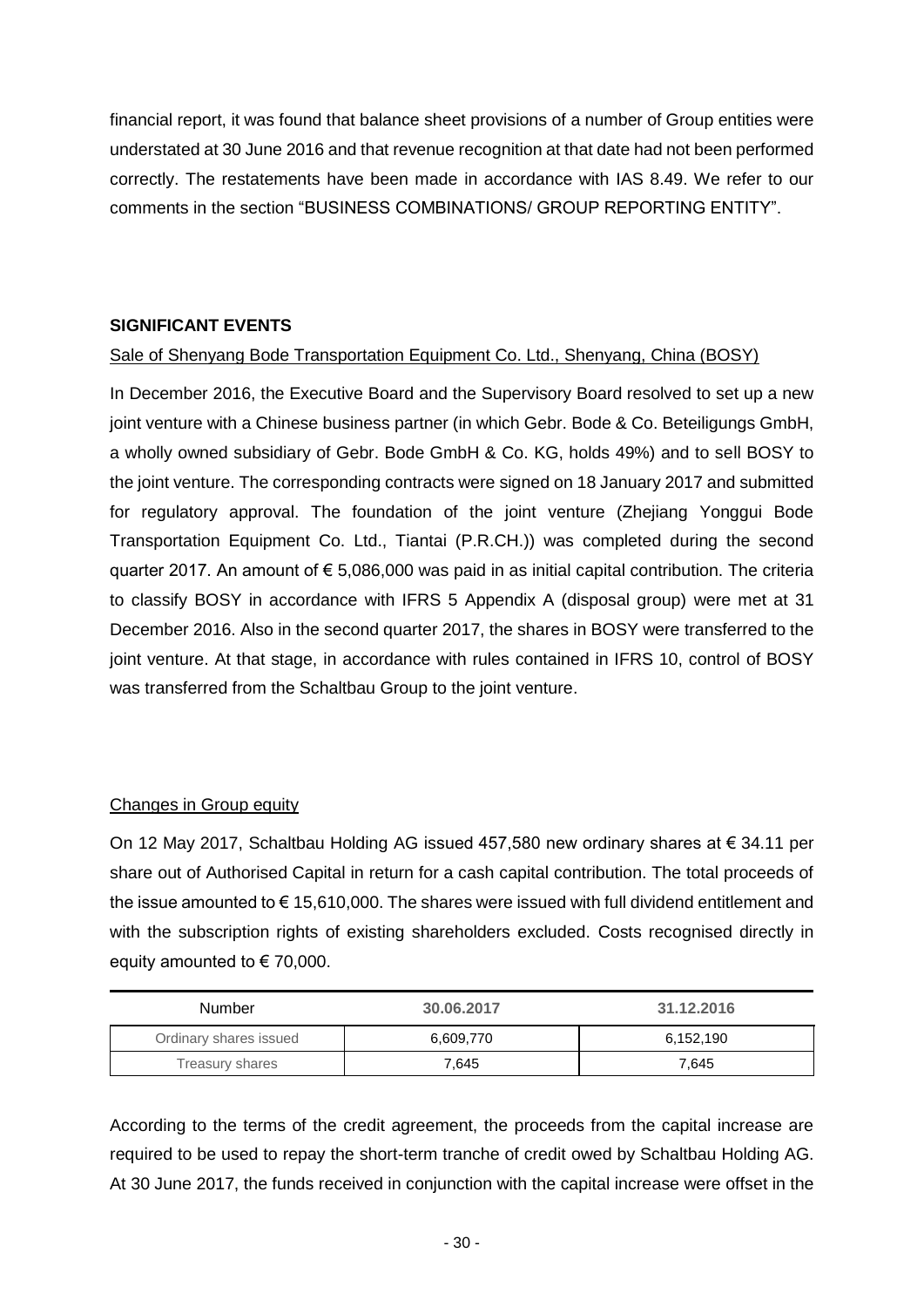financial report, it was found that balance sheet provisions of a number of Group entities were understated at 30 June 2016 and that revenue recognition at that date had not been performed correctly. The restatements have been made in accordance with IAS 8.49. We refer to our comments in the section "BUSINESS COMBINATIONS/ GROUP REPORTING ENTITY".

## SIGNIFICANT EVENTS

Sale of Shenyang Bode Transportation Equipment Co. Ltd., Shenyang, China (BOSY)

In December 2016, the Executive Board and the Supervisory Board resolved to set up a new joint venture with a Chinese business partner (in which Gebr. Bode & Co. Beteiligungs GmbH, a wholly owned subsidiary of Gebr. Bode GmbH & Co. KG, holds 49%) and to sell BOSY to the joint venture. The corresponding contracts were signed on 18 January 2017 and submitted for regulatory approval. The foundation of the joint venture (Zhejiang Yonggui Bode Transportation Equipment Co. Ltd., Tiantai (P.R.CH.)) was completed during the second quarter 2017. An amount of € 5,086,000 was paid in as initial capital contribution. The criteria to classify BOSY in accordance with IFRS 5 Appendix A (disposal group) were met at 31 December 2016. Also in the second quarter 2017, the shares in BOSY were transferred to the joint venture. At that stage, in accordance with rules contained in IFRS 10, control of BOSY was transferred from the Schaltbau Group to the joint venture.

Changes in Group equity

On 12 May 2017, Schaltbau Holding AG issued 457,580 new ordinary shares at € 34.11 per share out of Authorised Capital in return for a cash capital contribution. The total proceeds of the issue amounted to € 15,610,000. The shares were issued with full dividend entitlement and with the subscription rights of existing shareholders excluded. Costs recognised directly in equity amounted to € 70,000.

| Number | 30.06.2017 | 31.12.2016 |
|---|---|---|
| Ordinary shares issued | 6,609,770 | 6,152,190 |
| Treasury shares | 7,645 | 7,645 |

According to the terms of the credit agreement, the proceeds from the capital increase are required to be used to repay the short-term tranche of credit owed by Schaltbau Holding AG. At 30 June 2017, the funds received in conjunction with the capital increase were offset in the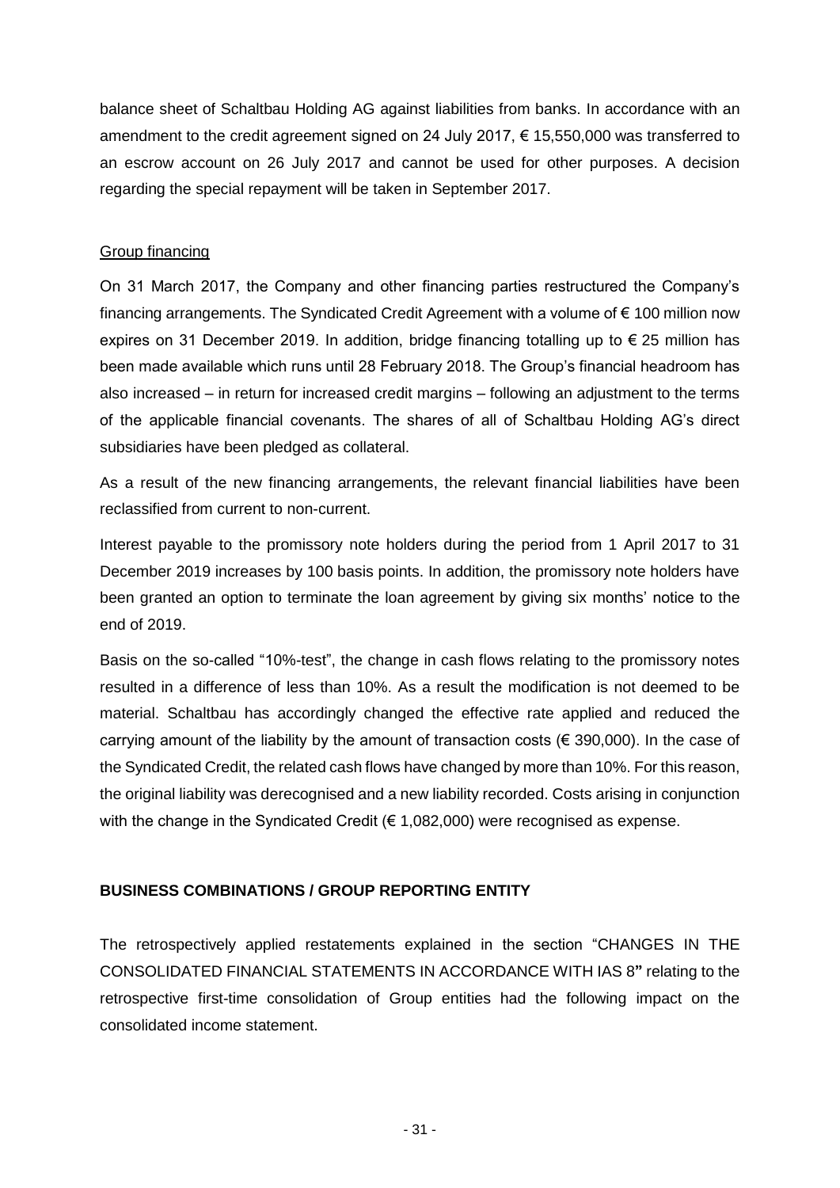balance sheet of Schaltbau Holding AG against liabilities from banks. In accordance with an amendment to the credit agreement signed on 24 July 2017, € 15,550,000 was transferred to an escrow account on 26 July 2017 and cannot be used for other purposes. A decision regarding the special repayment will be taken in September 2017.

Group financing

On 31 March 2017, the Company and other financing parties restructured the Company's financing arrangements. The Syndicated Credit Agreement with a volume of € 100 million now expires on 31 December 2019. In addition, bridge financing totalling up to € 25 million has been made available which runs until 28 February 2018. The Group's financial headroom has also increased – in return for increased credit margins – following an adjustment to the terms of the applicable financial covenants. The shares of all of Schaltbau Holding AG's direct subsidiaries have been pledged as collateral.

As a result of the new financing arrangements, the relevant financial liabilities have been reclassified from current to non-current.

Interest payable to the promissory note holders during the period from 1 April 2017 to 31 December 2019 increases by 100 basis points. In addition, the promissory note holders have been granted an option to terminate the loan agreement by giving six months' notice to the end of 2019.

Basis on the so-called "10%-test", the change in cash flows relating to the promissory notes resulted in a difference of less than 10%. As a result the modification is not deemed to be material. Schaltbau has accordingly changed the effective rate applied and reduced the carrying amount of the liability by the amount of transaction costs (€ 390,000). In the case of the Syndicated Credit, the related cash flows have changed by more than 10%. For this reason, the original liability was derecognised and a new liability recorded. Costs arising in conjunction with the change in the Syndicated Credit (€ 1,082,000) were recognised as expense.

## BUSINESS COMBINATIONS / GROUP REPORTING ENTITY

The retrospectively applied restatements explained in the section "CHANGES IN THE CONSOLIDATED FINANCIAL STATEMENTS IN ACCORDANCE WITH IAS 8**"** relating to the retrospective first-time consolidation of Group entities had the following impact on the consolidated income statement.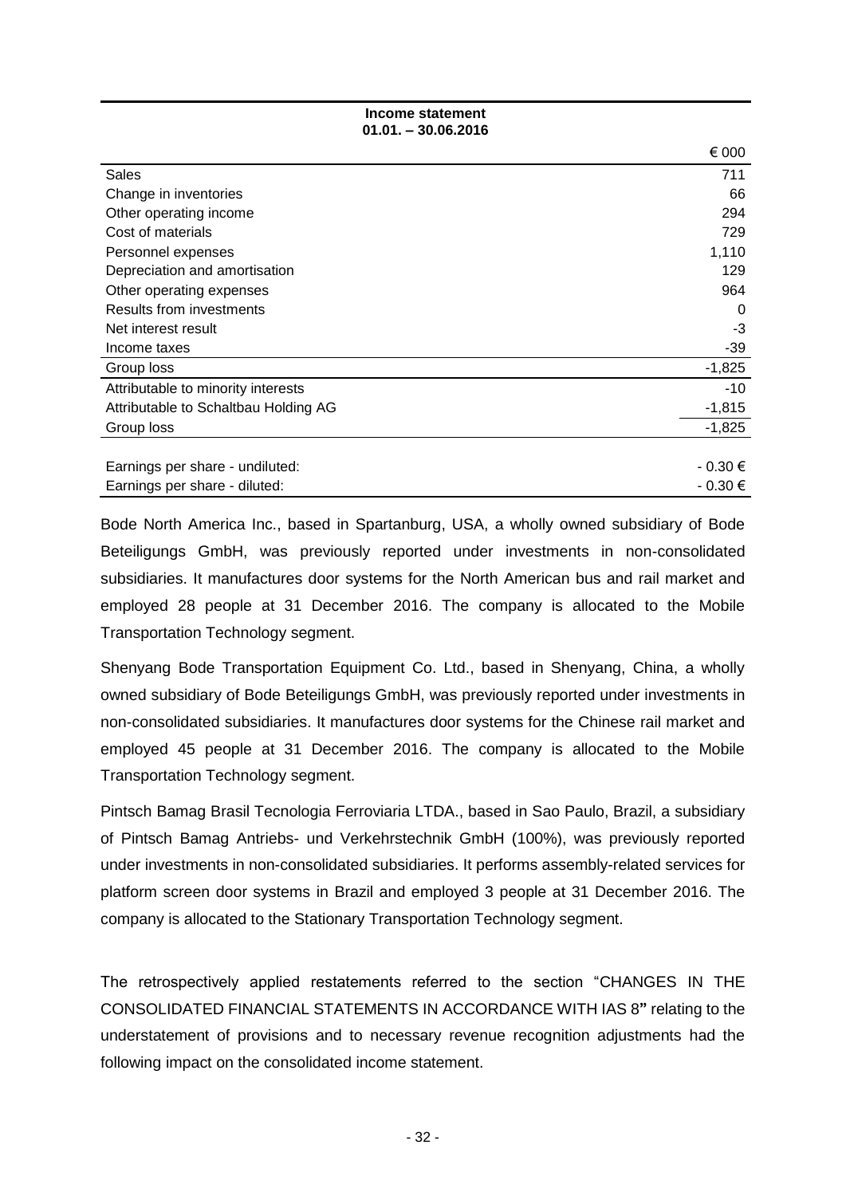| Income statement<br>01.01. – 30.06.2016 | |
|---|---|
| | € 000 |
| Sales | 711 |
| Change in inventories | 66 |
| Other operating income | 294 |
| Cost of materials | 729 |
| Personnel expenses | 1,110 |
| Depreciation and amortisation | 129 |
| Other operating expenses | 964 |
| Results from investments | 0 |
| Net interest result | -3 |
| Income taxes | -39 |
| Group loss | -1,825 |
| Attributable to minority interests | -10 |
| Attributable to Schaltbau Holding AG | -1,815 |
| Group loss | -1,825 |
| | |
| Earnings per share - undiluted: | - 0.30 € |
| Earnings per share - diluted: | - 0.30 € |

Bode North America Inc., based in Spartanburg, USA, a wholly owned subsidiary of Bode Beteiligungs GmbH, was previously reported under investments in non-consolidated subsidiaries. It manufactures door systems for the North American bus and rail market and employed 28 people at 31 December 2016. The company is allocated to the Mobile Transportation Technology segment.

Shenyang Bode Transportation Equipment Co. Ltd., based in Shenyang, China, a wholly owned subsidiary of Bode Beteiligungs GmbH, was previously reported under investments in non-consolidated subsidiaries. It manufactures door systems for the Chinese rail market and employed 45 people at 31 December 2016. The company is allocated to the Mobile Transportation Technology segment.

Pintsch Bamag Brasil Tecnologia Ferroviaria LTDA., based in Sao Paulo, Brazil, a subsidiary of Pintsch Bamag Antriebs- und Verkehrstechnik GmbH (100%), was previously reported under investments in non-consolidated subsidiaries. It performs assembly-related services for platform screen door systems in Brazil and employed 3 people at 31 December 2016. The company is allocated to the Stationary Transportation Technology segment.

The retrospectively applied restatements referred to the section "CHANGES IN THE CONSOLIDATED FINANCIAL STATEMENTS IN ACCORDANCE WITH IAS 8**"** relating to the understatement of provisions and to necessary revenue recognition adjustments had the following impact on the consolidated income statement.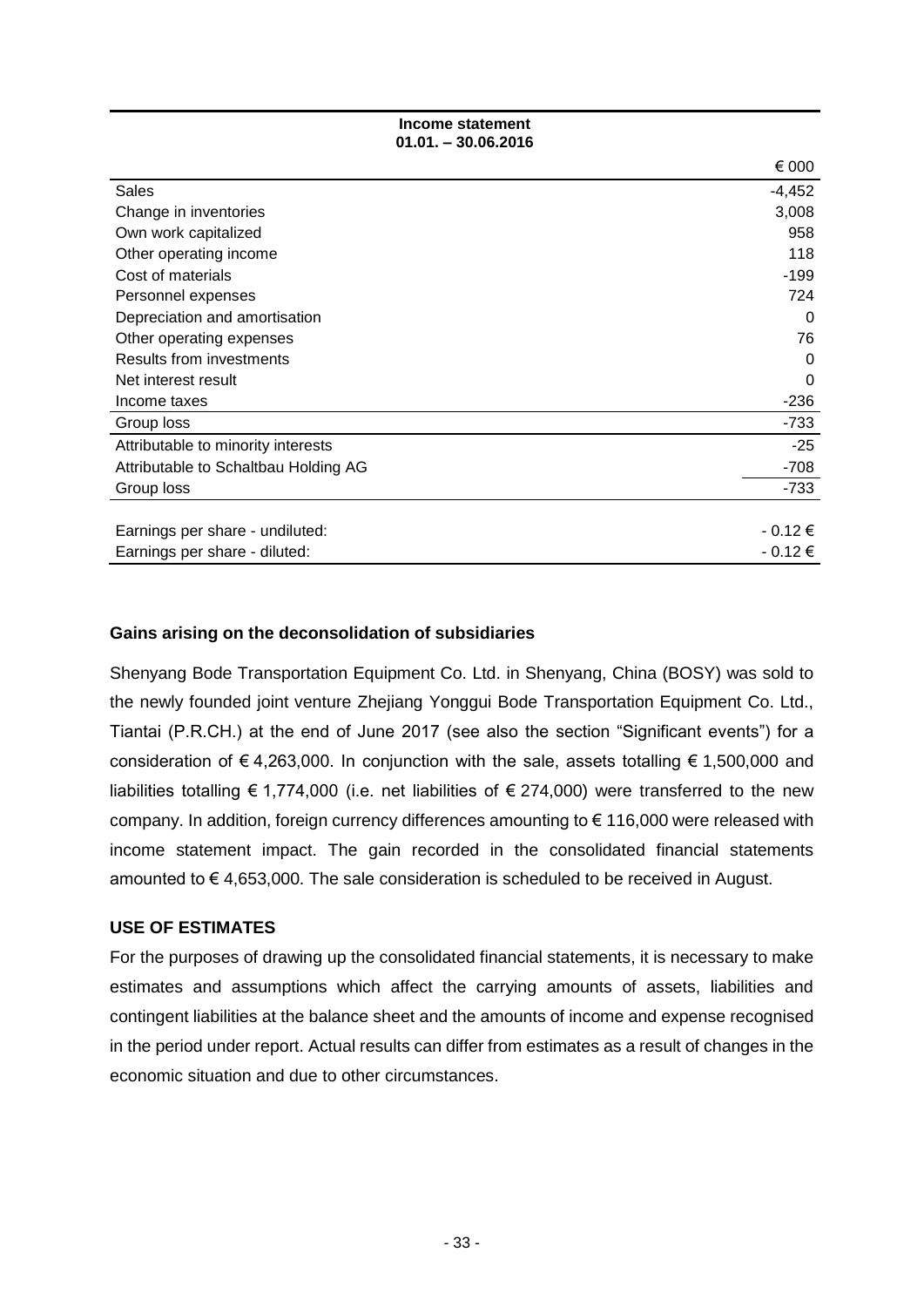| Income statement<br>01.01. – 30.06.2016 | |
|---|---|
| | € 000 |
| Sales | -4,452 |
| Change in inventories | 3,008 |
| Own work capitalized | 958 |
| Other operating income | 118 |
| Cost of materials | -199 |
| Personnel expenses | 724 |
| Depreciation and amortisation | 0 |
| Other operating expenses | 76 |
| Results from investments | 0 |
| Net interest result | 0 |
| Income taxes | -236 |
| Group loss | -733 |
| Attributable to minority interests | -25 |
| Attributable to Schaltbau Holding AG | -708 |
| Group loss | -733 |
| | |
| Earnings per share - undiluted: | - 0.12 € |
| Earnings per share - diluted: | - 0.12 € |

**Gains arising on the deconsolidation of subsidiaries**

Shenyang Bode Transportation Equipment Co. Ltd. in Shenyang, China (BOSY) was sold to the newly founded joint venture Zhejiang Yonggui Bode Transportation Equipment Co. Ltd., Tiantai (P.R.CH.) at the end of June 2017 (see also the section "Significant events") for a consideration of € 4,263,000. In conjunction with the sale, assets totalling € 1,500,000 and liabilities totalling € 1,774,000 (i.e. net liabilities of € 274,000) were transferred to the new company. In addition, foreign currency differences amounting to € 116,000 were released with income statement impact. The gain recorded in the consolidated financial statements amounted to € 4,653,000. The sale consideration is scheduled to be received in August.

**USE OF ESTIMATES**

For the purposes of drawing up the consolidated financial statements, it is necessary to make estimates and assumptions which affect the carrying amounts of assets, liabilities and contingent liabilities at the balance sheet and the amounts of income and expense recognised in the period under report. Actual results can differ from estimates as a result of changes in the economic situation and due to other circumstances.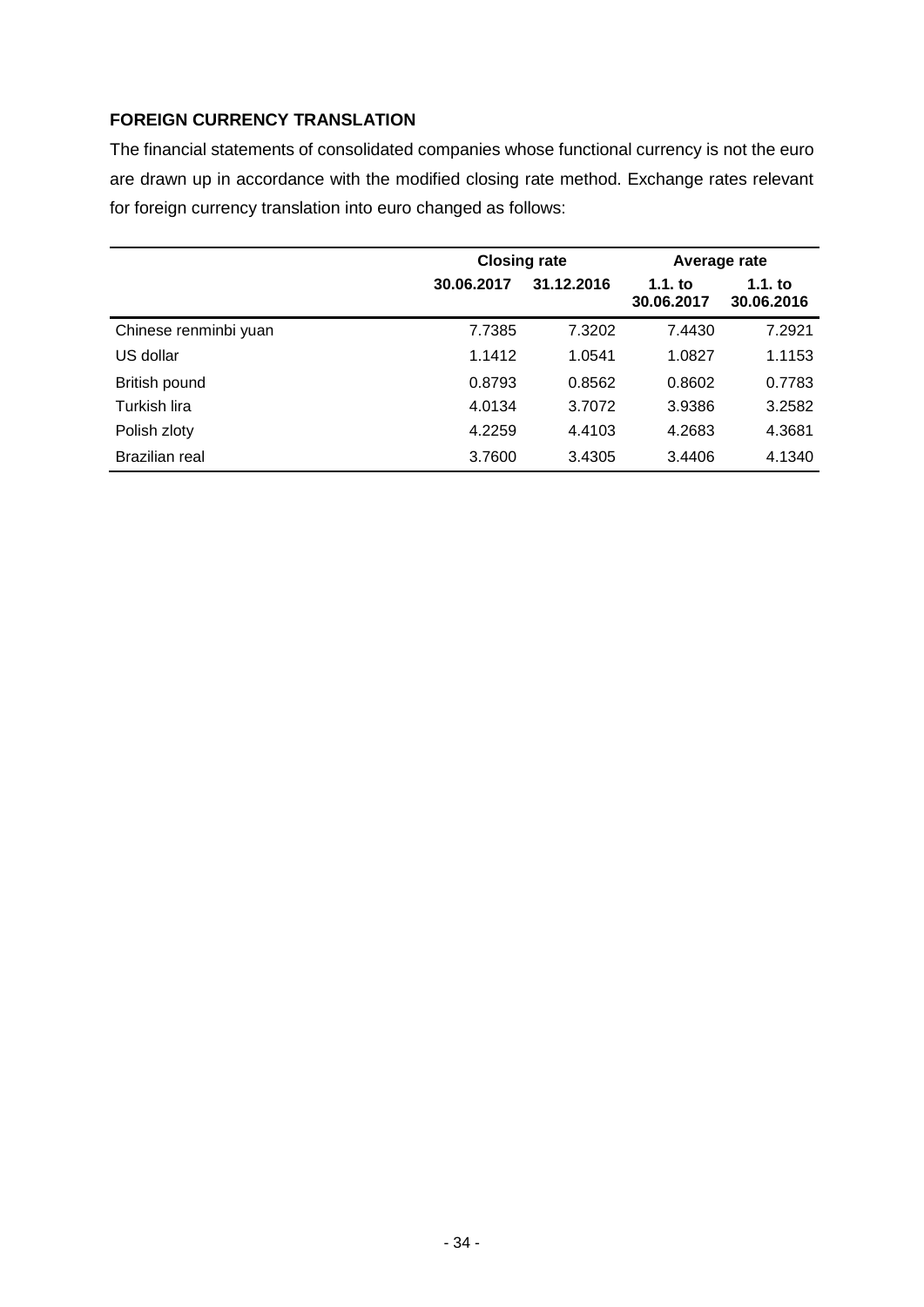## FOREIGN CURRENCY TRANSLATION

The financial statements of consolidated companies whose functional currency is not the euro are drawn up in accordance with the modified closing rate method. Exchange rates relevant for foreign currency translation into euro changed as follows:

| | Closing rate | | Average rate | |
|---|---|---|---|---|
| | 30.06.2017 | 31.12.2016 | 1.1. to 30.06.2017 | 1.1. to 30.06.2016 |
| Chinese renminbi yuan | 7.7385 | 7.3202 | 7.4430 | 7.2921 |
| US dollar | 1.1412 | 1.0541 | 1.0827 | 1.1153 |
| British pound | 0.8793 | 0.8562 | 0.8602 | 0.7783 |
| Turkish lira | 4.0134 | 3.7072 | 3.9386 | 3.2582 |
| Polish zloty | 4.2259 | 4.4103 | 4.2683 | 4.3681 |
| Brazilian real | 3.7600 | 3.4305 | 3.4406 | 4.1340 |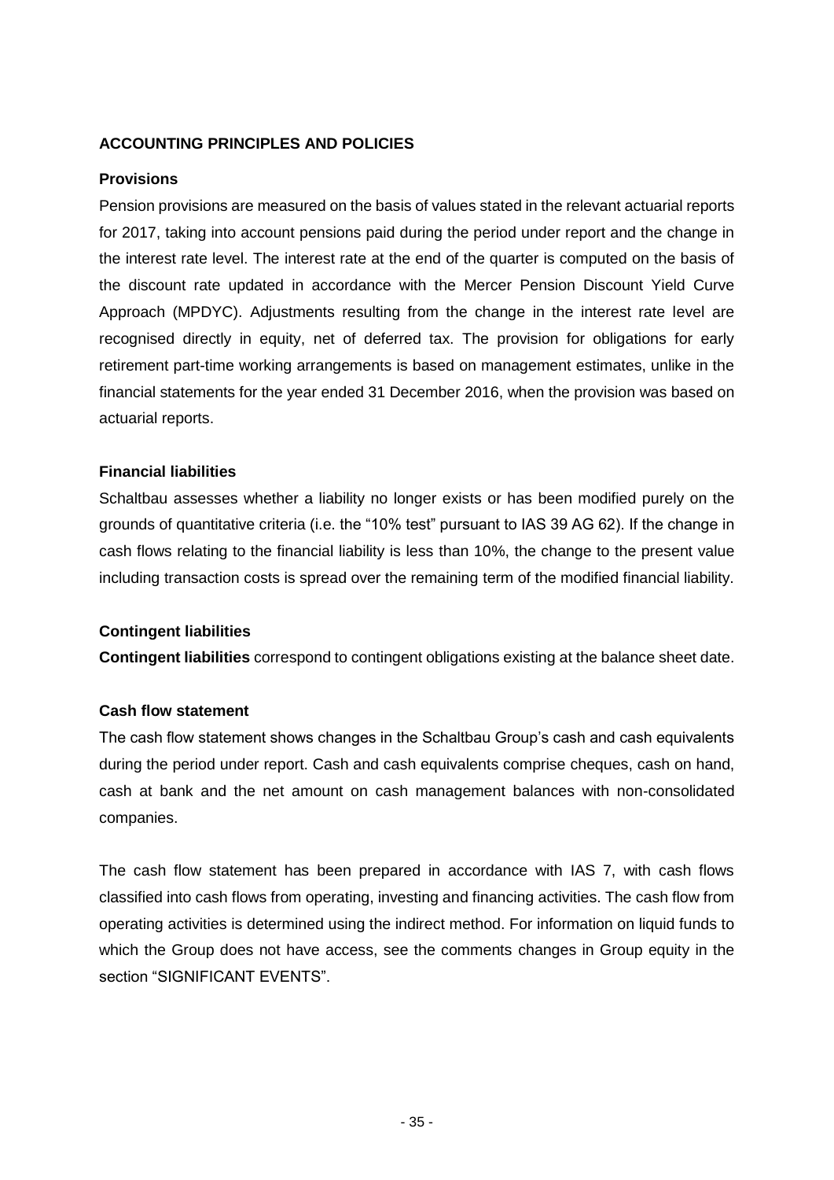## ACCOUNTING PRINCIPLES AND POLICIES

### Provisions

Pension provisions are measured on the basis of values stated in the relevant actuarial reports for 2017, taking into account pensions paid during the period under report and the change in the interest rate level. The interest rate at the end of the quarter is computed on the basis of the discount rate updated in accordance with the Mercer Pension Discount Yield Curve Approach (MPDYC). Adjustments resulting from the change in the interest rate level are recognised directly in equity, net of deferred tax. The provision for obligations for early retirement part-time working arrangements is based on management estimates, unlike in the financial statements for the year ended 31 December 2016, when the provision was based on actuarial reports.

### Financial liabilities

Schaltbau assesses whether a liability no longer exists or has been modified purely on the grounds of quantitative criteria (i.e. the "10% test" pursuant to IAS 39 AG 62). If the change in cash flows relating to the financial liability is less than 10%, the change to the present value including transaction costs is spread over the remaining term of the modified financial liability.

### Contingent liabilities

**Contingent liabilities** correspond to contingent obligations existing at the balance sheet date.

### Cash flow statement

The cash flow statement shows changes in the Schaltbau Group's cash and cash equivalents during the period under report. Cash and cash equivalents comprise cheques, cash on hand, cash at bank and the net amount on cash management balances with non-consolidated companies.

The cash flow statement has been prepared in accordance with IAS 7, with cash flows classified into cash flows from operating, investing and financing activities. The cash flow from operating activities is determined using the indirect method. For information on liquid funds to which the Group does not have access, see the comments changes in Group equity in the section "SIGNIFICANT EVENTS".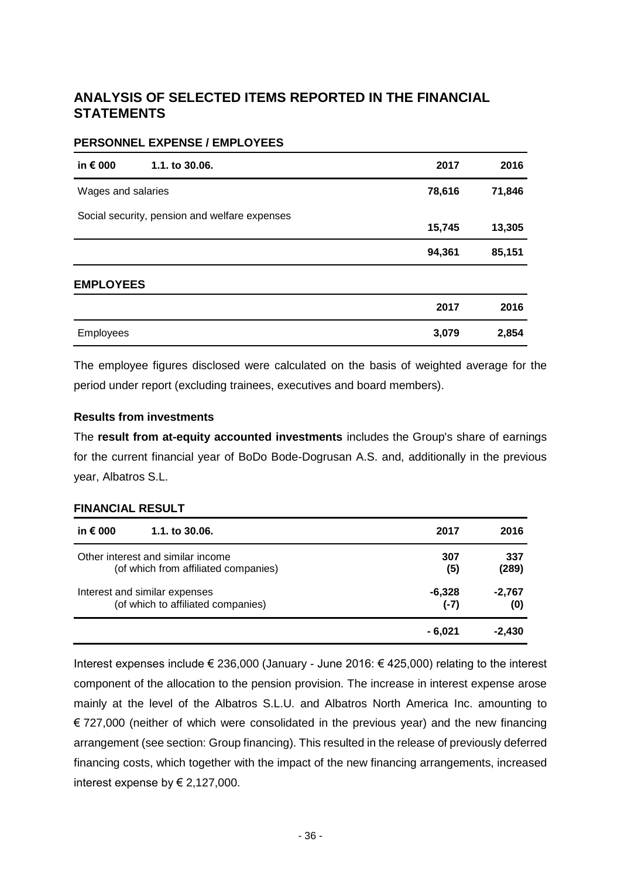# ANALYSIS OF SELECTED ITEMS REPORTED IN THE FINANCIAL STATEMENTS

## PERSONNEL EXPENSE / EMPLOYEES

| in € 000 | 1.1. to 30.06. | 2017 | 2016 |
|---|---|---|---|
| Wages and salaries | | **78,616** | **71,846** |
| Social security, pension and welfare expenses | | **15,745** | **13,305** |
| | | **94,361** | **85,151** |

## EMPLOYEES

| | 2017 | 2016 |
|---|---|---|
| Employees | **3,079** | **2,854** |

The employee figures disclosed were calculated on the basis of weighted average for the period under report (excluding trainees, executives and board members).

**Results from investments**

The **result from at-equity accounted investments** includes the Group's share of earnings for the current financial year of BoDo Bode-Dogrusan A.S. and, additionally in the previous year, Albatros S.L.

## FINANCIAL RESULT

| in € 000 | 1.1. to 30.06. | 2017 | 2016 |
|---|---|---|---|
| Other interest and similar income | | **307** | **337** |
| (of which from affiliated companies) | | **(5)** | **(289)** |
| Interest and similar expenses | | **-6,328** | **-2,767** |
| (of which to affiliated companies) | | **(-7)** | **(0)** |
| | | **- 6,021** | **-2,430** |

Interest expenses include € 236,000 (January - June 2016: € 425,000) relating to the interest component of the allocation to the pension provision. The increase in interest expense arose mainly at the level of the Albatros S.L.U. and Albatros North America Inc. amounting to € 727,000 (neither of which were consolidated in the previous year) and the new financing arrangement (see section: Group financing). This resulted in the release of previously deferred financing costs, which together with the impact of the new financing arrangements, increased interest expense by € 2,127,000.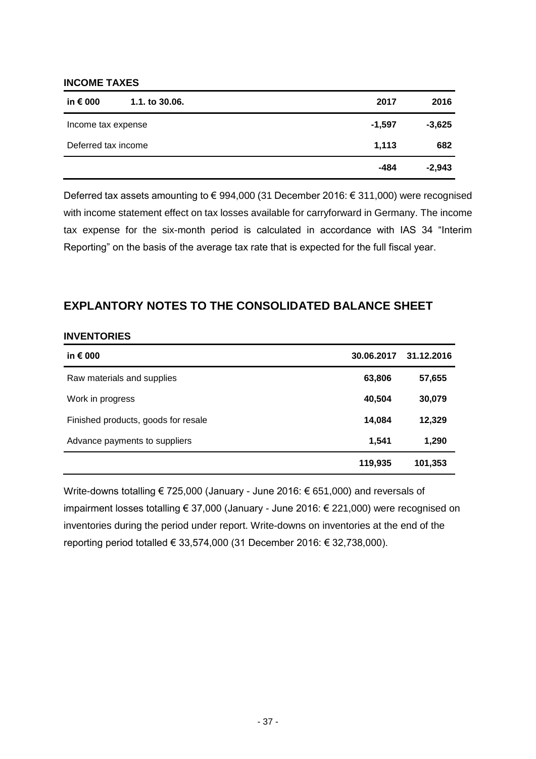### INCOME TAXES

| in € 000 | 1.1. to 30.06. | 2017 | 2016 |
|---|---|---|---|
| Income tax expense | | **-1,597** | **-3,625** |
| Deferred tax income | | **1,113** | **682** |
| | | **-484** | **-2,943** |

Deferred tax assets amounting to € 994,000 (31 December 2016: € 311,000) were recognised with income statement effect on tax losses available for carryforward in Germany. The income tax expense for the six-month period is calculated in accordance with IAS 34 "Interim Reporting" on the basis of the average tax rate that is expected for the full fiscal year.

## EXPLANTORY NOTES TO THE CONSOLIDATED BALANCE SHEET

### INVENTORIES

| in € 000 | 30.06.2017 | 31.12.2016 |
|---|---|---|
| Raw materials and supplies | **63,806** | **57,655** |
| Work in progress | **40,504** | **30,079** |
| Finished products, goods for resale | **14,084** | **12,329** |
| Advance payments to suppliers | **1,541** | **1,290** |
| | **119,935** | **101,353** |

Write-downs totalling € 725,000 (January - June 2016: € 651,000) and reversals of impairment losses totalling € 37,000 (January - June 2016: € 221,000) were recognised on inventories during the period under report. Write-downs on inventories at the end of the reporting period totalled € 33,574,000 (31 December 2016: € 32,738,000).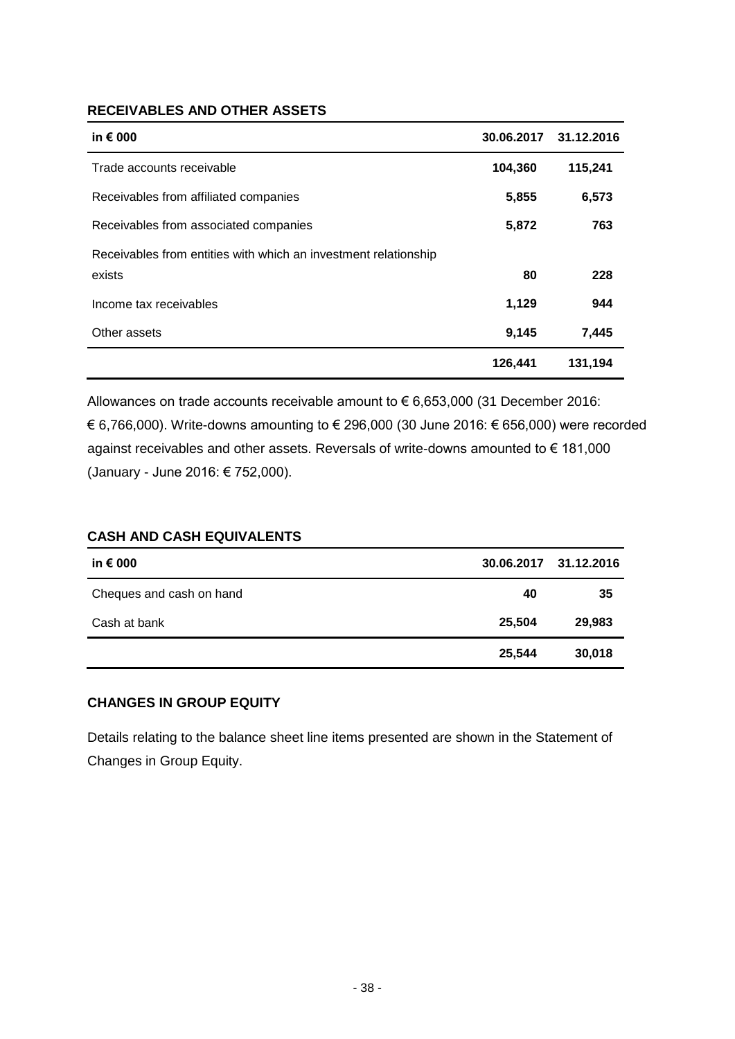## RECEIVABLES AND OTHER ASSETS

| in € 000 | 30.06.2017 | 31.12.2016 |
|---|---|---|
| Trade accounts receivable | **104,360** | **115,241** |
| Receivables from affiliated companies | **5,855** | **6,573** |
| Receivables from associated companies | **5,872** | **763** |
| Receivables from entities with which an investment relationship exists | **80** | **228** |
| Income tax receivables | **1,129** | **944** |
| Other assets | **9,145** | **7,445** |
| | **126,441** | **131,194** |

Allowances on trade accounts receivable amount to € 6,653,000 (31 December 2016: € 6,766,000). Write-downs amounting to € 296,000 (30 June 2016: € 656,000) were recorded against receivables and other assets. Reversals of write-downs amounted to € 181,000 (January - June 2016: € 752,000).

## CASH AND CASH EQUIVALENTS

| in € 000 | 30.06.2017 | 31.12.2016 |
|---|---|---|
| Cheques and cash on hand | **40** | **35** |
| Cash at bank | **25,504** | **29,983** |
| | **25,544** | **30,018** |

## CHANGES IN GROUP EQUITY

Details relating to the balance sheet line items presented are shown in the Statement of Changes in Group Equity.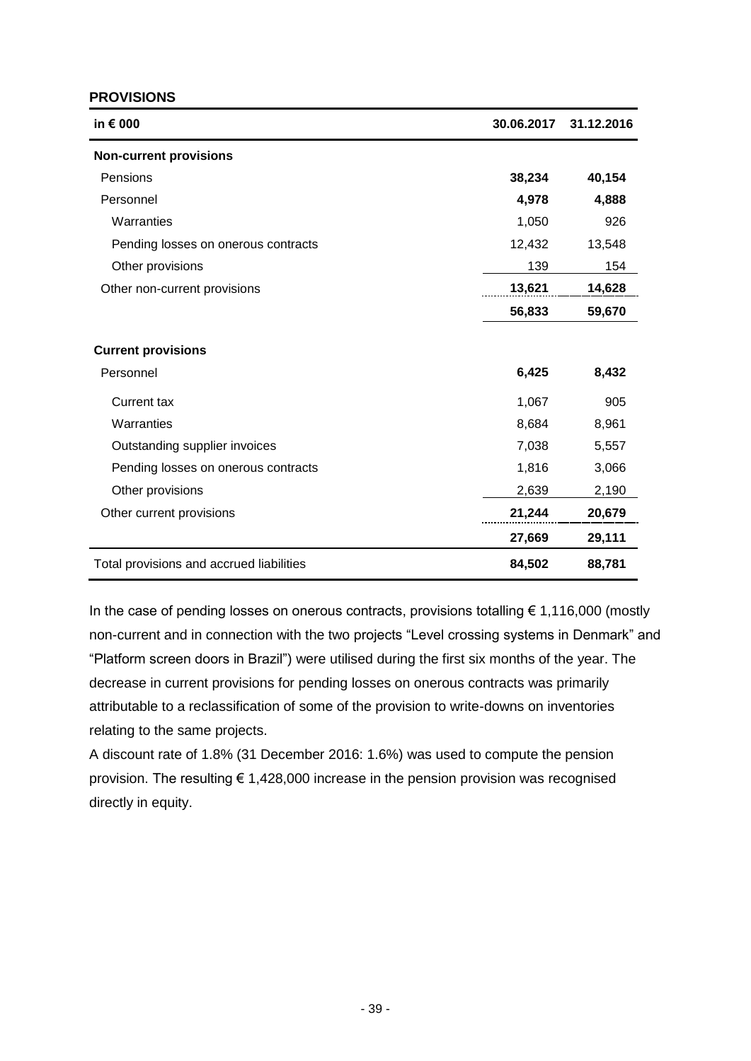## PROVISIONS

| in € 000 | 30.06.2017 | 31.12.2016 |
|---|---|---|
| **Non-current provisions** | | |
| Pensions | **38,234** | **40,154** |
| Personnel | **4,978** | **4,888** |
| Warranties | 1,050 | 926 |
| Pending losses on onerous contracts | 12,432 | 13,548 |
| Other provisions | 139 | 154 |
| Other non-current provisions | **13,621** | **14,628** |
| | **56,833** | **59,670** |
| **Current provisions** | | |
| Personnel | **6,425** | **8,432** |
| Current tax | 1,067 | 905 |
| Warranties | 8,684 | 8,961 |
| Outstanding supplier invoices | 7,038 | 5,557 |
| Pending losses on onerous contracts | 1,816 | 3,066 |
| Other provisions | 2,639 | 2,190 |
| Other current provisions | **21,244** | **20,679** |
| | **27,669** | **29,111** |
| Total provisions and accrued liabilities | **84,502** | **88,781** |

In the case of pending losses on onerous contracts, provisions totalling € 1,116,000 (mostly non-current and in connection with the two projects "Level crossing systems in Denmark" and "Platform screen doors in Brazil") were utilised during the first six months of the year. The decrease in current provisions for pending losses on onerous contracts was primarily attributable to a reclassification of some of the provision to write-downs on inventories relating to the same projects.

A discount rate of 1.8% (31 December 2016: 1.6%) was used to compute the pension provision. The resulting € 1,428,000 increase in the pension provision was recognised directly in equity.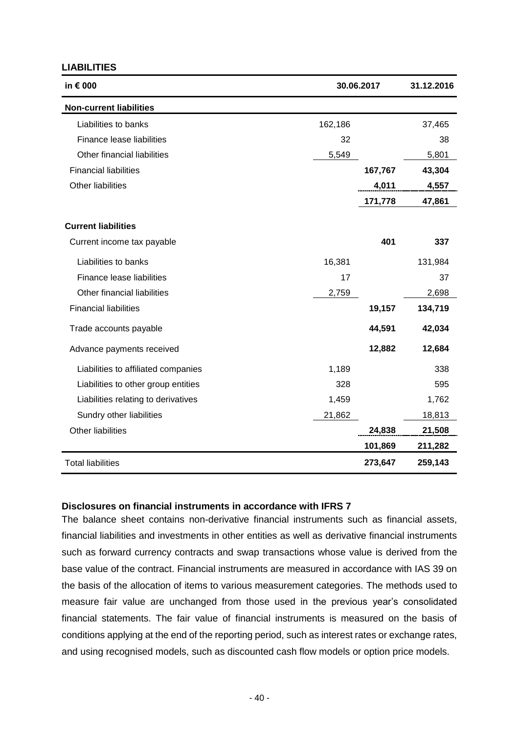## LIABILITIES

| in € 000 | 30.06.2017 | | 31.12.2016 |
|---|---|---|---|
| **Non-current liabilities** | | | |
| Liabilities to banks | 162,186 | | 37,465 |
| Finance lease liabilities | 32 | | 38 |
| Other financial liabilities | 5,549 | | 5,801 |
| Financial liabilities | | **167,767** | **43,304** |
| Other liabilities | | **4,011** | **4,557** |
| | | **171,778** | **47,861** |
| **Current liabilities** | | | |
| Current income tax payable | | **401** | **337** |
| Liabilities to banks | 16,381 | | 131,984 |
| Finance lease liabilities | 17 | | 37 |
| Other financial liabilities | 2,759 | | 2,698 |
| Financial liabilities | | **19,157** | **134,719** |
| Trade accounts payable | | **44,591** | **42,034** |
| Advance payments received | | **12,882** | **12,684** |
| Liabilities to affiliated companies | 1,189 | | 338 |
| Liabilities to other group entities | 328 | | 595 |
| Liabilities relating to derivatives | 1,459 | | 1,762 |
| Sundry other liabilities | 21,862 | | 18,813 |
| Other liabilities | | **24,838** | **21,508** |
| | | **101,869** | **211,282** |
| Total liabilities | | **273,647** | **259,143** |

**Disclosures on financial instruments in accordance with IFRS 7**

The balance sheet contains non-derivative financial instruments such as financial assets, financial liabilities and investments in other entities as well as derivative financial instruments such as forward currency contracts and swap transactions whose value is derived from the base value of the contract. Financial instruments are measured in accordance with IAS 39 on the basis of the allocation of items to various measurement categories. The methods used to measure fair value are unchanged from those used in the previous year's consolidated financial statements. The fair value of financial instruments is measured on the basis of conditions applying at the end of the reporting period, such as interest rates or exchange rates, and using recognised models, such as discounted cash flow models or option price models.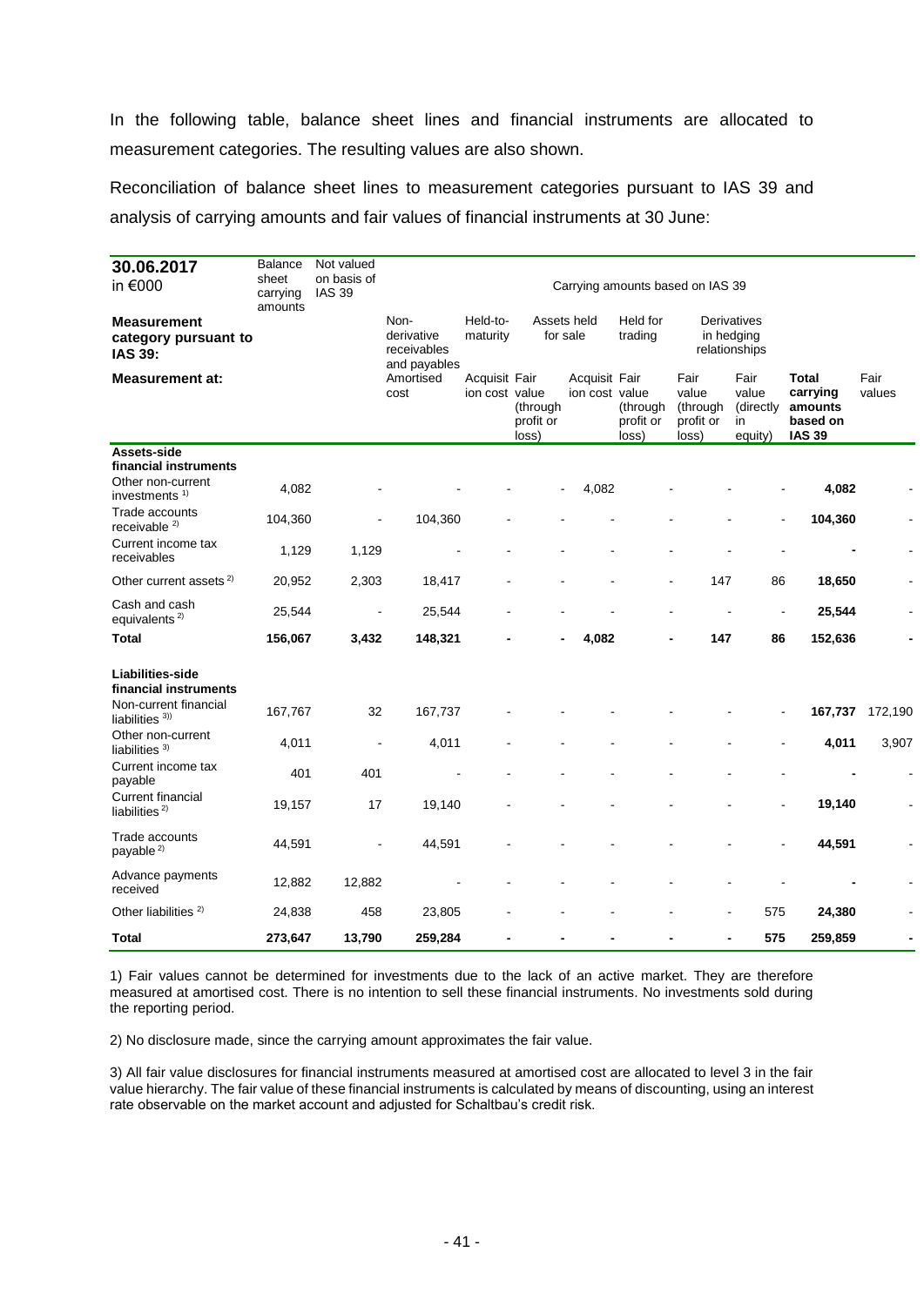In the following table, balance sheet lines and financial instruments are allocated to measurement categories. The resulting values are also shown.

Reconciliation of balance sheet lines to measurement categories pursuant to IAS 39 and analysis of carrying amounts and fair values of financial instruments at 30 June:

| **30.06.2017** in €000 | Balance sheet carrying amounts | Not valued on basis of IAS 39 | Carrying amounts based on IAS 39 | | | | | | | | | |
|---|---|---|---|---|---|---|---|---|---|---|---|---|
| **Measurement category pursuant to IAS 39:** | | | Non-derivative receivables and payables | Held-to-maturity | Assets held for sale | | Held for trading | Derivatives in hedging relationships | | | | |
| **Measurement at:** | | | Amortised cost | Acquisition cost | Fair value (through profit or loss) | Acquisition cost | Fair value (through profit or loss) | Fair value (through profit or loss) | Fair value (directly in equity) | **Total carrying amounts based on IAS 39** | Fair values |
| **Assets-side financial instruments** | | | | | | | | | | | |
| Other non-current investments [1] | 4,082 | - | - | - | - | 4,082 | - | - | - | **4,082** | - |
| Trade accounts receivable [2] | 104,360 | - | 104,360 | - | - | - | - | - | - | **104,360** | - |
| Current income tax receivables | 1,129 | 1,129 | - | - | - | - | - | - | - | **-** | - |
| Other current assets [2] | 20,952 | 2,303 | 18,417 | - | - | - | - | 147 | 86 | **18,650** | - |
| Cash and cash equivalents [2] | 25,544 | - | 25,544 | - | - | - | - | - | - | **25,544** | - |
| **Total** | **156,067** | **3,432** | **148,321** | **-** | **-** | **4,082** | **-** | **147** | **86** | **152,636** | **-** |
| **Liabilities-side financial instruments** | | | | | | | | | | | |
| Non-current financial liabilities [3] | 167,767 | 32 | 167,737 | - | - | - | - | - | - | **167,737** | 172,190 |
| Other non-current liabilities [3] | 4,011 | - | 4,011 | - | - | - | - | - | - | **4,011** | 3,907 |
| Current income tax payable | 401 | 401 | - | - | - | - | - | - | - | **-** | - |
| Current financial liabilities [2] | 19,157 | 17 | 19,140 | - | - | - | - | - | - | **19,140** | - |
| Trade accounts payable [2] | 44,591 | - | 44,591 | - | - | - | - | - | - | **44,591** | - |
| Advance payments received | 12,882 | 12,882 | - | - | - | - | - | - | - | **-** | - |
| Other liabilities [2] | 24,838 | 458 | 23,805 | - | - | - | - | - | 575 | **24,380** | - |
| **Total** | **273,647** | **13,790** | **259,284** | **-** | **-** | **-** | **-** | **-** | **575** | **259,859** | **-** |

1) Fair values cannot be determined for investments due to the lack of an active market. They are therefore measured at amortised cost. There is no intention to sell these financial instruments. No investments sold during the reporting period.

2) No disclosure made, since the carrying amount approximates the fair value.

3) All fair value disclosures for financial instruments measured at amortised cost are allocated to level 3 in the fair value hierarchy. The fair value of these financial instruments is calculated by means of discounting, using an interest rate observable on the market account and adjusted for Schaltbau's credit risk.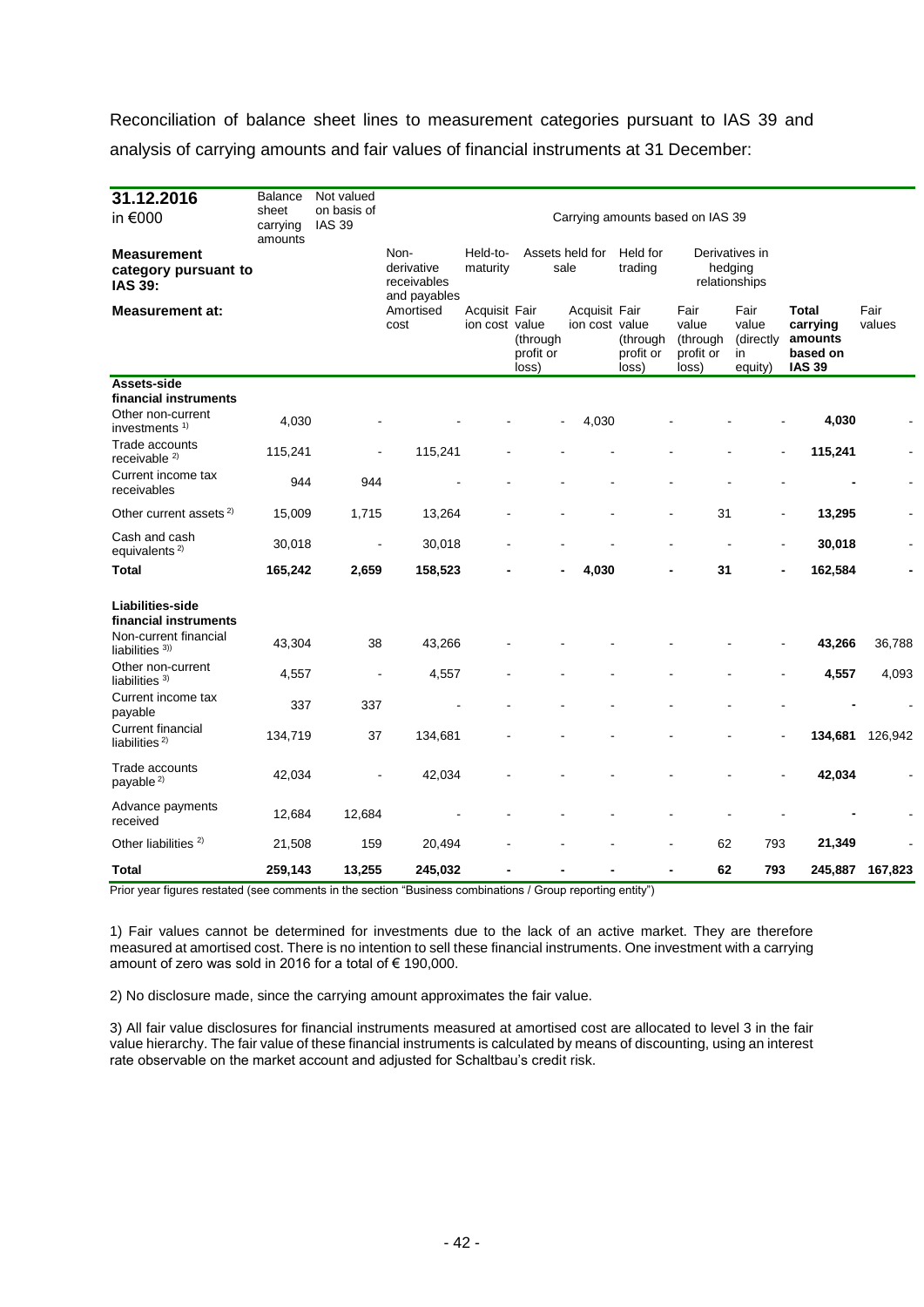Reconciliation of balance sheet lines to measurement categories pursuant to IAS 39 and analysis of carrying amounts and fair values of financial instruments at 31 December:

| **31.12.2016** in €000 | Balance sheet carrying amounts | Not valued on basis of IAS 39 | Carrying amounts based on IAS 39 | | | | | | | | | |
|---|---|---|---|---|---|---|---|---|---|---|---|---|
| **Measurement category pursuant to IAS 39:** | | | Non-derivative receivables and payables | Held-to-maturity | | Assets held for sale | | Held for trading | Derivatives in hedging relationships | | | |
| **Measurement at:** | | | Amortised cost | Acquisition cost | Fair value (through profit or loss) | Acquisition cost | Fair value | Fair value (through profit or loss) | Fair value (through profit or loss) | Fair value (directly in equity) | **Total carrying amounts based on IAS 39** | Fair values |
| **Assets-side financial instruments** | | | | | | | | | | | | |
| Other non-current investments [1] | 4,030 | | - | - | - | 4,030 | | - | - | - | **4,030** | - |
| Trade accounts receivable [2] | 115,241 | - | 115,241 | - | - | - | - | - | - | - | **115,241** | - |
| Current income tax receivables | 944 | 944 | - | - | - | - | - | - | - | - | **-** | - |
| Other current assets [2] | 15,009 | 1,715 | 13,264 | - | - | - | - | - | 31 | - | **13,295** | - |
| Cash and cash equivalents [2] | 30,018 | - | 30,018 | - | - | - | - | - | - | - | **30,018** | - |
| **Total** | **165,242** | **2,659** | **158,523** | **-** | **-** | **4,030** | | **-** | **31** | **-** | **162,584** | **-** |
| **Liabilities-side financial instruments** | | | | | | | | | | | | |
| Non-current financial liabilities [3] | 43,304 | 38 | 43,266 | - | - | - | - | - | - | - | **43,266** | 36,788 |
| Other non-current liabilities [3] | 4,557 | - | 4,557 | - | - | - | - | - | - | - | **4,557** | 4,093 |
| Current income tax payable | 337 | 337 | - | - | - | - | - | - | - | - | **-** | - |
| Current financial liabilities [2] | 134,719 | 37 | 134,681 | - | - | - | - | - | - | - | **134,681** | 126,942 |
| Trade accounts payable [2] | 42,034 | - | 42,034 | - | - | - | - | - | - | - | **42,034** | - |
| Advance payments received | 12,684 | 12,684 | - | - | - | - | - | - | - | - | **-** | - |
| Other liabilities [2] | 21,508 | 159 | 20,494 | - | - | - | - | - | 62 | 793 | **21,349** | - |
| **Total** | **259,143** | **13,255** | **245,032** | **-** | **-** | **-** | | **-** | **62** | **793** | **245,887** | **167,823** |

Prior year figures restated (see comments in the section "Business combinations / Group reporting entity")

1) Fair values cannot be determined for investments due to the lack of an active market. They are therefore measured at amortised cost. There is no intention to sell these financial instruments. One investment with a carrying amount of zero was sold in 2016 for a total of € 190,000.

2) No disclosure made, since the carrying amount approximates the fair value.

3) All fair value disclosures for financial instruments measured at amortised cost are allocated to level 3 in the fair value hierarchy. The fair value of these financial instruments is calculated by means of discounting, using an interest rate observable on the market account and adjusted for Schaltbau's credit risk.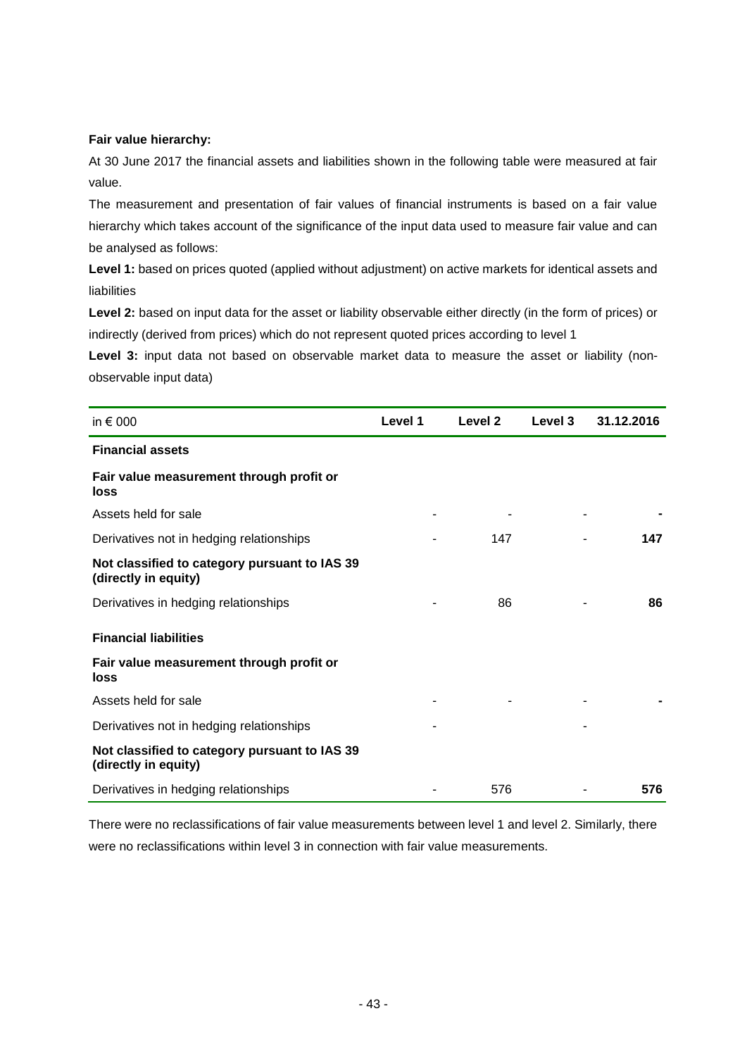**Fair value hierarchy:**

At 30 June 2017 the financial assets and liabilities shown in the following table were measured at fair value.

The measurement and presentation of fair values of financial instruments is based on a fair value hierarchy which takes account of the significance of the input data used to measure fair value and can be analysed as follows:

**Level 1:** based on prices quoted (applied without adjustment) on active markets for identical assets and liabilities

**Level 2:** based on input data for the asset or liability observable either directly (in the form of prices) or indirectly (derived from prices) which do not represent quoted prices according to level 1

**Level 3:** input data not based on observable market data to measure the asset or liability (non-observable input data)

| in € 000 | Level 1 | Level 2 | Level 3 | 31.12.2016 |
|---|---|---|---|---|
| **Financial assets** | | | | |
| **Fair value measurement through profit or loss** | | | | |
| Assets held for sale | - | - | - | - |
| Derivatives not in hedging relationships | - | 147 | - | **147** |
| **Not classified to category pursuant to IAS 39 (directly in equity)** | | | | |
| Derivatives in hedging relationships | - | 86 | - | **86** |
| **Financial liabilities** | | | | |
| **Fair value measurement through profit or loss** | | | | |
| Assets held for sale | - | - | - | - |
| Derivatives not in hedging relationships | - | | - | |
| **Not classified to category pursuant to IAS 39 (directly in equity)** | | | | |
| Derivatives in hedging relationships | - | 576 | - | **576** |

There were no reclassifications of fair value measurements between level 1 and level 2. Similarly, there were no reclassifications within level 3 in connection with fair value measurements.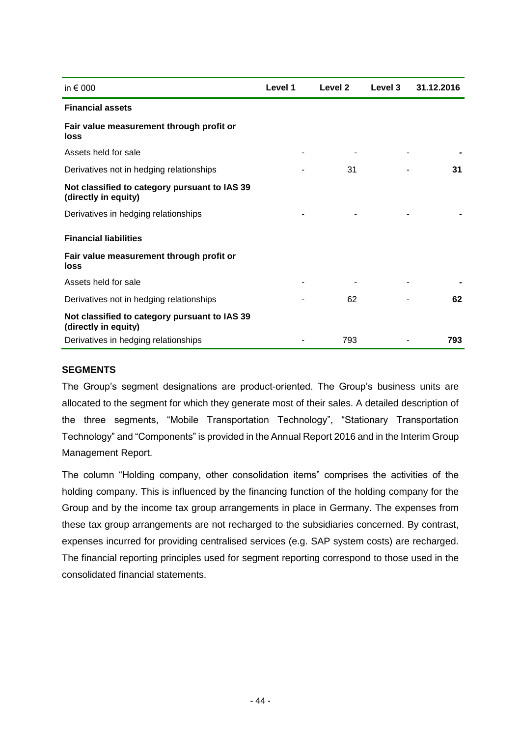| in € 000 | Level 1 | Level 2 | Level 3 | 31.12.2016 |
|---|---|---|---|---|
| **Financial assets** | | | | |
| **Fair value measurement through profit or loss** | | | | |
| Assets held for sale | - | - | - | **-** |
| Derivatives not in hedging relationships | - | 31 | - | **31** |
| **Not classified to category pursuant to IAS 39 (directly in equity)** | | | | |
| Derivatives in hedging relationships | - | - | - | **-** |
| **Financial liabilities** | | | | |
| **Fair value measurement through profit or loss** | | | | |
| Assets held for sale | - | - | - | **-** |
| Derivatives not in hedging relationships | - | 62 | - | **62** |
| **Not classified to category pursuant to IAS 39 (directly in equity)** | | | | |
| Derivatives in hedging relationships | - | 793 | - | **793** |

## SEGMENTS

The Group's segment designations are product-oriented. The Group's business units are allocated to the segment for which they generate most of their sales. A detailed description of the three segments, "Mobile Transportation Technology", "Stationary Transportation Technology" and "Components" is provided in the Annual Report 2016 and in the Interim Group Management Report.

The column "Holding company, other consolidation items" comprises the activities of the holding company. This is influenced by the financing function of the holding company for the Group and by the income tax group arrangements in place in Germany. The expenses from these tax group arrangements are not recharged to the subsidiaries concerned. By contrast, expenses incurred for providing centralised services (e.g. SAP system costs) are recharged. The financial reporting principles used for segment reporting correspond to those used in the consolidated financial statements.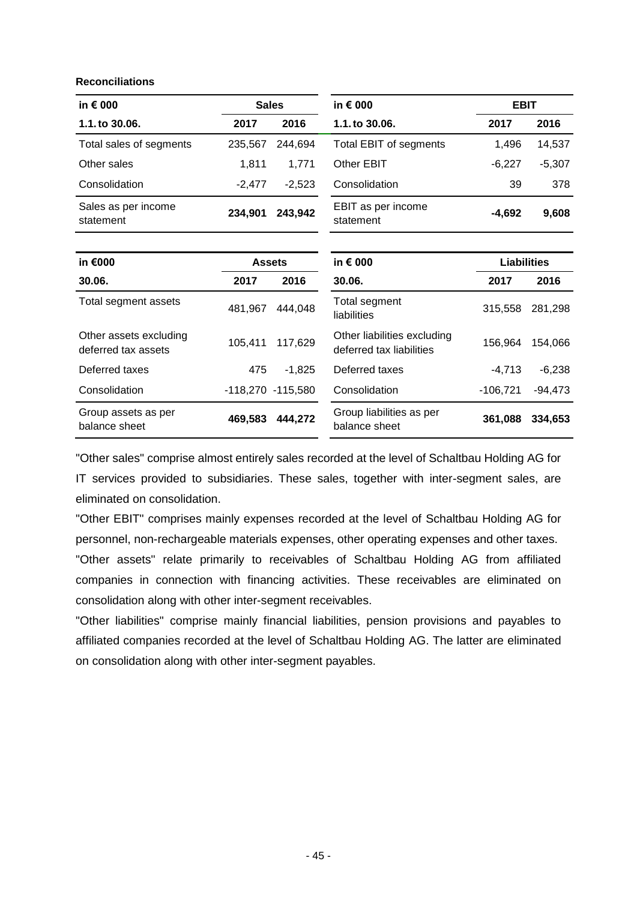**Reconciliations**

| in € 000 | Sales | |
|---|---|---|
| 1.1. to 30.06. | 2017 | 2016 |
| Total sales of segments | 235,567 | 244,694 |
| Other sales | 1,811 | 1,771 |
| Consolidation | -2,477 | -2,523 |
| Sales as per income statement | **234,901** | **243,942** |

| in € 000 | EBIT | |
|---|---|---|
| 1.1. to 30.06. | 2017 | 2016 |
| Total EBIT of segments | 1,496 | 14,537 |
| Other EBIT | -6,227 | -5,307 |
| Consolidation | 39 | 378 |
| EBIT as per income statement | **-4,692** | **9,608** |

| in €000 | Assets | |
|---|---|---|
| 30.06. | 2017 | 2016 |
| Total segment assets | 481,967 | 444,048 |
| Other assets excluding deferred tax assets | 105,411 | 117,629 |
| Deferred taxes | 475 | -1,825 |
| Consolidation | -118,270 | -115,580 |
| Group assets as per balance sheet | **469,583** | **444,272** |

| in € 000 | Liabilities | |
|---|---|---|
| 30.06. | 2017 | 2016 |
| Total segment liabilities | 315,558 | 281,298 |
| Other liabilities excluding deferred tax liabilities | 156,964 | 154,066 |
| Deferred taxes | -4,713 | -6,238 |
| Consolidation | -106,721 | -94,473 |
| Group liabilities as per balance sheet | **361,088** | **334,653** |

"Other sales" comprise almost entirely sales recorded at the level of Schaltbau Holding AG for IT services provided to subsidiaries. These sales, together with inter-segment sales, are eliminated on consolidation.

"Other EBIT" comprises mainly expenses recorded at the level of Schaltbau Holding AG for personnel, non-rechargeable materials expenses, other operating expenses and other taxes.

"Other assets" relate primarily to receivables of Schaltbau Holding AG from affiliated companies in connection with financing activities. These receivables are eliminated on consolidation along with other inter-segment receivables.

"Other liabilities" comprise mainly financial liabilities, pension provisions and payables to affiliated companies recorded at the level of Schaltbau Holding AG. The latter are eliminated on consolidation along with other inter-segment payables.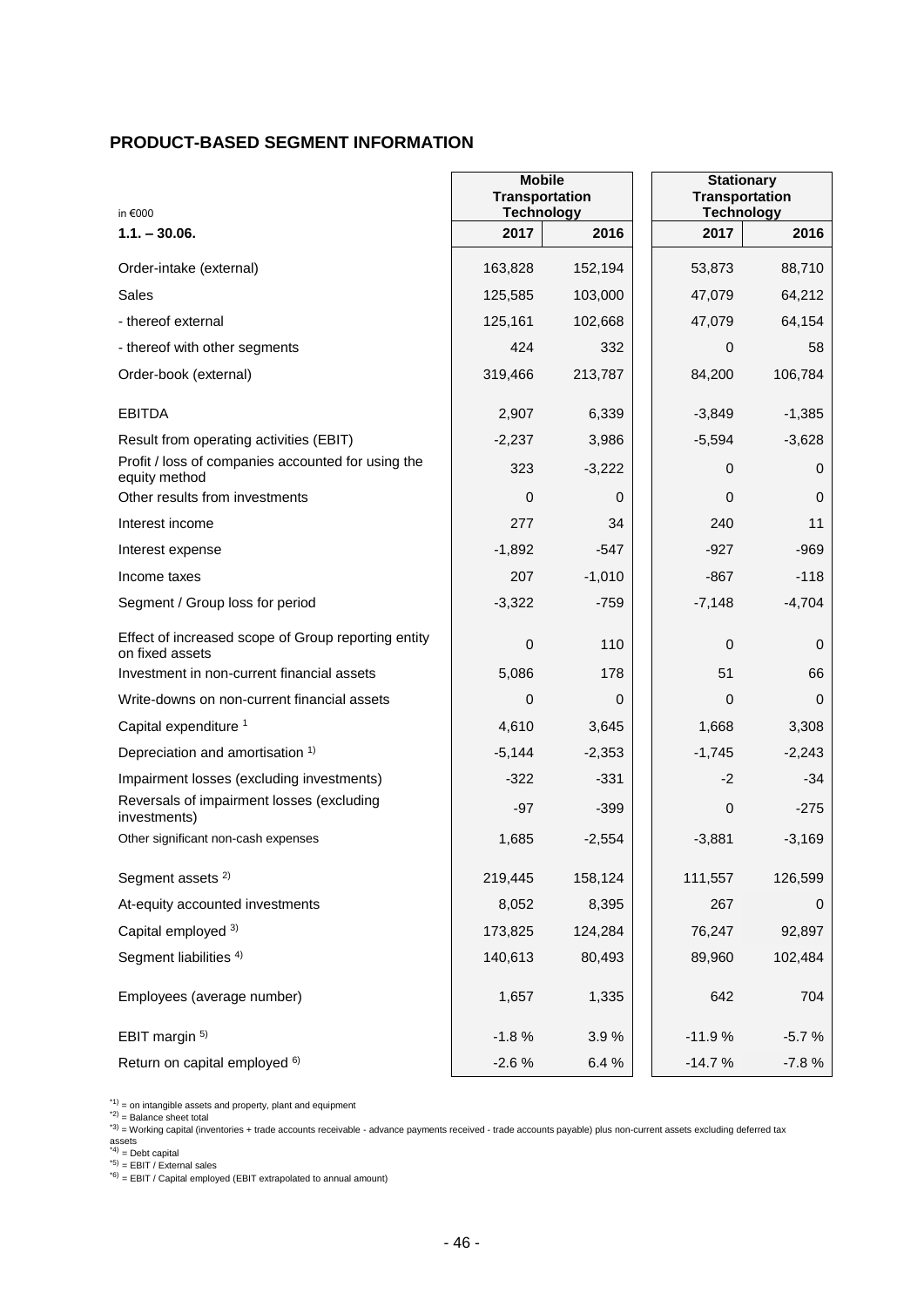## PRODUCT-BASED SEGMENT INFORMATION

| in €000 | Mobile Transportation Technology | | Stationary Transportation Technology | |
|---|---|---|---|---|
| **1.1. – 30.06.** | **2017** | **2016** | **2017** | **2016** |
| Order-intake (external) | 163,828 | 152,194 | 53,873 | 88,710 |
| Sales | 125,585 | 103,000 | 47,079 | 64,212 |
| - thereof external | 125,161 | 102,668 | 47,079 | 64,154 |
| - thereof with other segments | 424 | 332 | 0 | 58 |
| Order-book (external) | 319,466 | 213,787 | 84,200 | 106,784 |
| EBITDA | 2,907 | 6,339 | -3,849 | -1,385 |
| Result from operating activities (EBIT) | -2,237 | 3,986 | -5,594 | -3,628 |
| Profit / loss of companies accounted for using the equity method | 323 | -3,222 | 0 | 0 |
| Other results from investments | 0 | 0 | 0 | 0 |
| Interest income | 277 | 34 | 240 | 11 |
| Interest expense | -1,892 | -547 | -927 | -969 |
| Income taxes | 207 | -1,010 | -867 | -118 |
| Segment / Group loss for period | -3,322 | -759 | -7,148 | -4,704 |
| Effect of increased scope of Group reporting entity on fixed assets | 0 | 110 | 0 | 0 |
| Investment in non-current financial assets | 5,086 | 178 | 51 | 66 |
| Write-downs on non-current financial assets | 0 | 0 | 0 | 0 |
| Capital expenditure [1] | 4,610 | 3,645 | 1,668 | 3,308 |
| Depreciation and amortisation [1)] | -5,144 | -2,353 | -1,745 | -2,243 |
| Impairment losses (excluding investments) | -322 | -331 | -2 | -34 |
| Reversals of impairment losses (excluding investments) | -97 | -399 | 0 | -275 |
| Other significant non-cash expenses | 1,685 | -2,554 | -3,881 | -3,169 |
| Segment assets [2)] | 219,445 | 158,124 | 111,557 | 126,599 |
| At-equity accounted investments | 8,052 | 8,395 | 267 | 0 |
| Capital employed [3)] | 173,825 | 124,284 | 76,247 | 92,897 |
| Segment liabilities [4)] | 140,613 | 80,493 | 89,960 | 102,484 |
| Employees (average number) | 1,657 | 1,335 | 642 | 704 |
| EBIT margin [5)] | -1.8 % | 3.9 % | -11.9 % | -5.7 % |
| Return on capital employed [6)] | -2.6 % | 6.4 % | -14.7 % | -7.8 % |

*1) = on intangible assets and property, plant and equipment
*2) = Balance sheet total
*3) = Working capital (inventories + trade accounts receivable - advance payments received - trade accounts payable) plus non-current assets excluding deferred tax assets
*4) = Debt capital
*5) = EBIT / External sales
*6) = EBIT / Capital employed (EBIT extrapolated to annual amount)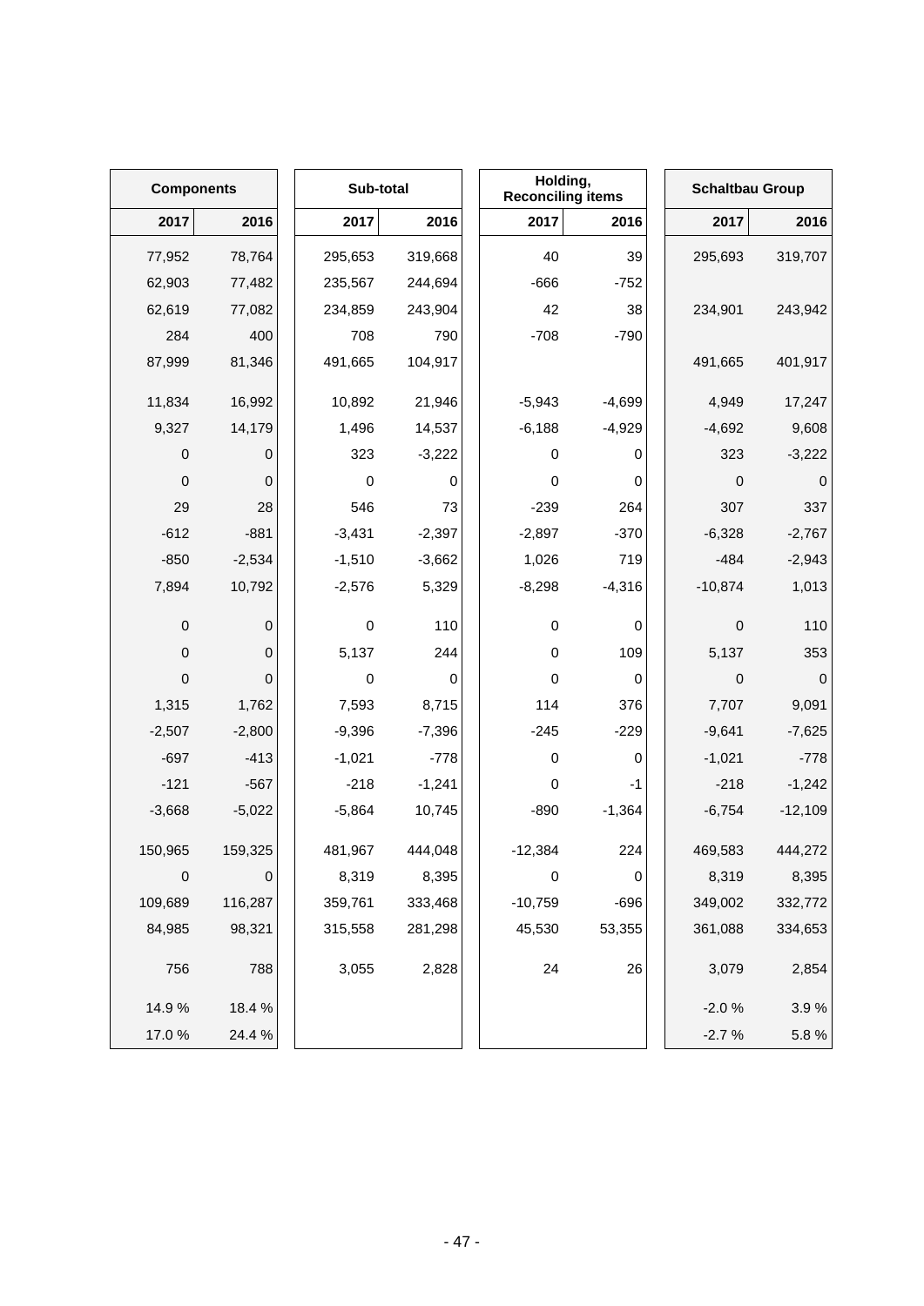| Components | | Sub-total | | Holding, Reconciling items | | Schaltbau Group | |
|---|---|---|---|---|---|---|---|
| 2017 | 2016 | 2017 | 2016 | 2017 | 2016 | 2017 | 2016 |
| 77,952 | 78,764 | 295,653 | 319,668 | 40 | 39 | 295,693 | 319,707 |
| 62,903 | 77,482 | 235,567 | 244,694 | -666 | -752 | | |
| 62,619 | 77,082 | 234,859 | 243,904 | 42 | 38 | 234,901 | 243,942 |
| 284 | 400 | 708 | 790 | -708 | -790 | | |
| 87,999 | 81,346 | 491,665 | 104,917 | | | 491,665 | 401,917 |
| 11,834 | 16,992 | 10,892 | 21,946 | -5,943 | -4,699 | 4,949 | 17,247 |
| 9,327 | 14,179 | 1,496 | 14,537 | -6,188 | -4,929 | -4,692 | 9,608 |
| 0 | 0 | 323 | -3,222 | 0 | 0 | 323 | -3,222 |
| 0 | 0 | 0 | 0 | 0 | 0 | 0 | 0 |
| 29 | 28 | 546 | 73 | -239 | 264 | 307 | 337 |
| -612 | -881 | -3,431 | -2,397 | -2,897 | -370 | -6,328 | -2,767 |
| -850 | -2,534 | -1,510 | -3,662 | 1,026 | 719 | -484 | -2,943 |
| 7,894 | 10,792 | -2,576 | 5,329 | -8,298 | -4,316 | -10,874 | 1,013 |
| 0 | 0 | 0 | 110 | 0 | 0 | 0 | 110 |
| 0 | 0 | 5,137 | 244 | 0 | 109 | 5,137 | 353 |
| 0 | 0 | 0 | 0 | 0 | 0 | 0 | 0 |
| 1,315 | 1,762 | 7,593 | 8,715 | 114 | 376 | 7,707 | 9,091 |
| -2,507 | -2,800 | -9,396 | -7,396 | -245 | -229 | -9,641 | -7,625 |
| -697 | -413 | -1,021 | -778 | 0 | 0 | -1,021 | -778 |
| -121 | -567 | -218 | -1,241 | 0 | -1 | -218 | -1,242 |
| -3,668 | -5,022 | -5,864 | 10,745 | -890 | -1,364 | -6,754 | -12,109 |
| 150,965 | 159,325 | 481,967 | 444,048 | -12,384 | 224 | 469,583 | 444,272 |
| 0 | 0 | 8,319 | 8,395 | 0 | 0 | 8,319 | 8,395 |
| 109,689 | 116,287 | 359,761 | 333,468 | -10,759 | -696 | 349,002 | 332,772 |
| 84,985 | 98,321 | 315,558 | 281,298 | 45,530 | 53,355 | 361,088 | 334,653 |
| 756 | 788 | 3,055 | 2,828 | 24 | 26 | 3,079 | 2,854 |
| 14.9 % | 18.4 % | | | | | -2.0 % | 3.9 % |
| 17.0 % | 24.4 % | | | | | -2.7 % | 5.8 % |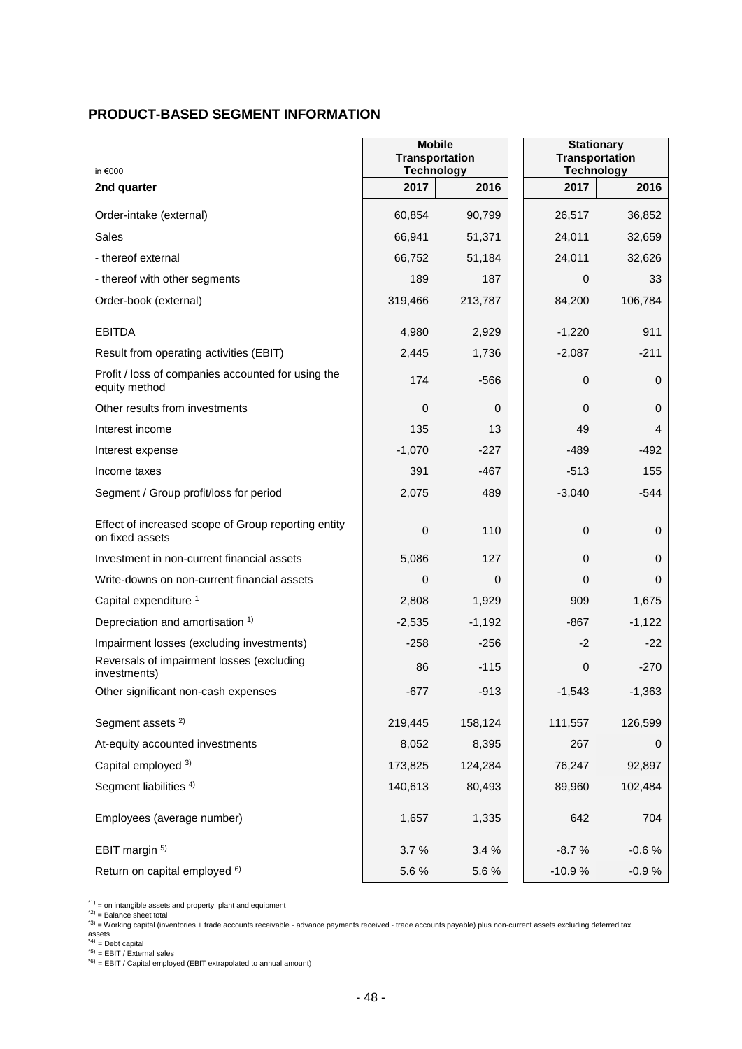## PRODUCT-BASED SEGMENT INFORMATION

| in €000 | Mobile Transportation Technology | | Stationary Transportation Technology | |
|---|---|---|---|---|
| **2nd quarter** | **2017** | **2016** | **2017** | **2016** |
| Order-intake (external) | 60,854 | 90,799 | 26,517 | 36,852 |
| Sales | 66,941 | 51,371 | 24,011 | 32,659 |
| - thereof external | 66,752 | 51,184 | 24,011 | 32,626 |
| - thereof with other segments | 189 | 187 | 0 | 33 |
| Order-book (external) | 319,466 | 213,787 | 84,200 | 106,784 |
| EBITDA | 4,980 | 2,929 | -1,220 | 911 |
| Result from operating activities (EBIT) | 2,445 | 1,736 | -2,087 | -211 |
| Profit / loss of companies accounted for using the equity method | 174 | -566 | 0 | 0 |
| Other results from investments | 0 | 0 | 0 | 0 |
| Interest income | 135 | 13 | 49 | 4 |
| Interest expense | -1,070 | -227 | -489 | -492 |
| Income taxes | 391 | -467 | -513 | 155 |
| Segment / Group profit/loss for period | 2,075 | 489 | -3,040 | -544 |
| Effect of increased scope of Group reporting entity on fixed assets | 0 | 110 | 0 | 0 |
| Investment in non-current financial assets | 5,086 | 127 | 0 | 0 |
| Write-downs on non-current financial assets | 0 | 0 | 0 | 0 |
| Capital expenditure [1] | 2,808 | 1,929 | 909 | 1,675 |
| Depreciation and amortisation [1)] | -2,535 | -1,192 | -867 | -1,122 |
| Impairment losses (excluding investments) | -258 | -256 | -2 | -22 |
| Reversals of impairment losses (excluding investments) | 86 | -115 | 0 | -270 |
| Other significant non-cash expenses | -677 | -913 | -1,543 | -1,363 |
| Segment assets [2)] | 219,445 | 158,124 | 111,557 | 126,599 |
| At-equity accounted investments | 8,052 | 8,395 | 267 | 0 |
| Capital employed [3)] | 173,825 | 124,284 | 76,247 | 92,897 |
| Segment liabilities [4)] | 140,613 | 80,493 | 89,960 | 102,484 |
| Employees (average number) | 1,657 | 1,335 | 642 | 704 |
| EBIT margin [5)] | 3.7 % | 3.4 % | -8.7 % | -0.6 % |
| Return on capital employed [6)] | 5.6 % | 5.6 % | -10.9 % | -0.9 % |

*1) = on intangible assets and property, plant and equipment
*2) = Balance sheet total
*3) = Working capital (inventories + trade accounts receivable - advance payments received - trade accounts payable) plus non-current assets excluding deferred tax assets
*4) = Debt capital
*5) = EBIT / External sales
*6) = EBIT / Capital employed (EBIT extrapolated to annual amount)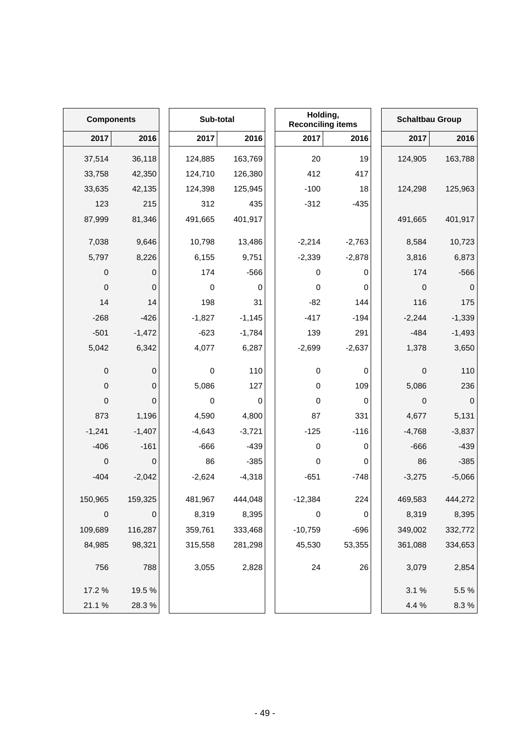| Components | | Sub-total | | Holding, Reconciling items | | Schaltbau Group | |
|---|---|---|---|---|---|---|---|
| 2017 | 2016 | 2017 | 2016 | 2017 | 2016 | 2017 | 2016 |
| 37,514 | 36,118 | 124,885 | 163,769 | 20 | 19 | 124,905 | 163,788 |
| 33,758 | 42,350 | 124,710 | 126,380 | 412 | 417 | | |
| 33,635 | 42,135 | 124,398 | 125,945 | -100 | 18 | 124,298 | 125,963 |
| 123 | 215 | 312 | 435 | -312 | -435 | | |
| 87,999 | 81,346 | 491,665 | 401,917 | | | 491,665 | 401,917 |
| 7,038 | 9,646 | 10,798 | 13,486 | -2,214 | -2,763 | 8,584 | 10,723 |
| 5,797 | 8,226 | 6,155 | 9,751 | -2,339 | -2,878 | 3,816 | 6,873 |
| 0 | 0 | 174 | -566 | 0 | 0 | 174 | -566 |
| 0 | 0 | 0 | 0 | 0 | 0 | 0 | 0 |
| 14 | 14 | 198 | 31 | -82 | 144 | 116 | 175 |
| -268 | -426 | -1,827 | -1,145 | -417 | -194 | -2,244 | -1,339 |
| -501 | -1,472 | -623 | -1,784 | 139 | 291 | -484 | -1,493 |
| 5,042 | 6,342 | 4,077 | 6,287 | -2,699 | -2,637 | 1,378 | 3,650 |
| 0 | 0 | 0 | 110 | 0 | 0 | 0 | 110 |
| 0 | 0 | 5,086 | 127 | 0 | 109 | 5,086 | 236 |
| 0 | 0 | 0 | 0 | 0 | 0 | 0 | 0 |
| 873 | 1,196 | 4,590 | 4,800 | 87 | 331 | 4,677 | 5,131 |
| -1,241 | -1,407 | -4,643 | -3,721 | -125 | -116 | -4,768 | -3,837 |
| -406 | -161 | -666 | -439 | 0 | 0 | -666 | -439 |
| 0 | 0 | 86 | -385 | 0 | 0 | 86 | -385 |
| -404 | -2,042 | -2,624 | -4,318 | -651 | -748 | -3,275 | -5,066 |
| 150,965 | 159,325 | 481,967 | 444,048 | -12,384 | 224 | 469,583 | 444,272 |
| 0 | 0 | 8,319 | 8,395 | 0 | 0 | 8,319 | 8,395 |
| 109,689 | 116,287 | 359,761 | 333,468 | -10,759 | -696 | 349,002 | 332,772 |
| 84,985 | 98,321 | 315,558 | 281,298 | 45,530 | 53,355 | 361,088 | 334,653 |
| 756 | 788 | 3,055 | 2,828 | 24 | 26 | 3,079 | 2,854 |
| 17.2 % | 19.5 % | | | | | 3.1 % | 5.5 % |
| 21.1 % | 28.3 % | | | | | 4.4 % | 8.3 % |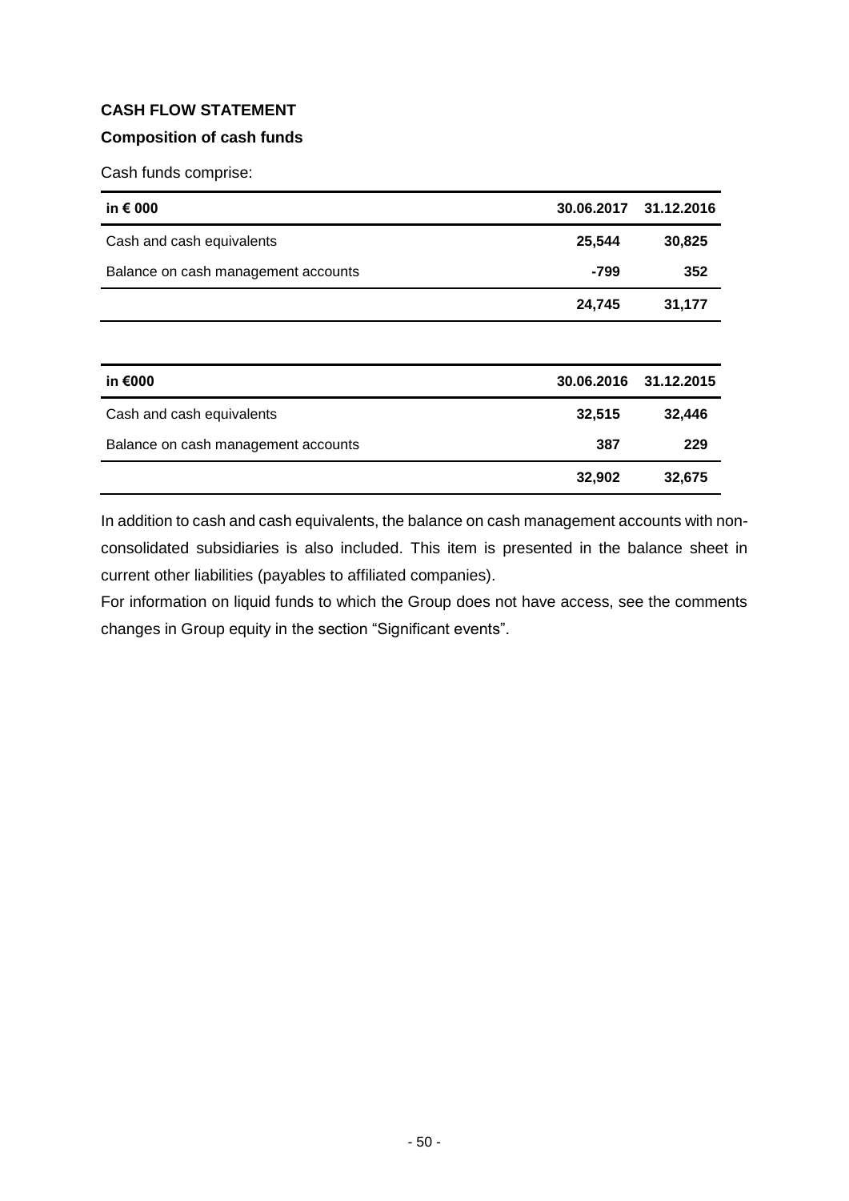**CASH FLOW STATEMENT**

**Composition of cash funds**

Cash funds comprise:

| in € 000 | 30.06.2017 | 31.12.2016 |
|---|---|---|
| Cash and cash equivalents | **25,544** | **30,825** |
| Balance on cash management accounts | **-799** | **352** |
| | **24,745** | **31,177** |

| in €000 | 30.06.2016 | 31.12.2015 |
|---|---|---|
| Cash and cash equivalents | **32,515** | **32,446** |
| Balance on cash management accounts | **387** | **229** |
| | **32,902** | **32,675** |

In addition to cash and cash equivalents, the balance on cash management accounts with non-consolidated subsidiaries is also included. This item is presented in the balance sheet in current other liabilities (payables to affiliated companies).

For information on liquid funds to which the Group does not have access, see the comments changes in Group equity in the section "Significant events".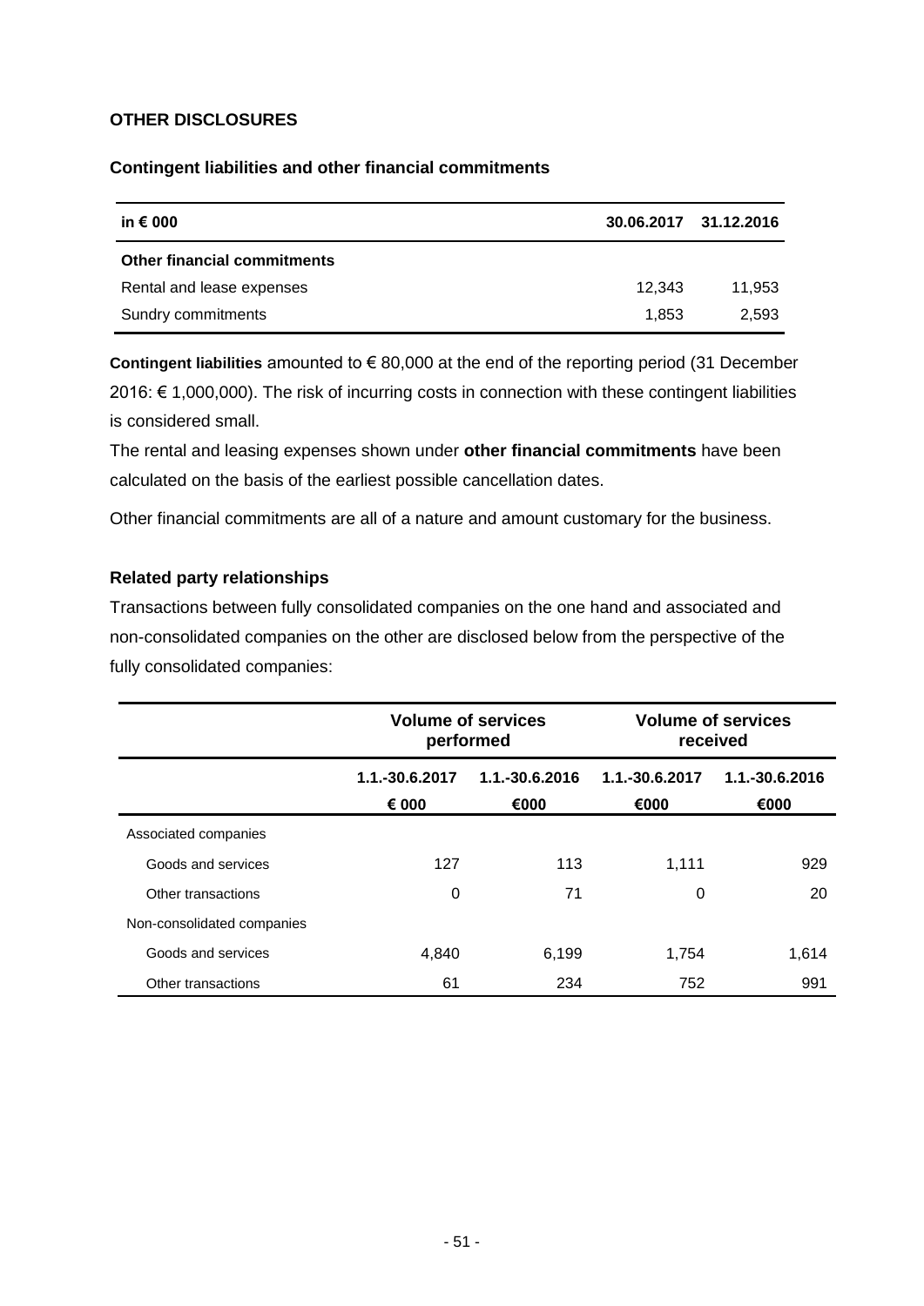## OTHER DISCLOSURES

### Contingent liabilities and other financial commitments

| in € 000 | 30.06.2017 | 31.12.2016 |
|---|---|---|
| **Other financial commitments** | | |
| Rental and lease expenses | 12,343 | 11,953 |
| Sundry commitments | 1,853 | 2,593 |

**Contingent liabilities** amounted to € 80,000 at the end of the reporting period (31 December 2016: € 1,000,000). The risk of incurring costs in connection with these contingent liabilities is considered small.

The rental and leasing expenses shown under **other financial commitments** have been calculated on the basis of the earliest possible cancellation dates.

Other financial commitments are all of a nature and amount customary for the business.

### Related party relationships

Transactions between fully consolidated companies on the one hand and associated and non-consolidated companies on the other are disclosed below from the perspective of the fully consolidated companies:

| | Volume of services performed | | Volume of services received | |
|---|---|---|---|---|
| | 1.1.-30.6.2017 € 000 | 1.1.-30.6.2016 €000 | 1.1.-30.6.2017 €000 | 1.1.-30.6.2016 €000 |
| Associated companies | | | | |
| Goods and services | 127 | 113 | 1,111 | 929 |
| Other transactions | 0 | 71 | 0 | 20 |
| Non-consolidated companies | | | | |
| Goods and services | 4,840 | 6,199 | 1,754 | 1,614 |
| Other transactions | 61 | 234 | 752 | 991 |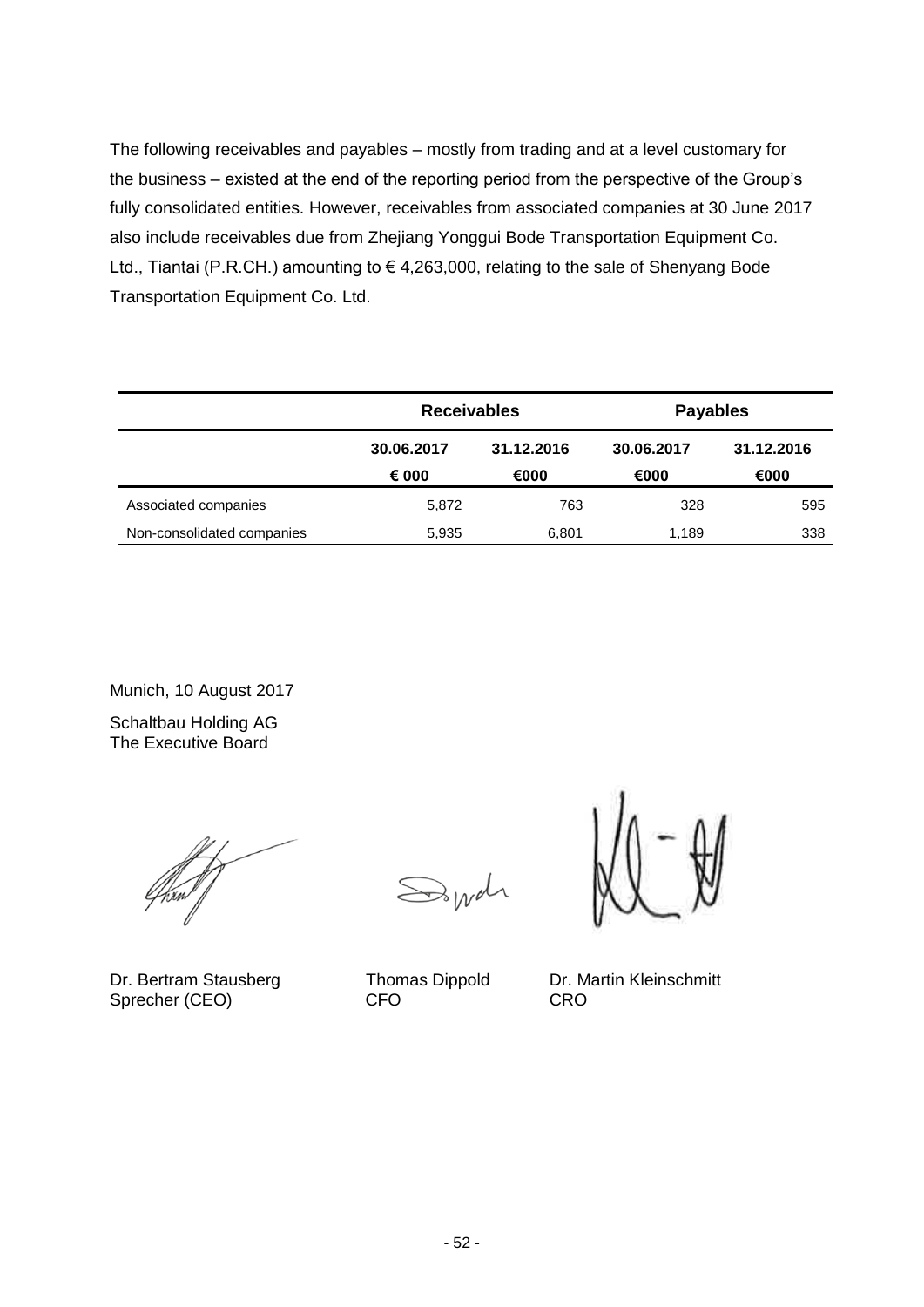The following receivables and payables – mostly from trading and at a level customary for the business – existed at the end of the reporting period from the perspective of the Group's fully consolidated entities. However, receivables from associated companies at 30 June 2017 also include receivables due from Zhejiang Yonggui Bode Transportation Equipment Co. Ltd., Tiantai (P.R.CH.) amounting to € 4,263,000, relating to the sale of Shenyang Bode Transportation Equipment Co. Ltd.

| | Receivables | | Payables | |
|---|---|---|---|---|
| | 30.06.2017<br>€ 000 | 31.12.2016<br>€000 | 30.06.2017<br>€000 | 31.12.2016<br>€000 |
| Associated companies | 5,872 | 763 | 328 | 595 |
| Non-consolidated companies | 5,935 | 6,801 | 1,189 | 338 |

Munich, 10 August 2017

Schaltbau Holding AG
The Executive Board

Dr. Bertram Stausberg
Sprecher (CEO)

Thomas Dippold
CFO

Dr. Martin Kleinschmitt
CRO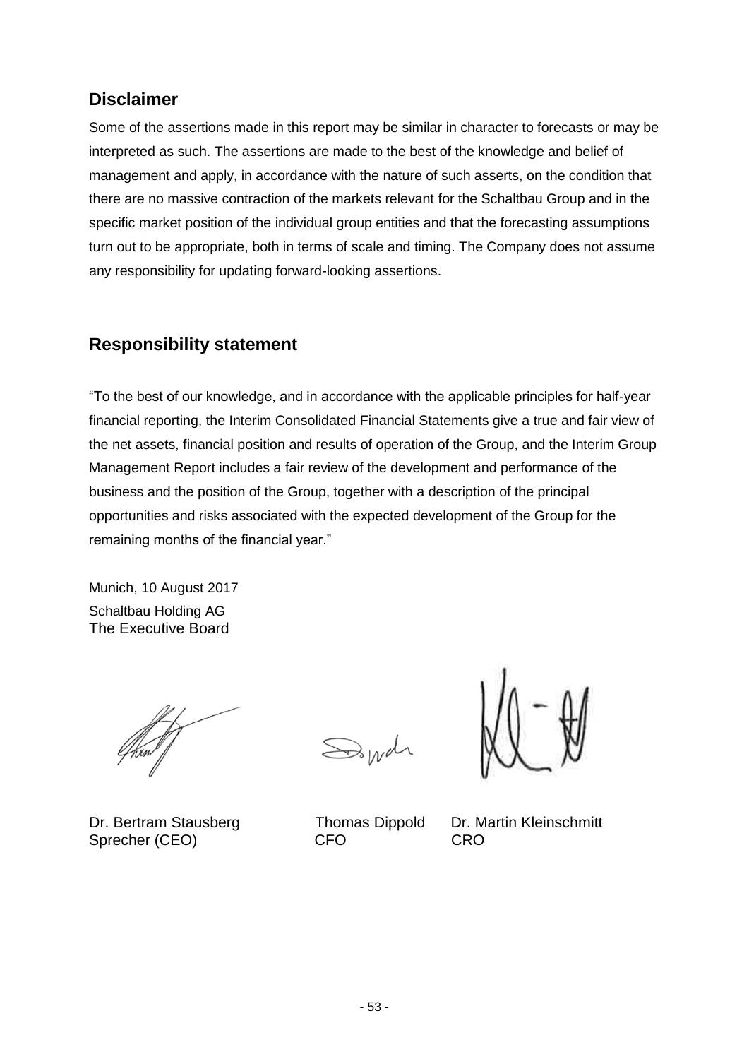## Disclaimer

Some of the assertions made in this report may be similar in character to forecasts or may be interpreted as such. The assertions are made to the best of the knowledge and belief of management and apply, in accordance with the nature of such asserts, on the condition that there are no massive contraction of the markets relevant for the Schaltbau Group and in the specific market position of the individual group entities and that the forecasting assumptions turn out to be appropriate, both in terms of scale and timing. The Company does not assume any responsibility for updating forward-looking assertions.

## Responsibility statement

"To the best of our knowledge, and in accordance with the applicable principles for half-year financial reporting, the Interim Consolidated Financial Statements give a true and fair view of the net assets, financial position and results of operation of the Group, and the Interim Group Management Report includes a fair review of the development and performance of the business and the position of the Group, together with a description of the principal opportunities and risks associated with the expected development of the Group for the remaining months of the financial year."

Munich, 10 August 2017
Schaltbau Holding AG
The Executive Board

| Dr. Bertram Stausberg | Thomas Dippold | Dr. Martin Kleinschmitt |
|---|---|---|
| Sprecher (CEO) | CFO | CRO |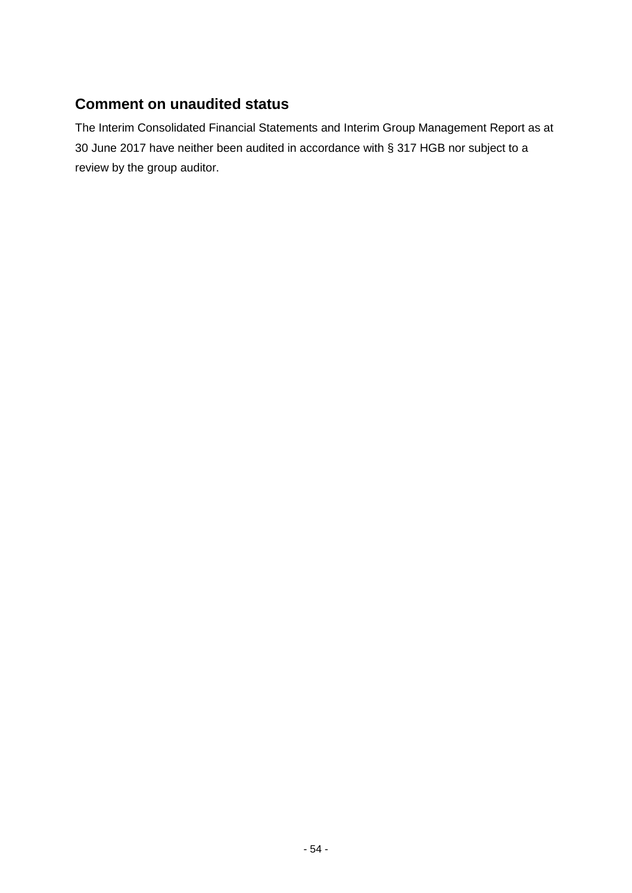## Comment on unaudited status

The Interim Consolidated Financial Statements and Interim Group Management Report as at 30 June 2017 have neither been audited in accordance with § 317 HGB nor subject to a review by the group auditor.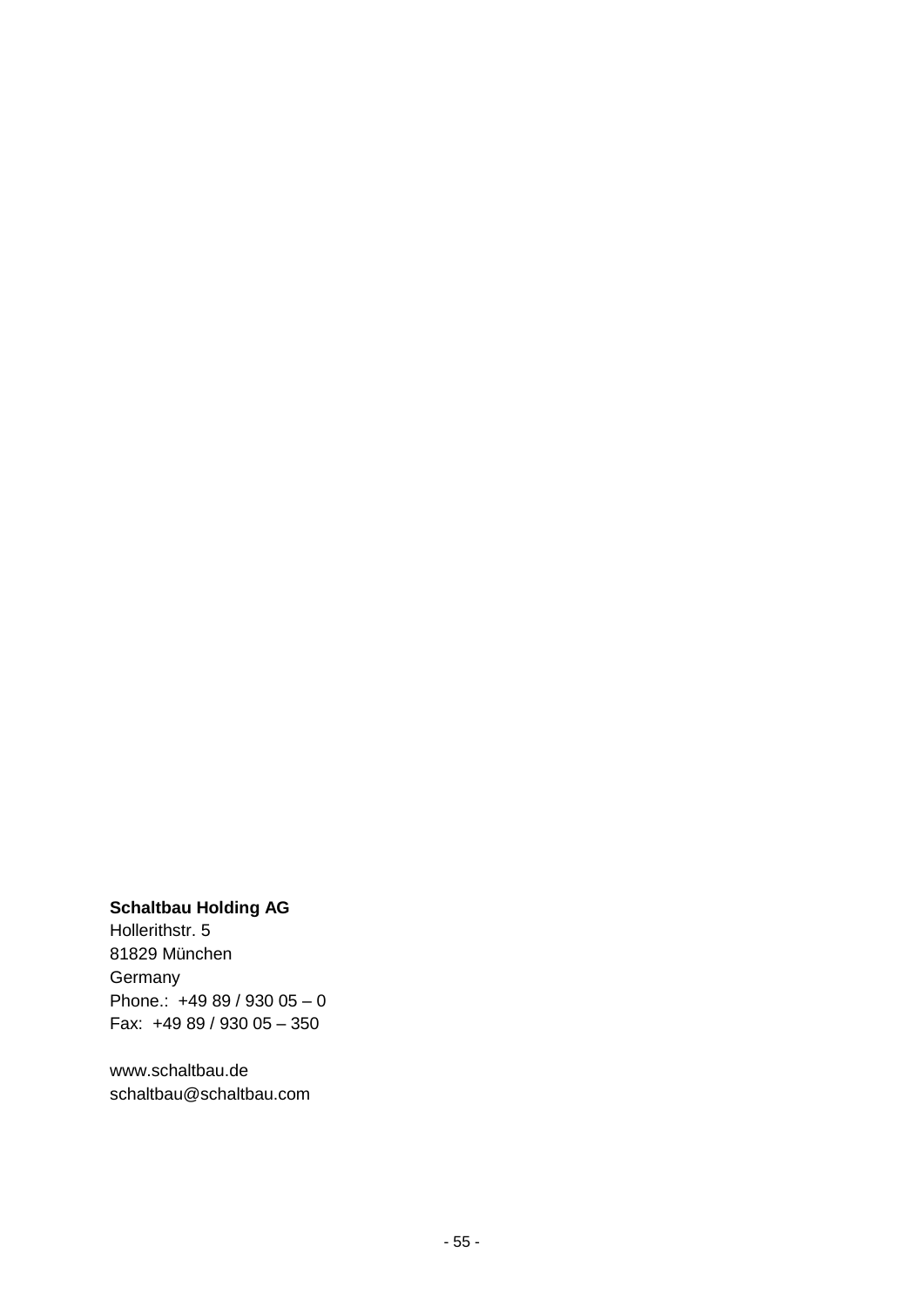**Schaltbau Holding AG**
Hollerithstr. 5
81829 München
Germany
Phone.:  +49 89 / 930 05 – 0
Fax:  +49 89 / 930 05 – 350

www.schaltbau.de
schaltbau@schaltbau.com